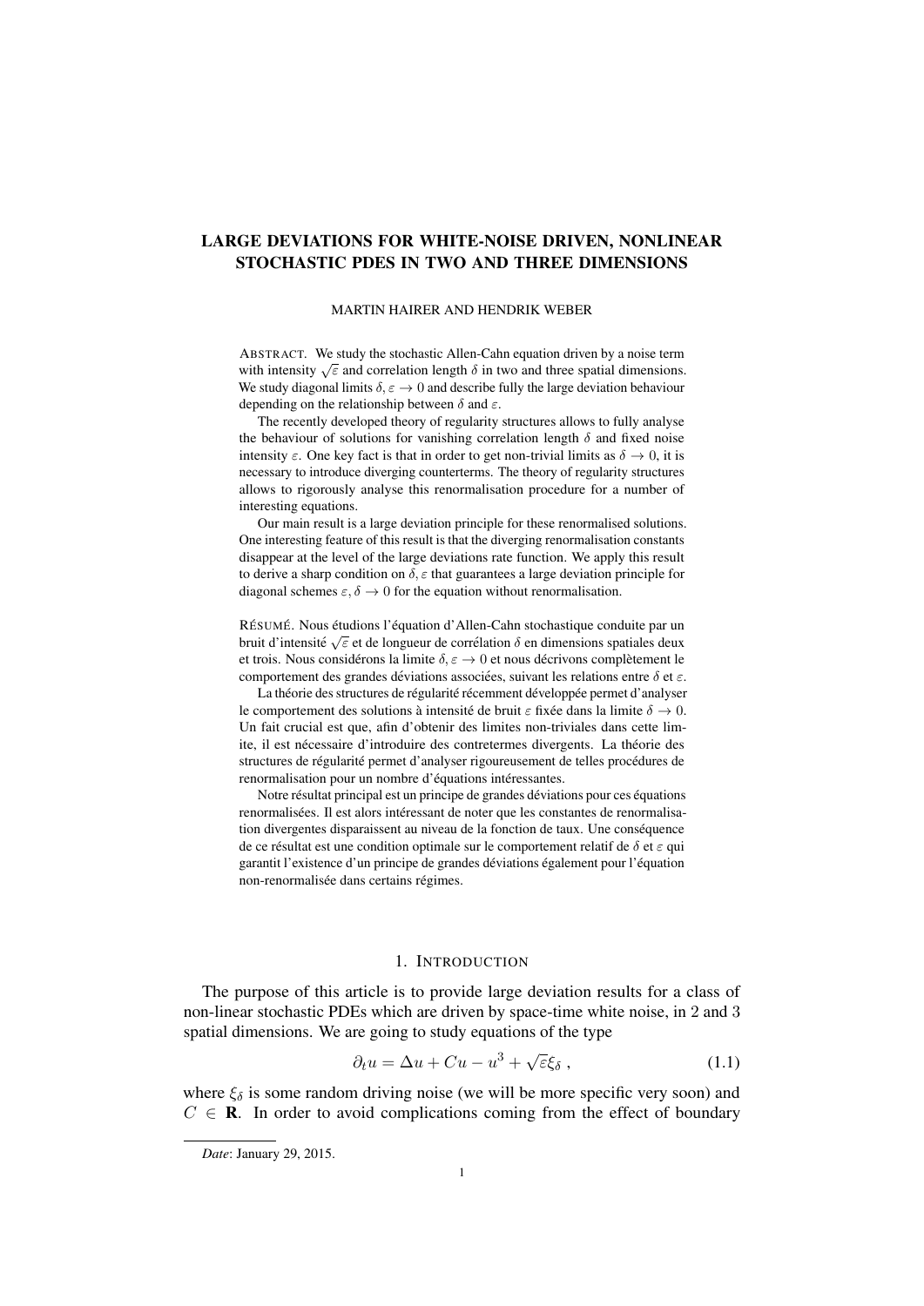# LARGE DEVIATIONS FOR WHITE-NOISE DRIVEN, NONLINEAR STOCHASTIC PDES IN TWO AND THREE DIMENSIONS

MARTIN HAIRER AND HENDRIK WEBER

ABSTRACT. We study the stochastic Allen-Cahn equation driven by a noise term with intensity $\sqrt{\varepsilon}$ and correlation length $\delta$ in two and three spatial dimensions. We study diagonal limits $\delta, \varepsilon \to 0$ and describe fully the large deviation behaviour depending on the relationship between $\delta$ and $\varepsilon$.

The recently developed theory of regularity structures allows to fully analyse the behaviour of solutions for vanishing correlation length $\delta$ and fixed noise intensity $\varepsilon$. One key fact is that in order to get non-trivial limits as $\delta \to 0$, it is necessary to introduce diverging counterterms. The theory of regularity structures allows to rigorously analyse this renormalisation procedure for a number of interesting equations.

Our main result is a large deviation principle for these renormalised solutions. One interesting feature of this result is that the diverging renormalisation constants disappear at the level of the large deviations rate function. We apply this result to derive a sharp condition on $\delta, \varepsilon$ that guarantees a large deviation principle for diagonal schemes $\varepsilon, \delta \to 0$ for the equation without renormalisation.

RÉSUMÉ. Nous étudions l'équation d'Allen-Cahn stochastique conduite par un bruit d'intensité $\sqrt{\varepsilon}$ et de longueur de corrélation $\delta$ en dimensions spatiales deux et trois. Nous considérons la limite $\delta, \varepsilon \to 0$ et nous décrivons complètement le comportement des grandes déviations associées, suivant les relations entre $\delta$ et $\varepsilon$.

La théorie des structures de régularité récemment développée permet d'analyser le comportement des solutions à intensité de bruit $\varepsilon$ fixée dans la limite $\delta \to 0$. Un fait crucial est que, afin d'obtenir des limites non-triviales dans cette limite, il est nécessaire d'introduire des contretermes divergents. La théorie des structures de régularité permet d'analyser rigoureusement de telles procédures de renormalisation pour un nombre d'équations intéressantes.

Notre résultat principal est un principe de grandes déviations pour ces équations renormalisées. Il est alors intéressant de noter que les constantes de renormalisation divergentes disparaissent au niveau de la fonction de taux. Une conséquence de ce résultat est une condition optimale sur le comportement relatif de $\delta$ et $\varepsilon$ qui garantit l'existence d'un principe de grandes déviations également pour l'équation non-renormalisée dans certains régimes.

## 1. INTRODUCTION

The purpose of this article is to provide large deviation results for a class of non-linear stochastic PDEs which are driven by space-time white noise, in 2 and 3 spatial dimensions. We are going to study equations of the type

$$\partial_t u = \Delta u + Cu - u^3 + \sqrt{\varepsilon}\xi_\delta \,, \tag{1.1}$$

where $\xi_\delta$ is some random driving noise (we will be more specific very soon) and $C \in \mathbf{R}$. In order to avoid complications coming from the effect of boundary

*Date*: January 29, 2015.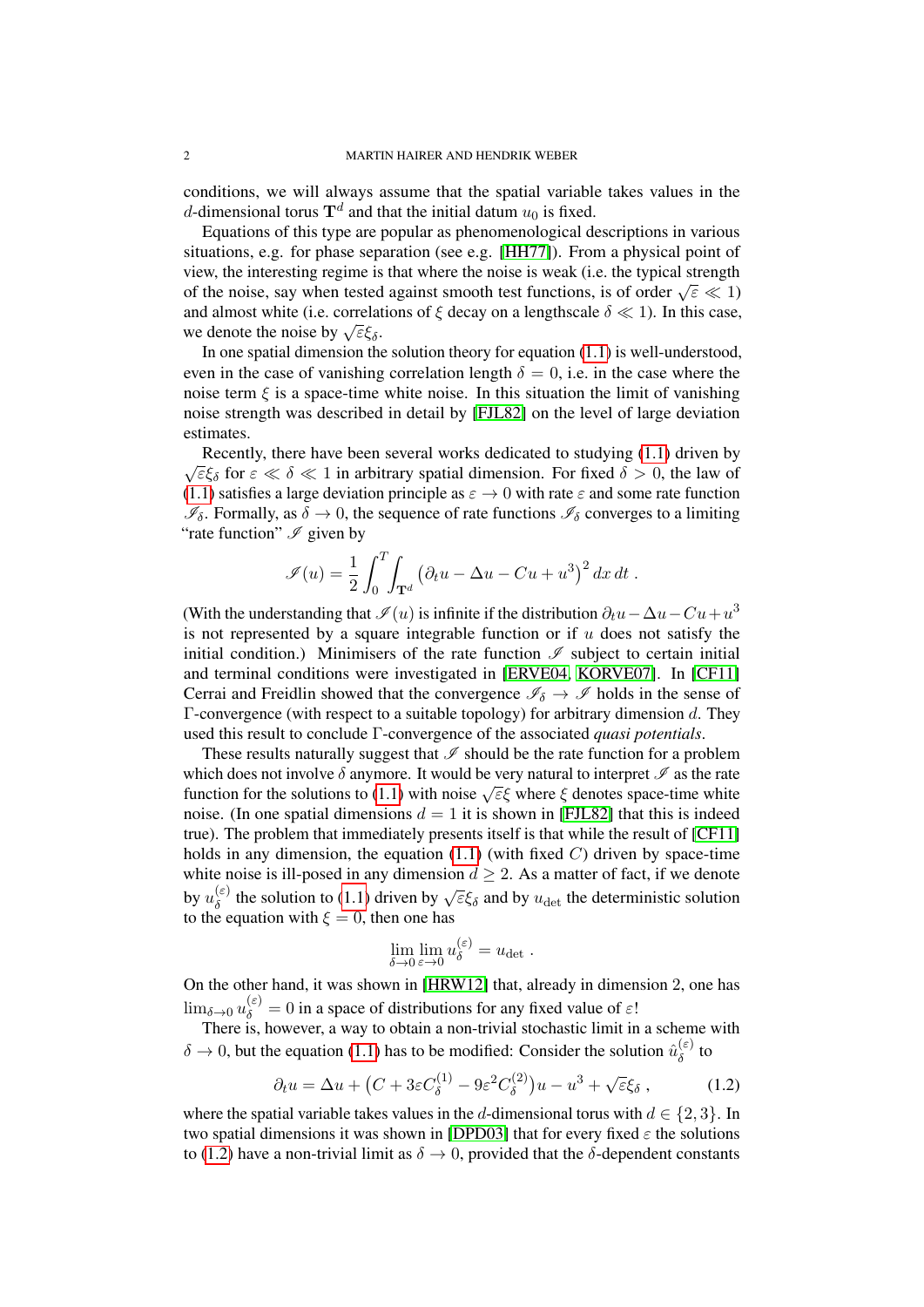conditions, we will always assume that the spatial variable takes values in the $d$-dimensional torus $\mathbf{T}^d$ and that the initial datum $u_0$ is fixed.

Equations of this type are popular as phenomenological descriptions in various situations, e.g. for phase separation (see e.g. [HH77]). From a physical point of view, the interesting regime is that where the noise is weak (i.e. the typical strength of the noise, say when tested against smooth test functions, is of order $\sqrt{\varepsilon} \ll 1$) and almost white (i.e. correlations of $\xi$ decay on a lengthscale $\delta \ll 1$). In this case, we denote the noise by $\sqrt{\varepsilon}\xi_\delta$.

In one spatial dimension the solution theory for equation (1.1) is well-understood, even in the case of vanishing correlation length $\delta = 0$, i.e. in the case where the noise term $\xi$ is a space-time white noise. In this situation the limit of vanishing noise strength was described in detail by [FJL82] on the level of large deviation estimates.

Recently, there have been several works dedicated to studying (1.1) driven by $\sqrt{\varepsilon}\xi_\delta$ for $\varepsilon \ll \delta \ll 1$ in arbitrary spatial dimension. For fixed $\delta > 0$, the law of (1.1) satisfies a large deviation principle as $\varepsilon \to 0$ with rate $\varepsilon$ and some rate function $\mathscr{I}_\delta$. Formally, as $\delta \to 0$, the sequence of rate functions $\mathscr{I}_\delta$ converges to a limiting "rate function" $\mathscr{I}$ given by

$$
\mathscr{I}(u) = \frac{1}{2} \int_0^T \int_{\mathbf{T}^d} \big(\partial_t u - \Delta u - Cu + u^3\big)^2 \, dx \, dt \; .
$$

(With the understanding that $\mathscr{I}(u)$ is infinite if the distribution $\partial_t u - \Delta u - Cu + u^3$ is not represented by a square integrable function or if $u$ does not satisfy the initial condition.) Minimisers of the rate function $\mathscr{I}$ subject to certain initial and terminal conditions were investigated in [ERVE04, KORVE07]. In [CF11] Cerrai and Freidlin showed that the convergence $\mathscr{I}_\delta \to \mathscr{I}$ holds in the sense of $\Gamma$-convergence (with respect to a suitable topology) for arbitrary dimension $d$. They used this result to conclude $\Gamma$-convergence of the associated *quasi potentials*.

These results naturally suggest that $\mathscr{I}$ should be the rate function for a problem which does not involve $\delta$ anymore. It would be very natural to interpret $\mathscr{I}$ as the rate function for the solutions to (1.1) with noise $\sqrt{\varepsilon}\xi$ where $\xi$ denotes space-time white noise. (In one spatial dimensions $d = 1$ it is shown in [FJL82] that this is indeed true). The problem that immediately presents itself is that while the result of [CF11] holds in any dimension, the equation (1.1) (with fixed $C$) driven by space-time white noise is ill-posed in any dimension $d \geq 2$. As a matter of fact, if we denote by $u_\delta^{(\varepsilon)}$ the solution to (1.1) driven by $\sqrt{\varepsilon}\xi_\delta$ and by $u_{\mathrm{det}}$ the deterministic solution to the equation with $\xi = 0$, then one has

$$
\lim_{\delta\to 0} \lim_{\varepsilon \to 0} u_\delta^{(\varepsilon)} = u_{\mathrm{det}} \; .
$$

On the other hand, it was shown in [HRW12] that, already in dimension 2, one has $\lim_{\delta \to 0} u_\delta^{(\varepsilon)} = 0$ in a space of distributions for any fixed value of $\varepsilon$!

There is, however, a way to obtain a non-trivial stochastic limit in a scheme with $\delta \to 0$, but the equation (1.1) has to be modified: Consider the solution $\hat{u}_\delta^{(\varepsilon)}$ to

$$
\partial_t u = \Delta u + \big(C + 3\varepsilon C_\delta^{(1)} - 9\varepsilon^2 C_\delta^{(2)}\big) u - u^3 + \sqrt{\varepsilon}\xi_\delta \; , \tag{1.2}
$$

where the spatial variable takes values in the $d$-dimensional torus with $d \in \{2, 3\}$. In two spatial dimensions it was shown in [DPD03] that for every fixed $\varepsilon$ the solutions to (1.2) have a non-trivial limit as $\delta \to 0$, provided that the $\delta$-dependent constants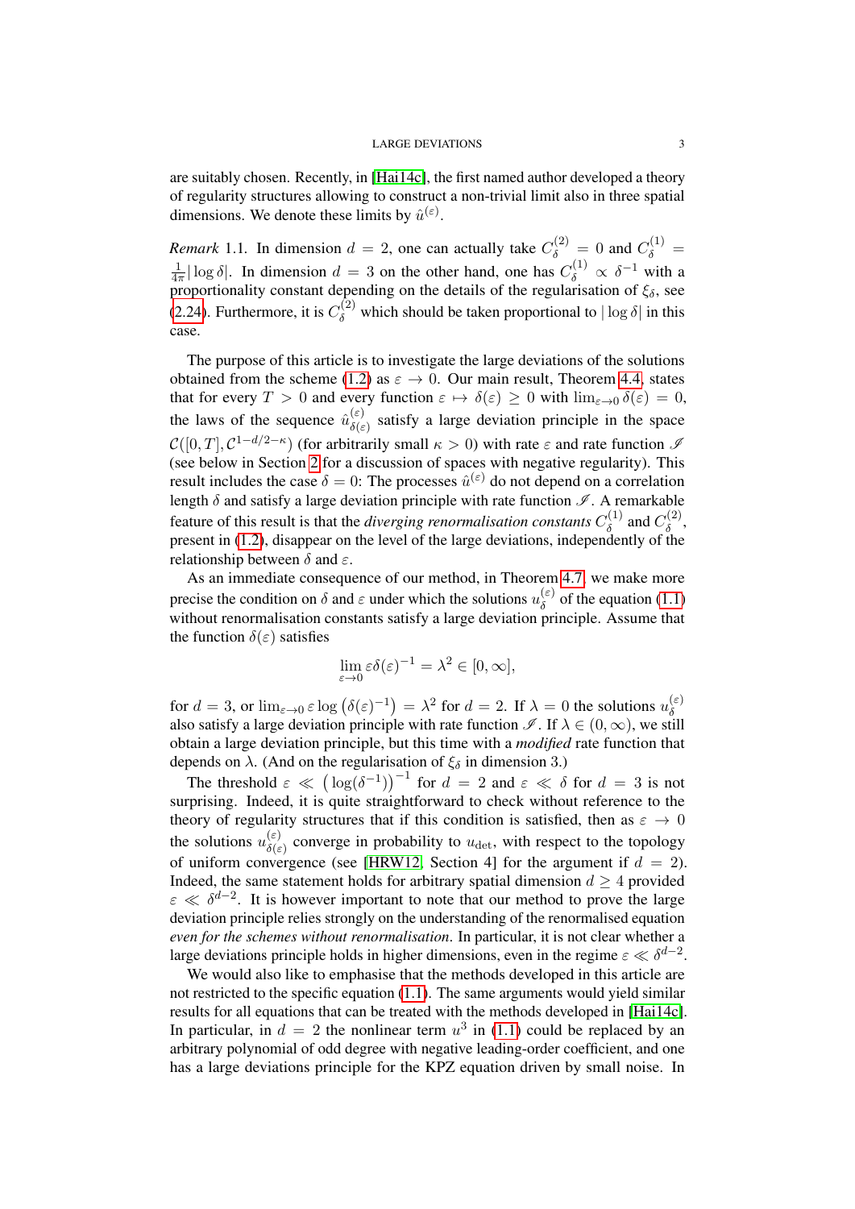are suitably chosen. Recently, in [Hai14c], the first named author developed a theory of regularity structures allowing to construct a non-trivial limit also in three spatial dimensions. We denote these limits by $\hat{u}^{(\varepsilon)}$.

*Remark* 1.1. In dimension $d = 2$, one can actually take $C_\delta^{(2)} = 0$ and $C_\delta^{(1)} = \frac{1}{4\pi}|\log \delta|$. In dimension $d = 3$ on the other hand, one has $C_\delta^{(1)} \propto \delta^{-1}$ with a proportionality constant depending on the details of the regularisation of $\xi_\delta$, see (2.24). Furthermore, it is $C_\delta^{(2)}$ which should be taken proportional to $|\log \delta|$ in this case.

The purpose of this article is to investigate the large deviations of the solutions obtained from the scheme (1.2) as $\varepsilon \to 0$. Our main result, Theorem 4.4, states that for every $T > 0$ and every function $\varepsilon \mapsto \delta(\varepsilon) \geq 0$ with $\lim_{\varepsilon\to 0} \delta(\varepsilon) = 0$, the laws of the sequence $\hat{u}_{\delta(\varepsilon)}^{(\varepsilon)}$ satisfy a large deviation principle in the space $\mathcal{C}([0,T], \mathcal{C}^{1-d/2-\kappa})$ (for arbitrarily small $\kappa > 0$) with rate $\varepsilon$ and rate function $\mathscr{I}$ (see below in Section 2 for a discussion of spaces with negative regularity). This result includes the case $\delta = 0$: The processes $\hat{u}^{(\varepsilon)}$ do not depend on a correlation length $\delta$ and satisfy a large deviation principle with rate function $\mathscr{I}$. A remarkable feature of this result is that the *diverging renormalisation constants* $C_\delta^{(1)}$ and $C_\delta^{(2)}$, present in (1.2), disappear on the level of the large deviations, independently of the relationship between $\delta$ and $\varepsilon$.

As an immediate consequence of our method, in Theorem 4.7, we make more precise the condition on $\delta$ and $\varepsilon$ under which the solutions $u_\delta^{(\varepsilon)}$ of the equation (1.1) without renormalisation constants satisfy a large deviation principle. Assume that the function $\delta(\varepsilon)$ satisfies

$$\lim_{\varepsilon\to 0} \varepsilon\delta(\varepsilon)^{-1} = \lambda^2 \in [0,\infty],$$

for $d = 3$, or $\lim_{\varepsilon\to 0} \varepsilon \log\left(\delta(\varepsilon)^{-1}\right) = \lambda^2$ for $d = 2$. If $\lambda = 0$ the solutions $u_\delta^{(\varepsilon)}$ also satisfy a large deviation principle with rate function $\mathscr{I}$. If $\lambda \in (0,\infty)$, we still obtain a large deviation principle, but this time with a *modified* rate function that depends on $\lambda$. (And on the regularisation of $\xi_\delta$ in dimension 3.)

The threshold $\varepsilon \ll \left(\log(\delta^{-1})\right)^{-1}$ for $d = 2$ and $\varepsilon \ll \delta$ for $d = 3$ is not surprising. Indeed, it is quite straightforward to check without reference to the theory of regularity structures that if this condition is satisfied, then as $\varepsilon \to 0$ the solutions $u_{\delta(\varepsilon)}^{(\varepsilon)}$ converge in probability to $u_{\text{det}}$, with respect to the topology of uniform convergence (see [HRW12, Section 4] for the argument if $d = 2$). Indeed, the same statement holds for arbitrary spatial dimension $d \geq 4$ provided $\varepsilon \ll \delta^{d-2}$. It is however important to note that our method to prove the large deviation principle relies strongly on the understanding of the renormalised equation *even for the schemes without renormalisation*. In particular, it is not clear whether a large deviations principle holds in higher dimensions, even in the regime $\varepsilon \ll \delta^{d-2}$.

We would also like to emphasise that the methods developed in this article are not restricted to the specific equation (1.1). The same arguments would yield similar results for all equations that can be treated with the methods developed in [Hai14c]. In particular, in $d = 2$ the nonlinear term $u^3$ in (1.1) could be replaced by an arbitrary polynomial of odd degree with negative leading-order coefficient, and one has a large deviations principle for the KPZ equation driven by small noise. In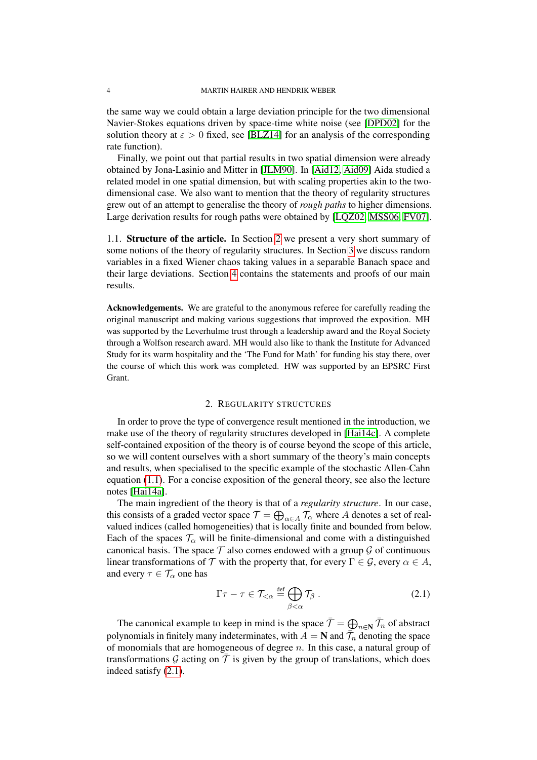the same way we could obtain a large deviation principle for the two dimensional Navier-Stokes equations driven by space-time white noise (see [DPD02] for the solution theory at $\varepsilon > 0$ fixed, see [BLZ14] for an analysis of the corresponding rate function).

Finally, we point out that partial results in two spatial dimension were already obtained by Jona-Lasinio and Mitter in [JLM90]. In [Aid12, Aid09] Aida studied a related model in one spatial dimension, but with scaling properties akin to the two-dimensional case. We also want to mention that the theory of regularity structures grew out of an attempt to generalise the theory of *rough paths* to higher dimensions. Large derivation results for rough paths were obtained by [LQZ02, MSS06, FV07].

1.1. **Structure of the article.** In Section 2 we present a very short summary of some notions of the theory of regularity structures. In Section 3 we discuss random variables in a fixed Wiener chaos taking values in a separable Banach space and their large deviations. Section 4 contains the statements and proofs of our main results.

**Acknowledgements.** We are grateful to the anonymous referee for carefully reading the original manuscript and making various suggestions that improved the exposition. MH was supported by the Leverhulme trust through a leadership award and the Royal Society through a Wolfson research award. MH would also like to thank the Institute for Advanced Study for its warm hospitality and the 'The Fund for Math' for funding his stay there, over the course of which this work was completed. HW was supported by an EPSRC First Grant.

## 2. Regularity structures

In order to prove the type of convergence result mentioned in the introduction, we make use of the theory of regularity structures developed in [Hai14c]. A complete self-contained exposition of the theory is of course beyond the scope of this article, so we will content ourselves with a short summary of the theory's main concepts and results, when specialised to the specific example of the stochastic Allen-Cahn equation (1.1). For a concise exposition of the general theory, see also the lecture notes [Hai14a].

The main ingredient of the theory is that of a *regularity structure*. In our case, this consists of a graded vector space $\mathcal{T} = \bigoplus_{\alpha \in A} \mathcal{T}_\alpha$ where $A$ denotes a set of real-valued indices (called homogeneities) that is locally finite and bounded from below. Each of the spaces $\mathcal{T}_\alpha$ will be finite-dimensional and come with a distinguished canonical basis. The space $\mathcal{T}$ also comes endowed with a group $\mathcal{G}$ of continuous linear transformations of $\mathcal{T}$ with the property that, for every $\Gamma \in \mathcal{G}$, every $\alpha \in A$, and every $\tau \in \mathcal{T}_\alpha$ one has

$$\Gamma\tau - \tau \in \mathcal{T}_{<\alpha} \stackrel{\text{def}}{=} \bigoplus_{\beta<\alpha} \mathcal{T}_\beta \;. \tag{2.1}$$

The canonical example to keep in mind is the space $\bar{\mathcal{T}} = \bigoplus_{n \in \mathbf{N}} \bar{\mathcal{T}}_n$ of abstract polynomials in finitely many indeterminates, with $A = \mathbf{N}$ and $\bar{\mathcal{T}}_n$ denoting the space of monomials that are homogeneous of degree $n$. In this case, a natural group of transformations $\mathcal{G}$ acting on $\bar{\mathcal{T}}$ is given by the group of translations, which does indeed satisfy (2.1).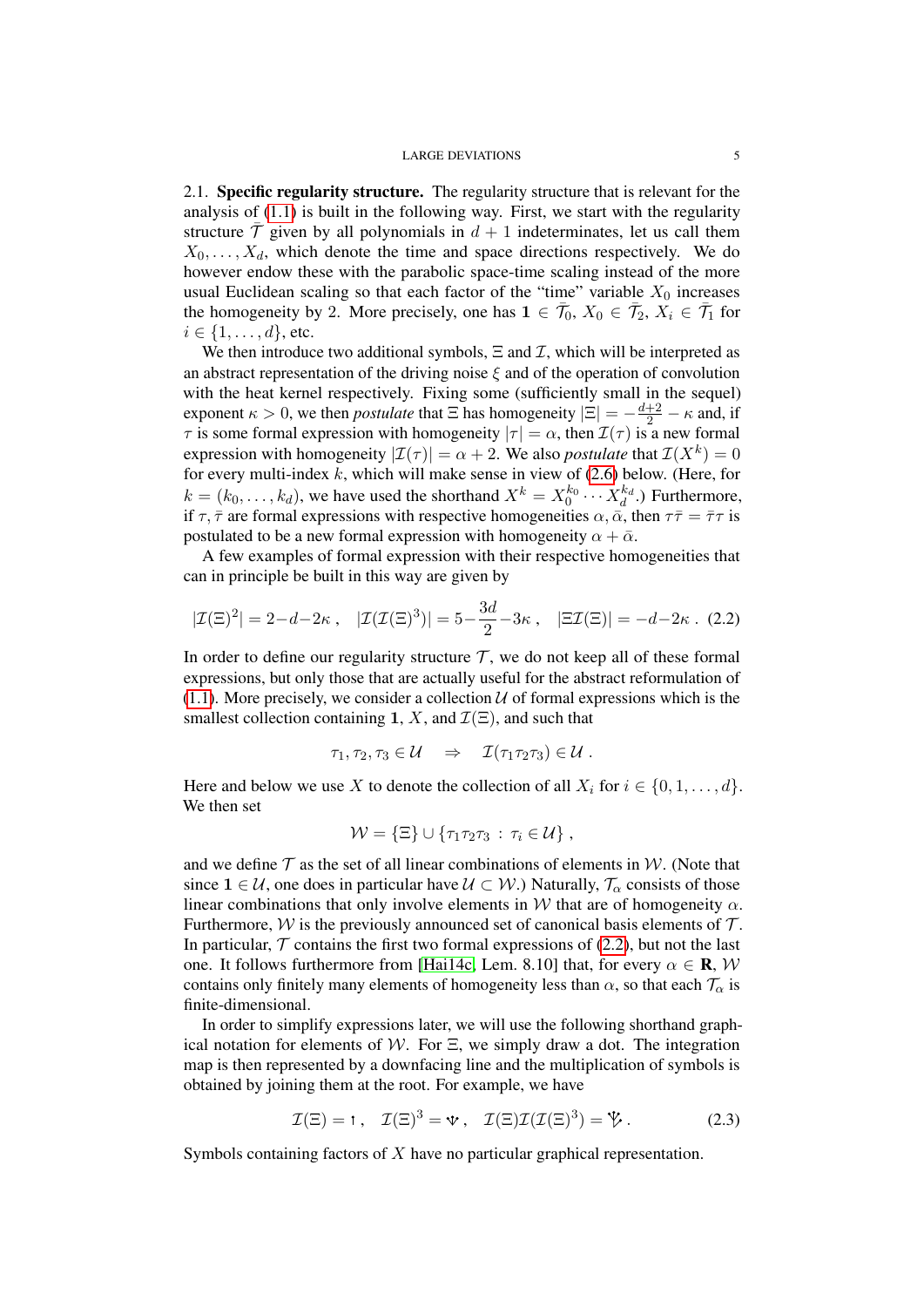2.1. **Specific regularity structure.** The regularity structure that is relevant for the analysis of (1.1) is built in the following way. First, we start with the regularity structure $\bar{\mathcal{T}}$ given by all polynomials in $d+1$ indeterminates, let us call them $X_0, \ldots, X_d$, which denote the time and space directions respectively. We do however endow these with the parabolic space-time scaling instead of the more usual Euclidean scaling so that each factor of the "time" variable $X_0$ increases the homogeneity by 2. More precisely, one has $\mathbf{1} \in \bar{\mathcal{T}}_0$, $X_0 \in \bar{\mathcal{T}}_2$, $X_i \in \bar{\mathcal{T}}_1$ for $i \in \{1, \ldots, d\}$, etc.

We then introduce two additional symbols, $\Xi$ and $\mathcal{I}$, which will be interpreted as an abstract representation of the driving noise $\xi$ and of the operation of convolution with the heat kernel respectively. Fixing some (sufficiently small in the sequel) exponent $\kappa > 0$, we then *postulate* that $\Xi$ has homogeneity $|\Xi| = -\frac{d+2}{2} - \kappa$ and, if $\tau$ is some formal expression with homogeneity $|\tau| = \alpha$, then $\mathcal{I}(\tau)$ is a new formal expression with homogeneity $|\mathcal{I}(\tau)| = \alpha + 2$. We also *postulate* that $\mathcal{I}(X^k) = 0$ for every multi-index $k$, which will make sense in view of (2.6) below. (Here, for $k = (k_0, \ldots, k_d)$, we have used the shorthand $X^k = X_0^{k_0} \cdots X_d^{k_d}$.) Furthermore, if $\tau, \bar{\tau}$ are formal expressions with respective homogeneities $\alpha, \bar{\alpha}$, then $\tau\bar{\tau} = \bar{\tau}\tau$ is postulated to be a new formal expression with homogeneity $\alpha + \bar{\alpha}$.

A few examples of formal expression with their respective homogeneities that can in principle be built in this way are given by

$$|\mathcal{I}(\Xi)^2| = 2 - d - 2\kappa\,, \quad |\mathcal{I}(\mathcal{I}(\Xi)^3)| = 5 - \frac{3d}{2} - 3\kappa\,, \quad |\Xi\mathcal{I}(\Xi)| = -d - 2\kappa\,. \tag{2.2}$$

In order to define our regularity structure $\mathcal{T}$, we do not keep all of these formal expressions, but only those that are actually useful for the abstract reformulation of (1.1). More precisely, we consider a collection $\mathcal{U}$ of formal expressions which is the smallest collection containing $\mathbf{1}$, $X$, and $\mathcal{I}(\Xi)$, and such that

$$\tau_1, \tau_2, \tau_3 \in \mathcal{U} \quad \Rightarrow \quad \mathcal{I}(\tau_1\tau_2\tau_3) \in \mathcal{U}\,.$$

Here and below we use $X$ to denote the collection of all $X_i$ for $i \in \{0, 1, \ldots, d\}$. We then set

$$\mathcal{W} = \{\Xi\} \cup \{\tau_1\tau_2\tau_3 \,:\, \tau_i \in \mathcal{U}\}\,,$$

and we define $\mathcal{T}$ as the set of all linear combinations of elements in $\mathcal{W}$. (Note that since $\mathbf{1} \in \mathcal{U}$, one does in particular have $\mathcal{U} \subset \mathcal{W}$.) Naturally, $\mathcal{T}_\alpha$ consists of those linear combinations that only involve elements in $\mathcal{W}$ that are of homogeneity $\alpha$. Furthermore, $\mathcal{W}$ is the previously announced set of canonical basis elements of $\mathcal{T}$. In particular, $\mathcal{T}$ contains the first two formal expressions of (2.2), but not the last one. It follows furthermore from [Hai14c, Lem. 8.10] that, for every $\alpha \in \mathbf{R}$, $\mathcal{W}$ contains only finitely many elements of homogeneity less than $\alpha$, so that each $\mathcal{T}_\alpha$ is finite-dimensional.

In order to simplify expressions later, we will use the following shorthand graphical notation for elements of $\mathcal{W}$. For $\Xi$, we simply draw a dot. The integration map is then represented by a downfacing line and the multiplication of symbols is obtained by joining them at the root. For example, we have

$$\mathcal{I}(\Xi) = \text{ı}\,, \quad \mathcal{I}(\Xi)^3 = \Psi\,, \quad \mathcal{I}(\Xi)\mathcal{I}(\mathcal{I}(\Xi)^3) = \text{ⱳ}\,. \tag{2.3}$$

Symbols containing factors of $X$ have no particular graphical representation.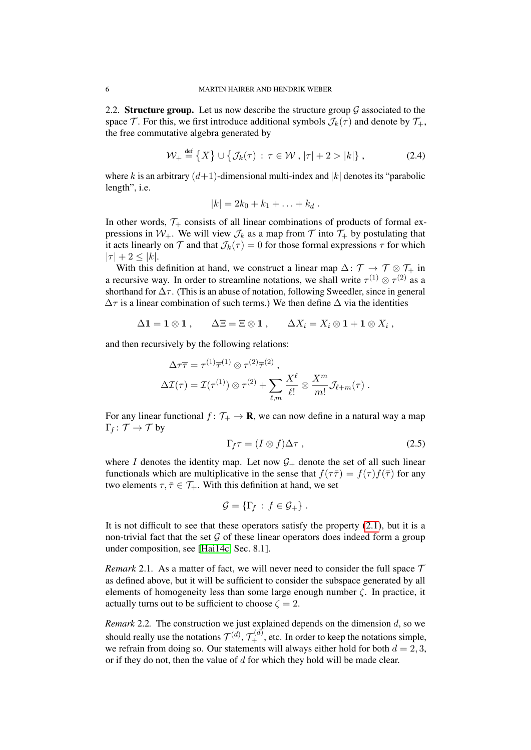**2.2. Structure group.** Let us now describe the structure group $\mathcal{G}$ associated to the space $\mathcal{T}$. For this, we first introduce additional symbols $\mathcal{J}_k(\tau)$ and denote by $\mathcal{T}_+$, the free commutative algebra generated by

$$\mathcal{W}_+ \stackrel{\text{def}}{=} \{X\} \cup \{\mathcal{J}_k(\tau) \,:\, \tau \in \mathcal{W}\,,\, |\tau| + 2 > |k|\}\,, \tag{2.4}$$

where $k$ is an arbitrary $(d+1)$-dimensional multi-index and $|k|$ denotes its "parabolic length", i.e.

$$|k| = 2k_0 + k_1 + \ldots + k_d\,.$$

In other words, $\mathcal{T}_+$ consists of all linear combinations of products of formal expressions in $\mathcal{W}_+$. We will view $\mathcal{J}_k$ as a map from $\mathcal{T}$ into $\mathcal{T}_+$ by postulating that it acts linearly on $\mathcal{T}$ and that $\mathcal{J}_k(\tau) = 0$ for those formal expressions $\tau$ for which $|\tau| + 2 \leq |k|$.

With this definition at hand, we construct a linear map $\Delta\colon \mathcal{T} \to \mathcal{T} \otimes \mathcal{T}_+$ in a recursive way. In order to streamline notations, we shall write $\tau^{(1)} \otimes \tau^{(2)}$ as a shorthand for $\Delta\tau$. (This is an abuse of notation, following Sweedler, since in general $\Delta\tau$ is a linear combination of such terms.) We then define $\Delta$ via the identities

$$\Delta \mathbf{1} = \mathbf{1} \otimes \mathbf{1}\,, \qquad \Delta \Xi = \Xi \otimes \mathbf{1}\,, \qquad \Delta X_i = X_i \otimes \mathbf{1} + \mathbf{1} \otimes X_i\,,$$

and then recursively by the following relations:

$$\begin{aligned}
\Delta \tau\bar\tau &= \tau^{(1)}\bar\tau^{(1)} \otimes \tau^{(2)}\bar\tau^{(2)}\,,\\
\Delta \mathcal{I}(\tau) &= \mathcal{I}(\tau^{(1)}) \otimes \tau^{(2)} + \sum_{\ell,m} \frac{X^\ell}{\ell!} \otimes \frac{X^m}{m!} \mathcal{J}_{\ell+m}(\tau)\,.
\end{aligned}$$

For any linear functional $f\colon \mathcal{T}_+ \to \mathbf{R}$, we can now define in a natural way a map $\Gamma_f\colon \mathcal{T} \to \mathcal{T}$ by

$$\Gamma_f \tau = (I \otimes f)\Delta\tau\,, \tag{2.5}$$

where $I$ denotes the identity map. Let now $\mathcal{G}_+$ denote the set of all such linear functionals which are multiplicative in the sense that $f(\tau\bar\tau) = f(\tau)f(\bar\tau)$ for any two elements $\tau, \bar\tau \in \mathcal{T}_+$. With this definition at hand, we set

$$\mathcal{G} = \{\Gamma_f \,:\, f \in \mathcal{G}_+\}\,.$$

It is not difficult to see that these operators satisfy the property (2.1), but it is a non-trivial fact that the set $\mathcal{G}$ of these linear operators does indeed form a group under composition, see [Hai14c, Sec. 8.1].

*Remark* 2.1. As a matter of fact, we will never need to consider the full space $\mathcal{T}$ as defined above, but it will be sufficient to consider the subspace generated by all elements of homogeneity less than some large enough number $\zeta$. In practice, it actually turns out to be sufficient to choose $\zeta = 2$.

*Remark* 2.2. The construction we just explained depends on the dimension $d$, so we should really use the notations $\mathcal{T}^{(d)}$, $\mathcal{T}_+^{(d)}$, etc. In order to keep the notations simple, we refrain from doing so. Our statements will always either hold for both $d = 2, 3$, or if they do not, then the value of $d$ for which they hold will be made clear.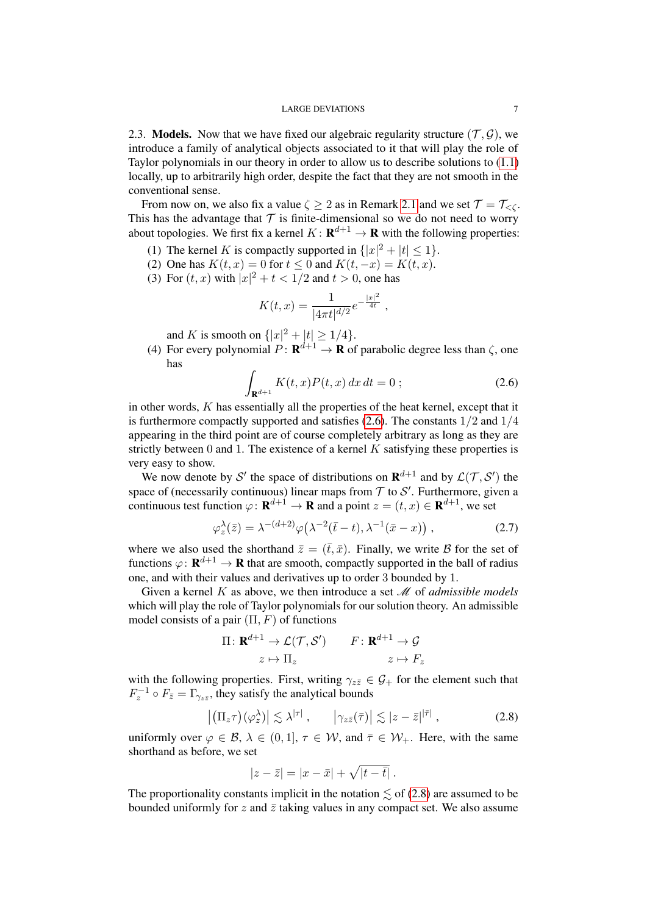2.3. **Models.** Now that we have fixed our algebraic regularity structure $(\mathcal{T}, \mathcal{G})$, we introduce a family of analytical objects associated to it that will play the role of Taylor polynomials in our theory in order to allow us to describe solutions to (1.1) locally, up to arbitrarily high order, despite the fact that they are not smooth in the conventional sense.

From now on, we also fix a value $\zeta \geq 2$ as in Remark 2.1 and we set $\mathcal{T} = \mathcal{T}_{<\zeta}$. This has the advantage that $\mathcal{T}$ is finite-dimensional so we do not need to worry about topologies. We first fix a kernel $K : \mathbf{R}^{d+1} \to \mathbf{R}$ with the following properties:

1. The kernel $K$ is compactly supported in $\{|x|^2 + |t| \leq 1\}$.
2. One has $K(t,x) = 0$ for $t \leq 0$ and $K(t,-x) = K(t,x)$.
3. For $(t,x)$ with $|x|^2 + t < 1/2$ and $t > 0$, one has
$$K(t,x) = \frac{1}{|4\pi t|^{d/2}} e^{-\frac{|x|^2}{4t}} ,$$
and $K$ is smooth on $\{|x|^2 + |t| \geq 1/4\}$.
4. For every polynomial $P : \mathbf{R}^{d+1} \to \mathbf{R}$ of parabolic degree less than $\zeta$, one has
$$\int_{\mathbf{R}^{d+1}} K(t,x) P(t,x)\, dx\, dt = 0 ; \tag{2.6}$$

in other words, $K$ has essentially all the properties of the heat kernel, except that it is furthermore compactly supported and satisfies (2.6). The constants $1/2$ and $1/4$ appearing in the third point are of course completely arbitrary as long as they are strictly between 0 and 1. The existence of a kernel $K$ satisfying these properties is very easy to show.

We now denote by $\mathcal{S}'$ the space of distributions on $\mathbf{R}^{d+1}$ and by $\mathcal{L}(\mathcal{T}, \mathcal{S}')$ the space of (necessarily continuous) linear maps from $\mathcal{T}$ to $\mathcal{S}'$. Furthermore, given a continuous test function $\varphi : \mathbf{R}^{d+1} \to \mathbf{R}$ and a point $z = (t,x) \in \mathbf{R}^{d+1}$, we set
$$\varphi_z^\lambda(\bar z) = \lambda^{-(d+2)} \varphi\big(\lambda^{-2}(\bar t - t), \lambda^{-1}(\bar x - x)\big) , \tag{2.7}$$
where we also used the shorthand $\bar z = (\bar t, \bar x)$. Finally, we write $\mathcal{B}$ for the set of functions $\varphi : \mathbf{R}^{d+1} \to \mathbf{R}$ that are smooth, compactly supported in the ball of radius one, and with their values and derivatives up to order 3 bounded by 1.

Given a kernel $K$ as above, we then introduce a set $\mathscr{M}$ of *admissible models* which will play the role of Taylor polynomials for our solution theory. An admissible model consists of a pair $(\Pi, F)$ of functions
$$\begin{aligned} \Pi &: \mathbf{R}^{d+1} \to \mathcal{L}(\mathcal{T}, \mathcal{S}') \qquad & F &: \mathbf{R}^{d+1} \to \mathcal{G} \\ &z \mapsto \Pi_z & &z \mapsto F_z \end{aligned}$$
with the following properties. First, writing $\gamma_{z\bar z} \in \mathcal{G}_+$ for the element such that $F_z^{-1} \circ F_{\bar z} = \Gamma_{\gamma_{z\bar z}}$, they satisfy the analytical bounds
$$\big|\big(\Pi_z \tau\big)(\varphi_z^\lambda)\big| \lesssim \lambda^{|\tau|} , \qquad \big|\gamma_{z\bar z}(\bar\tau)\big| \lesssim |z - \bar z|^{|\bar\tau|} , \tag{2.8}$$
uniformly over $\varphi \in \mathcal{B}$, $\lambda \in (0,1]$, $\tau \in \mathcal{W}$, and $\bar\tau \in \mathcal{W}_+$. Here, with the same shorthand as before, we set
$$|z - \bar z| = |x - \bar x| + \sqrt{|t - \bar t|} .$$
The proportionality constants implicit in the notation $\lesssim$ of (2.8) are assumed to be bounded uniformly for $z$ and $\bar z$ taking values in any compact set. We also assume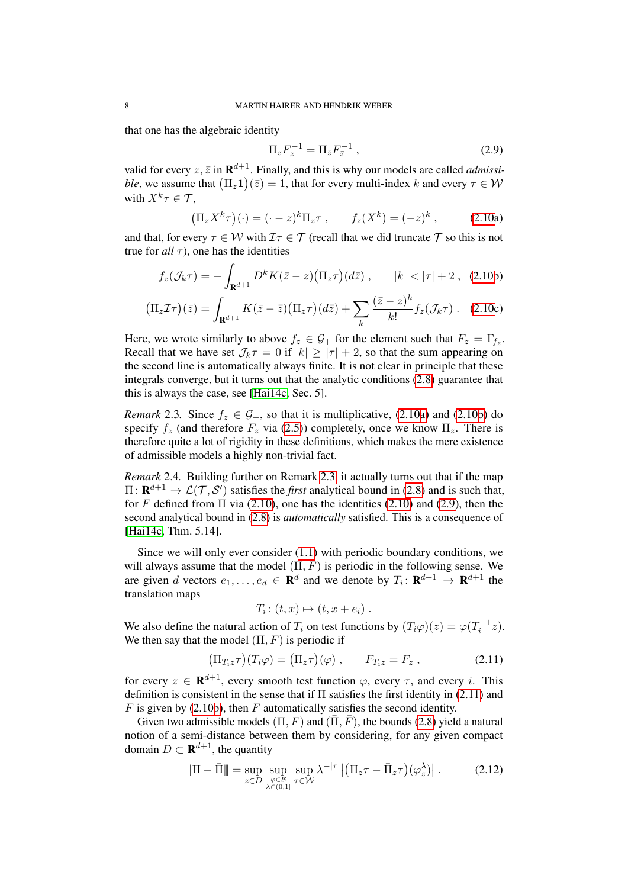that one has the algebraic identity

$$\Pi_z F_z^{-1} = \Pi_{\bar z} F_{\bar z}^{-1} , \tag{2.9}$$

valid for every $z, \bar z$ in $\mathbf{R}^{d+1}$. Finally, and this is why our models are called *admissible*, we assume that $\big(\Pi_z \mathbf{1}\big)(\bar z) = 1$, that for every multi-index $k$ and every $\tau \in \mathcal{W}$ with $X^k\tau \in \mathcal{T}$,

$$\big(\Pi_z X^k \tau\big)(\cdot) = (\cdot - z)^k \Pi_z \tau , \qquad f_z(X^k) = (-z)^k , \tag{2.10a}$$

and that, for every $\tau \in \mathcal{W}$ with $\mathcal{I}\tau \in \mathcal{T}$ (recall that we did truncate $\mathcal{T}$ so this is not true for *all* $\tau$), one has the identities

$$f_z(\mathcal{J}_k\tau) = -\int_{\mathbf{R}^{d+1}} D^k K(\bar z - z)\big(\Pi_z \tau\big)(d\bar z) , \qquad |k| < |\tau| + 2 , \tag{2.10b}$$

$$\big(\Pi_z \mathcal{I}\tau\big)(\bar z) = \int_{\mathbf{R}^{d+1}} K(\bar z - \bar{\bar z})\big(\Pi_z \tau\big)(d\bar{\bar z}) + \sum_k \frac{(\bar z - z)^k}{k!} f_z(\mathcal{J}_k\tau) . \tag{2.10c}$$

Here, we wrote similarly to above $f_z \in \mathcal{G}_+$ for the element such that $F_z = \Gamma_{f_z}$. Recall that we have set $\mathcal{J}_k\tau = 0$ if $|k| \geq |\tau| + 2$, so that the sum appearing on the second line is automatically always finite. It is not clear in principle that these integrals converge, but it turns out that the analytic conditions (2.8) guarantee that this is always the case, see [Hai14c, Sec. 5].

*Remark* 2.3. Since $f_z \in \mathcal{G}_+$, so that it is multiplicative, (2.10a) and (2.10b) do specify $f_z$ (and therefore $F_z$ via (2.5)) completely, once we know $\Pi_z$. There is therefore quite a lot of rigidity in these definitions, which makes the mere existence of admissible models a highly non-trivial fact.

*Remark* 2.4. Building further on Remark 2.3, it actually turns out that if the map $\Pi \colon \mathbf{R}^{d+1} \to \mathcal{L}(\mathcal{T}, \mathcal{S}')$ satisfies the *first* analytical bound in (2.8) and is such that, for $F$ defined from $\Pi$ via (2.10), one has the identities (2.10) and (2.9), then the second analytical bound in (2.8) is *automatically* satisfied. This is a consequence of [Hai14c, Thm. 5.14].

Since we will only ever consider (1.1) with periodic boundary conditions, we will always assume that the model $(\Pi, F)$ is periodic in the following sense. We are given $d$ vectors $e_1, \ldots, e_d \in \mathbf{R}^d$ and we denote by $T_i \colon \mathbf{R}^{d+1} \to \mathbf{R}^{d+1}$ the translation maps

$$T_i \colon (t, x) \mapsto (t, x + e_i) .$$

We also define the natural action of $T_i$ on test functions by $(T_i\varphi)(z) = \varphi(T_i^{-1} z)$. We then say that the model $(\Pi, F)$ is periodic if

$$\big(\Pi_{T_i z}\tau\big)(T_i\varphi) = \big(\Pi_z\tau\big)(\varphi) , \qquad F_{T_i z} = F_z , \tag{2.11}$$

for every $z \in \mathbf{R}^{d+1}$, every smooth test function $\varphi$, every $\tau$, and every $i$. This definition is consistent in the sense that if $\Pi$ satisfies the first identity in (2.11) and $F$ is given by (2.10b), then $F$ automatically satisfies the second identity.

Given two admissible models $(\Pi, F)$ and $(\bar\Pi, \bar F)$, the bounds (2.8) yield a natural notion of a semi-distance between them by considering, for any given compact domain $D \subset \mathbf{R}^{d+1}$, the quantity

$$\|\Pi - \bar\Pi\| = \sup_{z \in D} \sup_{\substack{\varphi \in \mathcal{B} \\ \lambda \in (0,1]}} \sup_{\tau \in \mathcal{W}} \lambda^{-|\tau|} \big|\big(\Pi_z\tau - \bar\Pi_z\tau\big)(\varphi_z^\lambda)\big| . \tag{2.12}$$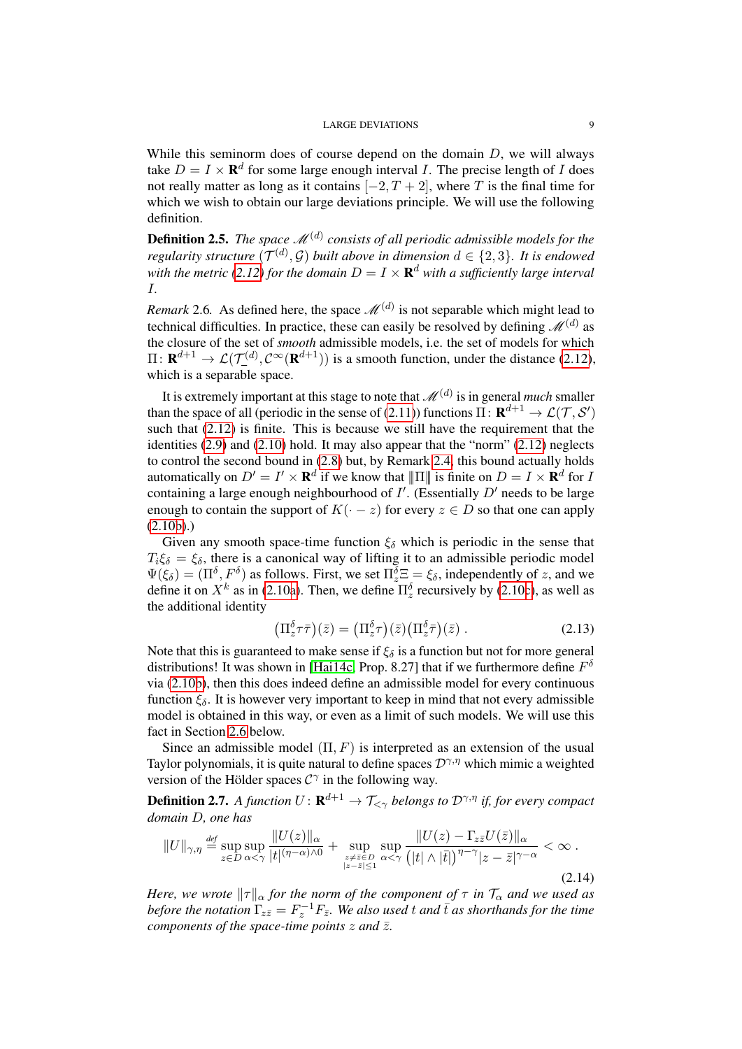While this seminorm does of course depend on the domain $D$, we will always take $D = I \times \mathbf{R}^d$ for some large enough interval $I$. The precise length of $I$ does not really matter as long as it contains $[-2, T+2]$, where $T$ is the final time for which we wish to obtain our large deviations principle. We will use the following definition.

**Definition 2.5.** *The space $\mathscr{M}^{(d)}$ consists of all periodic admissible models for the regularity structure $(\mathcal{T}^{(d)}, \mathcal{G})$ built above in dimension $d \in \{2,3\}$. It is endowed with the metric (2.12) for the domain $D = I \times \mathbf{R}^d$ with a sufficiently large interval $I$.*

*Remark* 2.6. As defined here, the space $\mathscr{M}^{(d)}$ is not separable which might lead to technical difficulties. In practice, these can easily be resolved by defining $\mathscr{M}^{(d)}$ as the closure of the set of *smooth* admissible models, i.e. the set of models for which $\Pi\colon \mathbf{R}^{d+1} \to \mathcal{L}(\mathcal{T}^{(d)}_-, \mathcal{C}^\infty(\mathbf{R}^{d+1}))$ is a smooth function, under the distance (2.12), which is a separable space.

It is extremely important at this stage to note that $\mathscr{M}^{(d)}$ is in general *much* smaller than the space of all (periodic in the sense of (2.11)) functions $\Pi\colon \mathbf{R}^{d+1} \to \mathcal{L}(\mathcal{T}, \mathcal{S}')$ such that (2.12) is finite. This is because we still have the requirement that the identities (2.9) and (2.10) hold. It may also appear that the "norm" (2.12) neglects to control the second bound in (2.8) but, by Remark 2.4, this bound actually holds automatically on $D' = I' \times \mathbf{R}^d$ if we know that $\|\Pi\|$ is finite on $D = I \times \mathbf{R}^d$ for $I$ containing a large enough neighbourhood of $I'$. (Essentially $D'$ needs to be large enough to contain the support of $K(\cdot - z)$ for every $z \in D$ so that one can apply (2.10b).)

Given any smooth space-time function $\xi_\delta$ which is periodic in the sense that $T_i \xi_\delta = \xi_\delta$, there is a canonical way of lifting it to an admissible periodic model $\Psi(\xi_\delta) = (\Pi^\delta, F^\delta)$ as follows. First, we set $\Pi^\delta_z \Xi = \xi_\delta$, independently of $z$, and we define it on $X^k$ as in (2.10a). Then, we define $\Pi^\delta_z$ recursively by (2.10c), as well as the additional identity

$$\big(\Pi^\delta_z \tau\bar\tau\big)(\bar z) = \big(\Pi^\delta_z \tau\big)(\bar z)\big(\Pi^\delta_z \bar\tau\big)(\bar z)\;. \tag{2.13}$$

Note that this is guaranteed to make sense if $\xi_\delta$ is a function but not for more general distributions! It was shown in [Hai14c, Prop. 8.27] that if we furthermore define $F^\delta$ via (2.10b), then this does indeed define an admissible model for every continuous function $\xi_\delta$. It is however very important to keep in mind that not every admissible model is obtained in this way, or even as a limit of such models. We will use this fact in Section 2.6 below.

Since an admissible model $(\Pi, F)$ is interpreted as an extension of the usual Taylor polynomials, it is quite natural to define spaces $\mathcal{D}^{\gamma,\eta}$ which mimic a weighted version of the Hölder spaces $\mathcal{C}^\gamma$ in the following way.

**Definition 2.7.** *A function $U\colon \mathbf{R}^{d+1} \to \mathcal{T}_{<\gamma}$ belongs to $\mathcal{D}^{\gamma,\eta}$ if, for every compact domain $D$, one has*

$$\|U\|_{\gamma,\eta} \stackrel{\text{def}}{=} \sup_{z\in D}\sup_{\alpha<\gamma} \frac{\|U(z)\|_\alpha}{|t|^{(\eta-\alpha)\wedge 0}} + \sup_{\substack{z\neq\bar z\in D\\ |z-\bar z|\le 1}}\sup_{\alpha<\gamma} \frac{\|U(z) - \Gamma_{z\bar z}U(\bar z)\|_\alpha}{\big(|t|\wedge|\bar t|\big)^{\eta-\gamma}|z-\bar z|^{\gamma-\alpha}} < \infty\;. \tag{2.14}$$

*Here, we wrote $\|\tau\|_\alpha$ for the norm of the component of $\tau$ in $\mathcal{T}_\alpha$ and we used as before the notation $\Gamma_{z\bar z} = F_z^{-1}F_{\bar z}$. We also used $t$ and $\bar t$ as shorthands for the time components of the space-time points $z$ and $\bar z$.*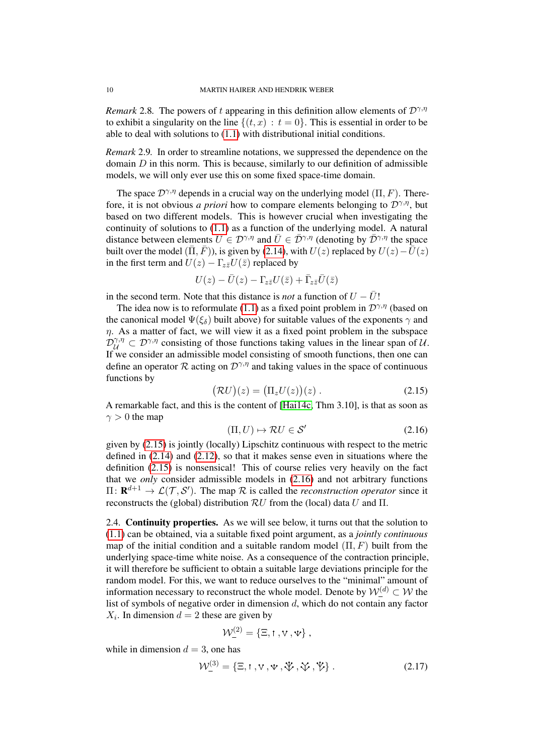*Remark* 2.8. The powers of $t$ appearing in this definition allow elements of $\mathcal{D}^{\gamma,\eta}$ to exhibit a singularity on the line $\{(t,x) : t = 0\}$. This is essential in order to be able to deal with solutions to (1.1) with distributional initial conditions.

*Remark* 2.9. In order to streamline notations, we suppressed the dependence on the domain $D$ in this norm. This is because, similarly to our definition of admissible models, we will only ever use this on some fixed space-time domain.

The space $\mathcal{D}^{\gamma,\eta}$ depends in a crucial way on the underlying model $(\Pi, F)$. Therefore, it is not obvious *a priori* how to compare elements belonging to $\mathcal{D}^{\gamma,\eta}$, but based on two different models. This is however crucial when investigating the continuity of solutions to (1.1) as a function of the underlying model. A natural distance between elements $U \in \mathcal{D}^{\gamma,\eta}$ and $\bar U \in \bar{\mathcal{D}}^{\gamma,\eta}$ (denoting by $\bar{\mathcal{D}}^{\gamma,\eta}$ the space built over the model $(\bar\Pi, \bar F)$), is given by (2.14), with $U(z)$ replaced by $U(z) - \bar U(z)$ in the first term and $U(z) - \Gamma_{z\bar z} U(\bar z)$ replaced by

$$U(z) - \bar U(z) - \Gamma_{z\bar z} U(\bar z) + \bar\Gamma_{z\bar z} \bar U(\bar z)$$

in the second term. Note that this distance is *not* a function of $U - \bar U$!

The idea now is to reformulate (1.1) as a fixed point problem in $\mathcal{D}^{\gamma,\eta}$ (based on the canonical model $\Psi(\xi_\delta)$ built above) for suitable values of the exponents $\gamma$ and $\eta$. As a matter of fact, we will view it as a fixed point problem in the subspace $\mathcal{D}^{\gamma,\eta}_{\mathcal{U}} \subset \mathcal{D}^{\gamma,\eta}$ consisting of those functions taking values in the linear span of $\mathcal{U}$. If we consider an admissible model consisting of smooth functions, then one can define an operator $\mathcal{R}$ acting on $\mathcal{D}^{\gamma,\eta}$ and taking values in the space of continuous functions by

$$\big(\mathcal{R}U\big)(z) = \big(\Pi_z U(z)\big)(z)\;. \tag{2.15}$$

A remarkable fact, and this is the content of [Hai14c, Thm 3.10], is that as soon as $\gamma > 0$ the map

$$(\Pi, U) \mapsto \mathcal{R}U \in \mathcal{S}' \tag{2.16}$$

given by (2.15) is jointly (locally) Lipschitz continuous with respect to the metric defined in (2.14) and (2.12), so that it makes sense even in situations where the definition (2.15) is nonsensical! This of course relies very heavily on the fact that we *only* consider admissible models in (2.16) and not arbitrary functions $\Pi\colon \mathbf{R}^{d+1} \to \mathcal{L}(\mathcal{T}, \mathcal{S}')$. The map $\mathcal{R}$ is called the *reconstruction operator* since it reconstructs the (global) distribution $\mathcal{R}U$ from the (local) data $U$ and $\Pi$.

**2.4. Continuity properties.** As we will see below, it turns out that the solution to (1.1) can be obtained, via a suitable fixed point argument, as a *jointly continuous* map of the initial condition and a suitable random model $(\Pi, F)$ built from the underlying space-time white noise. As a consequence of the contraction principle, it will therefore be sufficient to obtain a suitable large deviations principle for the random model. For this, we want to reduce ourselves to the "minimal" amount of information necessary to reconstruct the whole model. Denote by $\mathcal{W}_-^{(d)} \subset \mathcal{W}$ the list of symbols of negative order in dimension $d$, which do not contain any factor $X_i$. In dimension $d = 2$ these are given by

$$\mathcal{W}_-^{(2)} = \{\Xi, ꜛ, \vee, \Psi\}\;,$$

while in dimension $d = 3$, one has

$$\mathcal{W}_-^{(3)} = \{\Xi, ꜛ, \vee, \Psi, ⩛, ⩛, ⩛\}\;. \tag{2.17}$$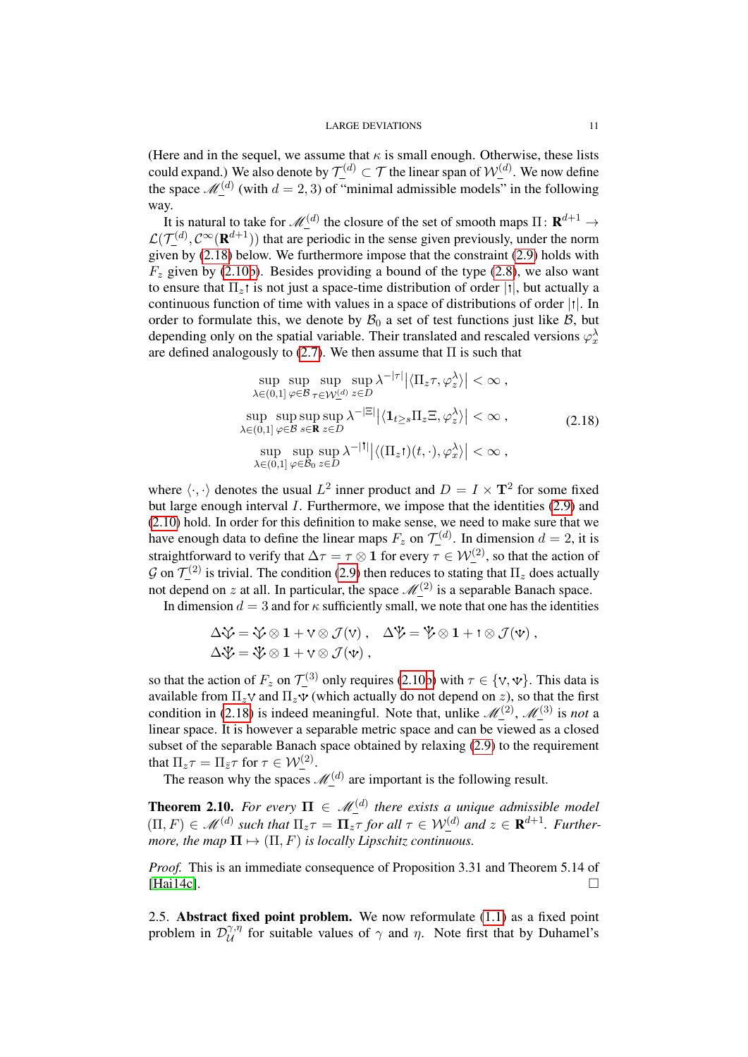(Here and in the sequel, we assume that $\kappa$ is small enough. Otherwise, these lists could expand.) We also denote by $\underline{\mathcal{T}}^{(d)} \subset \mathcal{T}$ the linear span of $\underline{\mathcal{W}}^{(d)}$. We now define the space $\underline{\mathscr{M}}^{(d)}$ (with $d = 2, 3$) of "minimal admissible models" in the following way.

It is natural to take for $\underline{\mathscr{M}}^{(d)}$ the closure of the set of smooth maps $\Pi \colon \mathbf{R}^{d+1} \to \mathcal{L}(\underline{\mathcal{T}}^{(d)}, \mathcal{C}^\infty(\mathbf{R}^{d+1}))$ that are periodic in the sense given previously, under the norm given by (2.18) below. We furthermore impose that the constraint (2.9) holds with $F_z$ given by (2.10b). Besides providing a bound of the type (2.8), we also want to ensure that $\Pi_z \uparrow$ is not just a space-time distribution of order $|\uparrow|$, but actually a continuous function of time with values in a space of distributions of order $|\uparrow|$. In order to formulate this, we denote by $\mathcal{B}_0$ a set of test functions just like $\mathcal{B}$, but depending only on the spatial variable. Their translated and rescaled versions $\varphi_x^\lambda$ are defined analogously to (2.7). We then assume that $\Pi$ is such that

$$
\begin{gathered}
\sup_{\lambda \in (0,1]} \sup_{\varphi \in \mathcal{B}} \sup_{\tau \in \underline{\mathcal{W}}^{(d)}} \sup_{z \in D} \lambda^{-|\tau|} \big| \langle \Pi_z \tau, \varphi_z^\lambda \rangle \big| < \infty\;, \\
\sup_{\lambda \in (0,1]} \sup_{\varphi \in \mathcal{B}} \sup_{s \in \mathbf{R}} \sup_{z \in D} \lambda^{-|\Xi|} \big| \langle \mathbf{1}_{t \geq s} \Pi_z \Xi, \varphi_z^\lambda \rangle \big| < \infty\;, \\
\sup_{\lambda \in (0,1]} \sup_{\varphi \in \mathcal{B}_0} \sup_{z \in D} \lambda^{-|\uparrow|} \big| \langle (\Pi_z \uparrow)(t, \cdot), \varphi_x^\lambda \rangle \big| < \infty\;,
\end{gathered}
\tag{2.18}
$$

where $\langle \cdot, \cdot \rangle$ denotes the usual $L^2$ inner product and $D = I \times \mathbf{T}^2$ for some fixed but large enough interval $I$. Furthermore, we impose that the identities (2.9) and (2.10) hold. In order for this definition to make sense, we need to make sure that we have enough data to define the linear maps $F_z$ on $\underline{\mathcal{T}}^{(d)}$. In dimension $d = 2$, it is straightforward to verify that $\Delta \tau = \tau \otimes \mathbf{1}$ for every $\tau \in \underline{\mathcal{W}}^{(2)}$, so that the action of $\mathcal{G}$ on $\underline{\mathcal{T}}^{(2)}$ is trivial. The condition (2.9) then reduces to stating that $\Pi_z$ does actually not depend on $z$ at all. In particular, the space $\underline{\mathscr{M}}^{(2)}$ is a separable Banach space.

In dimension $d = 3$ and for $\kappa$ sufficiently small, we note that one has the identities

$$
\begin{aligned}
&\Delta \tau_1 = \tau_1 \otimes \mathbf{1} + \vee \otimes \mathcal{J}(\vee)\;, \quad \Delta \tau_2 = \tau_2 \otimes \mathbf{1} + \uparrow \otimes \mathcal{J}(\Psi)\;, \\
&\Delta \tau_3 = \tau_3 \otimes \mathbf{1} + \vee \otimes \mathcal{J}(\Psi)\;,
\end{aligned}
$$

so that the action of $F_z$ on $\underline{\mathcal{T}}^{(3)}$ only requires (2.10b) with $\tau \in \{\vee, \Psi\}$. This data is available from $\Pi_z \vee$ and $\Pi_z \Psi$ (which actually do not depend on $z$), so that the first condition in (2.18) is indeed meaningful. Note that, unlike $\underline{\mathscr{M}}^{(2)}$, $\underline{\mathscr{M}}^{(3)}$ is *not* a linear space. It is however a separable metric space and can be viewed as a closed subset of the separable Banach space obtained by relaxing (2.9) to the requirement that $\Pi_z \tau = \Pi_{\bar z} \tau$ for $\tau \in \underline{\mathcal{W}}^{(2)}$.

The reason why the spaces $\underline{\mathscr{M}}^{(d)}$ are important is the following result.

**Theorem 2.10.** *For every $\mathbf{\Pi} \in \underline{\mathscr{M}}^{(d)}$ there exists a unique admissible model $(\Pi, F) \in \mathscr{M}^{(d)}$ such that $\Pi_z \tau = \mathbf{\Pi}_z \tau$ for all $\tau \in \underline{\mathcal{W}}^{(d)}$ and $z \in \mathbf{R}^{d+1}$. Furthermore, the map $\mathbf{\Pi} \mapsto (\Pi, F)$ is locally Lipschitz continuous.*

*Proof.* This is an immediate consequence of Proposition 3.31 and Theorem 5.14 of [Hai14c]. $\square$

2.5. **Abstract fixed point problem.** We now reformulate (1.1) as a fixed point problem in $\mathcal{D}_{\mathcal{U}}^{\gamma,\eta}$ for suitable values of $\gamma$ and $\eta$. Note first that by Duhamel's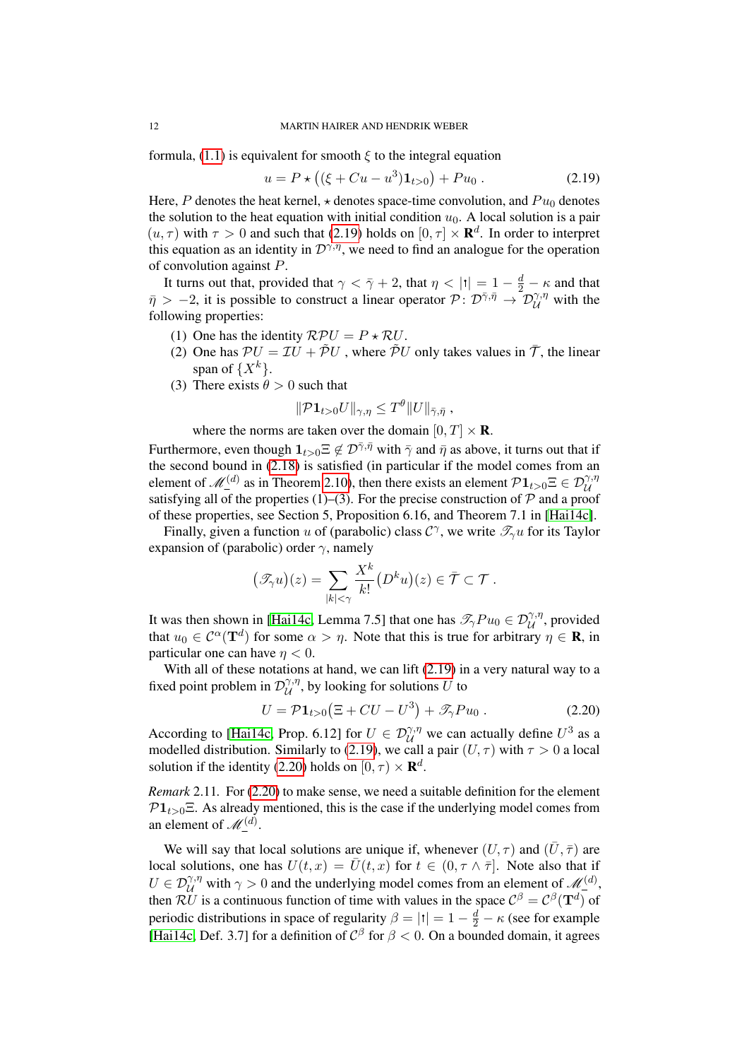formula, (1.1) is equivalent for smooth $\xi$ to the integral equation

$$u = P \star \big((\xi + Cu - u^3)\mathbf{1}_{t>0}\big) + Pu_0 \;. \tag{2.19}$$

Here, $P$ denotes the heat kernel, $\star$ denotes space-time convolution, and $Pu_0$ denotes the solution to the heat equation with initial condition $u_0$. A local solution is a pair $(u, \tau)$ with $\tau > 0$ and such that (2.19) holds on $[0, \tau] \times \mathbf{R}^d$. In order to interpret this equation as an identity in $\mathcal{D}^{\gamma,\eta}$, we need to find an analogue for the operation of convolution against $P$.

It turns out that, provided that $\gamma < \bar\gamma + 2$, that $\eta < |\Xi| = 1 - \frac{d}{2} - \kappa$ and that $\bar\eta > -2$, it is possible to construct a linear operator $\mathcal{P} \colon \mathcal{D}^{\bar\gamma,\bar\eta} \to \mathcal{D}^{\gamma,\eta}_{\mathcal{U}}$ with the following properties:

1. One has the identity $\mathcal{R}\mathcal{P}U = P \star \mathcal{R}U$.
2. One has $\mathcal{P}U = \mathcal{I}U + \tilde{\mathcal{P}}U$ , where $\tilde{\mathcal{P}}U$ only takes values in $\bar{\mathcal{T}}$, the linear span of $\{X^k\}$.
3. There exists $\theta > 0$ such that
$$\|\mathcal{P}\mathbf{1}_{t>0}U\|_{\gamma,\eta} \le T^\theta \|U\|_{\bar\gamma,\bar\eta} \;,$$
where the norms are taken over the domain $[0, T] \times \mathbf{R}$.

Furthermore, even though $\mathbf{1}_{t>0}\Xi \notin \mathcal{D}^{\bar\gamma,\bar\eta}$ with $\bar\gamma$ and $\bar\eta$ as above, it turns out that if the second bound in (2.18) is satisfied (in particular if the model comes from an element of $\mathscr{M}_-^{(d)}$ as in Theorem 2.10), then there exists an element $\mathcal{P}\mathbf{1}_{t>0}\Xi \in \mathcal{D}^{\gamma,\eta}_{\mathcal{U}}$ satisfying all of the properties (1)–(3). For the precise construction of $\mathcal{P}$ and a proof of these properties, see Section 5, Proposition 6.16, and Theorem 7.1 in [Hai14c].

Finally, given a function $u$ of (parabolic) class $\mathcal{C}^\gamma$, we write $\mathscr{T}_\gamma u$ for its Taylor expansion of (parabolic) order $\gamma$, namely

$$\big(\mathscr{T}_\gamma u\big)(z) = \sum_{|k|<\gamma} \frac{X^k}{k!}\big(D^k u\big)(z) \in \bar{\mathcal{T}} \subset \mathcal{T} \;.$$

It was then shown in [Hai14c, Lemma 7.5] that one has $\mathscr{T}_\gamma Pu_0 \in \mathcal{D}^{\gamma,\eta}_{\mathcal{U}}$, provided that $u_0 \in \mathcal{C}^\alpha(\mathbf{T}^d)$ for some $\alpha > \eta$. Note that this is true for arbitrary $\eta \in \mathbf{R}$, in particular one can have $\eta < 0$.

With all of these notations at hand, we can lift (2.19) in a very natural way to a fixed point problem in $\mathcal{D}^{\gamma,\eta}_{\mathcal{U}}$, by looking for solutions $U$ to

$$U = \mathcal{P}\mathbf{1}_{t>0}\big(\Xi + CU - U^3\big) + \mathscr{T}_\gamma Pu_0 \;. \tag{2.20}$$

According to [Hai14c, Prop. 6.12] for $U \in \mathcal{D}^{\gamma,\eta}_{\mathcal{U}}$ we can actually define $U^3$ as a modelled distribution. Similarly to (2.19), we call a pair $(U, \tau)$ with $\tau > 0$ a local solution if the identity (2.20) holds on $[0, \tau) \times \mathbf{R}^d$.

*Remark* 2.11. For (2.20) to make sense, we need a suitable definition for the element $\mathcal{P}\mathbf{1}_{t>0}\Xi$. As already mentioned, this is the case if the underlying model comes from an element of $\mathscr{M}_-^{(d)}$.

We will say that local solutions are unique if, whenever $(U, \tau)$ and $(\bar U, \bar\tau)$ are local solutions, one has $U(t, x) = \bar U(t, x)$ for $t \in (0, \tau \wedge \bar\tau]$. Note also that if $U \in \mathcal{D}^{\gamma,\eta}_{\mathcal{U}}$ with $\gamma > 0$ and the underlying model comes from an element of $\mathscr{M}_-^{(d)}$, then $\mathcal{R}U$ is a continuous function of time with values in the space $\mathcal{C}^\beta = \mathcal{C}^\beta(\mathbf{T}^d)$ of periodic distributions in space of regularity $\beta = |\Xi| = 1 - \frac{d}{2} - \kappa$ (see for example [Hai14c, Def. 3.7] for a definition of $\mathcal{C}^\beta$ for $\beta < 0$. On a bounded domain, it agrees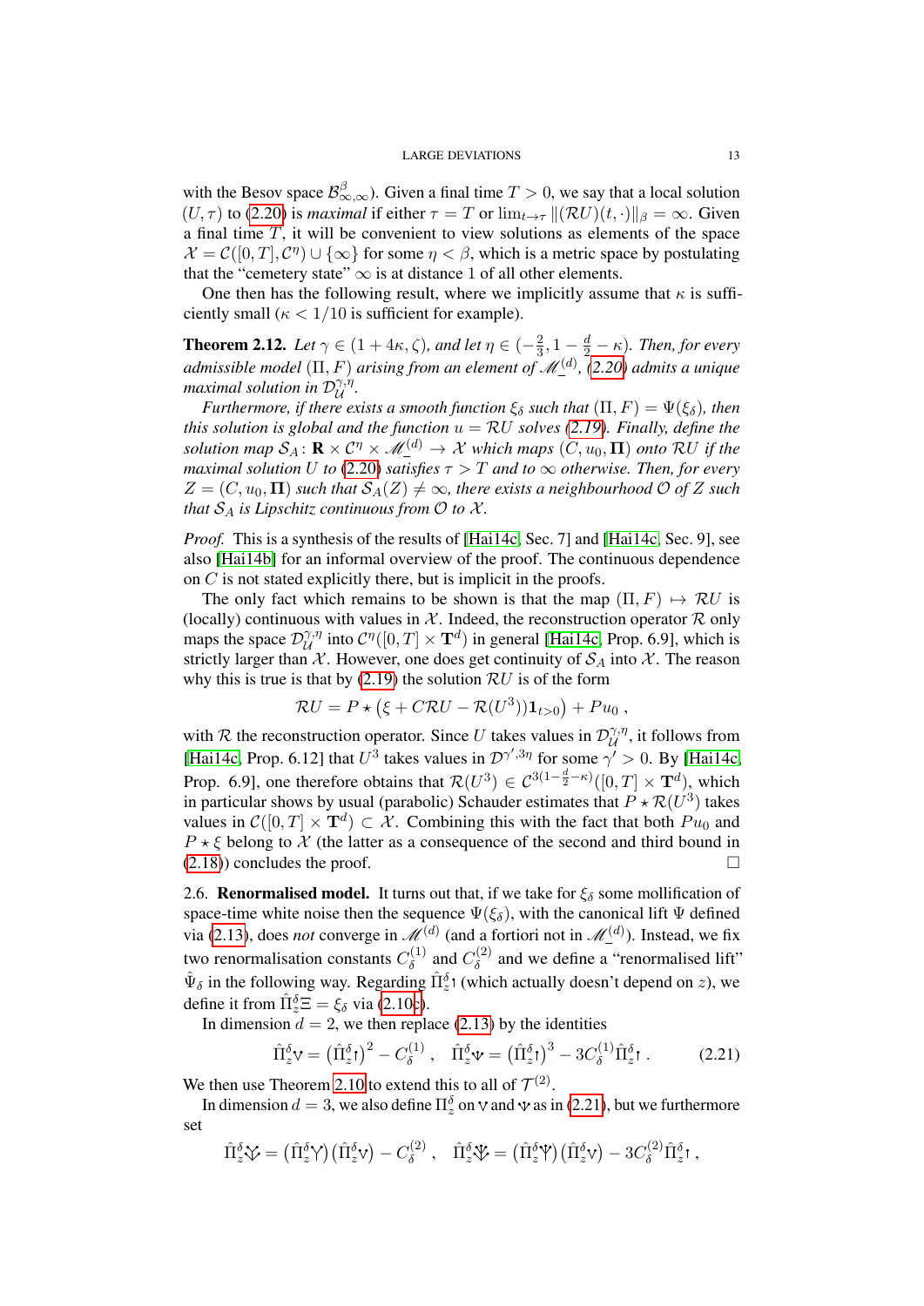with the Besov space $\mathcal{B}^{\beta}_{\infty,\infty}$). Given a final time $T > 0$, we say that a local solution $(U, \tau)$ to (2.20) is *maximal* if either $\tau = T$ or $\lim_{t\to\tau} \|(\mathcal{R}U)(t,\cdot)\|_\beta = \infty$. Given a final time $T$, it will be convenient to view solutions as elements of the space $\mathcal{X} = \mathcal{C}([0,T], \mathcal{C}^\eta) \cup \{\infty\}$ for some $\eta < \beta$, which is a metric space by postulating that the "cemetery state" $\infty$ is at distance 1 of all other elements.

One then has the following result, where we implicitly assume that $\kappa$ is sufficiently small ($\kappa < 1/10$ is sufficient for example).

**Theorem 2.12.** *Let $\gamma \in (1 + 4\kappa, \zeta)$, and let $\eta \in (-\frac{2}{3}, 1 - \frac{d}{2} - \kappa)$. Then, for every admissible model $(\Pi, F)$ arising from an element of $\underline{\mathscr{M}}^{(d)}$, (2.20) admits a unique maximal solution in $\mathcal{D}^{\gamma,\eta}_{\mathcal{U}}$.*

*Furthermore, if there exists a smooth function $\xi_\delta$ such that $(\Pi, F) = \Psi(\xi_\delta)$, then this solution is global and the function $u = \mathcal{R}U$ solves (2.19). Finally, define the solution map $\mathcal{S}_A \colon \mathbf{R} \times \mathcal{C}^\eta \times \underline{\mathscr{M}}^{(d)} \to \mathcal{X}$ which maps $(C, u_0, \mathbf{\Pi})$ onto $\mathcal{R}U$ if the maximal solution $U$ to (2.20) satisfies $\tau > T$ and to $\infty$ otherwise. Then, for every $Z = (C, u_0, \mathbf{\Pi})$ such that $\mathcal{S}_A(Z) \neq \infty$, there exists a neighbourhood $\mathcal{O}$ of $Z$ such that $\mathcal{S}_A$ is Lipschitz continuous from $\mathcal{O}$ to $\mathcal{X}$.*

*Proof.* This is a synthesis of the results of [Hai14c, Sec. 7] and [Hai14c, Sec. 9], see also [Hai14b] for an informal overview of the proof. The continuous dependence on $C$ is not stated explicitly there, but is implicit in the proofs.

The only fact which remains to be shown is that the map $(\Pi, F) \mapsto \mathcal{R}U$ is (locally) continuous with values in $\mathcal{X}$. Indeed, the reconstruction operator $\mathcal{R}$ only maps the space $\mathcal{D}^{\gamma,\eta}_{\mathcal{U}}$ into $\mathcal{C}^\eta([0,T] \times \mathbf{T}^d)$ in general [Hai14c, Prop. 6.9], which is strictly larger than $\mathcal{X}$. However, one does get continuity of $\mathcal{S}_A$ into $\mathcal{X}$. The reason why this is true is that by (2.19) the solution $\mathcal{R}U$ is of the form

$$\mathcal{R}U = P \star \big(\xi + C\mathcal{R}U - \mathcal{R}(U^3)\big)\mathbf{1}_{t>0}\big) + Pu_0 \;,$$

with $\mathcal{R}$ the reconstruction operator. Since $U$ takes values in $\mathcal{D}^{\gamma,\eta}_{\mathcal{U}}$, it follows from [Hai14c, Prop. 6.12] that $U^3$ takes values in $\mathcal{D}^{\gamma',3\eta}$ for some $\gamma' > 0$. By [Hai14c, Prop. 6.9], one therefore obtains that $\mathcal{R}(U^3) \in \mathcal{C}^{3(1-\frac{d}{2}-\kappa)}([0,T] \times \mathbf{T}^d)$, which in particular shows by usual (parabolic) Schauder estimates that $P \star \mathcal{R}(U^3)$ takes values in $\mathcal{C}([0,T] \times \mathbf{T}^d) \subset \mathcal{X}$. Combining this with the fact that both $Pu_0$ and $P \star \xi$ belong to $\mathcal{X}$ (the latter as a consequence of the second and third bound in (2.18)) concludes the proof. $\square$

2.6. **Renormalised model.** It turns out that, if we take for $\xi_\delta$ some mollification of space-time white noise then the sequence $\Psi(\xi_\delta)$, with the canonical lift $\Psi$ defined via (2.13), does *not* converge in $\mathscr{M}^{(d)}$ (and a fortiori not in $\underline{\mathscr{M}}^{(d)}$). Instead, we fix two renormalisation constants $C^{(1)}_\delta$ and $C^{(2)}_\delta$ and we define a "renormalised lift" $\hat\Psi_\delta$ in the following way. Regarding $\hat\Pi^\delta_z \<1>$ (which actually doesn't depend on $z$), we define it from $\hat\Pi^\delta_z \Xi = \xi_\delta$ via (2.10c).

In dimension $d = 2$, we then replace (2.13) by the identities

$$\hat\Pi^\delta_z \<2> = \big(\hat\Pi^\delta_z \<1>\big)^2 - C^{(1)}_\delta \;, \quad \hat\Pi^\delta_z \<3> = \big(\hat\Pi^\delta_z \<1>\big)^3 - 3C^{(1)}_\delta \hat\Pi^\delta_z \<1> \;. \tag{2.21}$$

We then use Theorem 2.10 to extend this to all of $\mathcal{T}^{(2)}$.

In dimension $d = 3$, we also define $\Pi^\delta_z$ on $\<2>$ and $\<3>$ as in (2.21), but we furthermore set

$$\hat\Pi^\delta_z \<22> = \big(\hat\Pi^\delta_z \<20>\big)\big(\hat\Pi^\delta_z \<2>\big) - C^{(2)}_\delta \;, \quad \hat\Pi^\delta_z \<32> = \big(\hat\Pi^\delta_z \<30>\big)\big(\hat\Pi^\delta_z \<2>\big) - 3C^{(2)}_\delta \hat\Pi^\delta_z \<1> \;,$$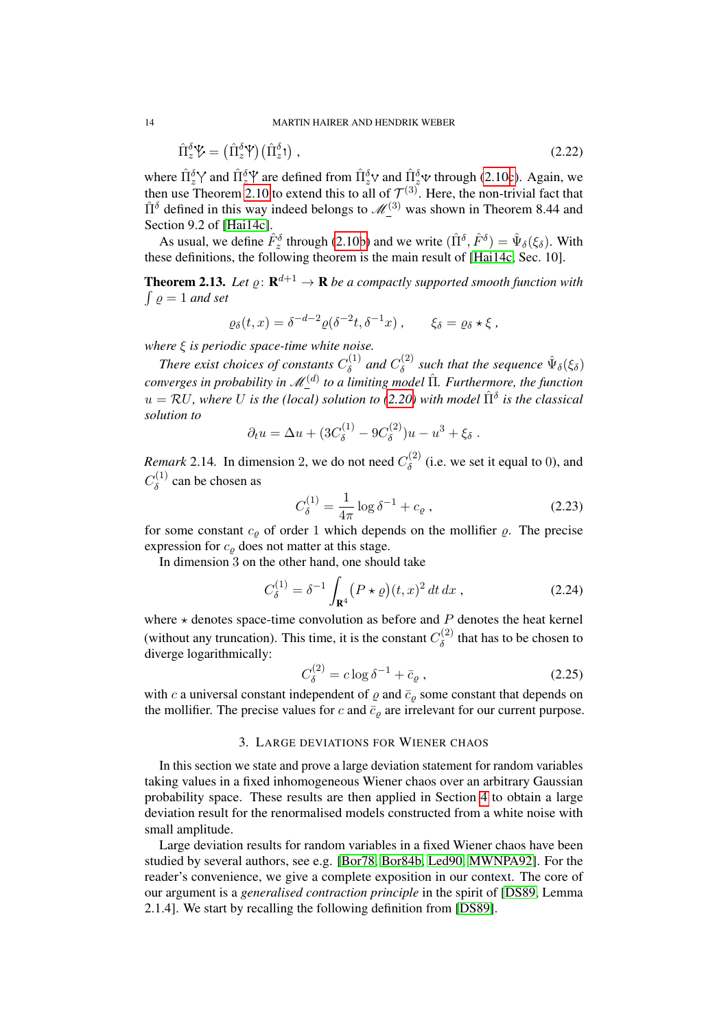$$\hat{\Pi}_z^\delta \mathbf{\Psi} = \big(\hat{\Pi}_z^\delta \mathbf{Y}\big)\big(\hat{\Pi}_z^\delta \mathbf{1}\big)\;, \tag{2.22}$$

where $\hat{\Pi}_z^\delta \mathbf{Y}$ and $\hat{\Pi}_z^\delta \mathbf{Y}$ are defined from $\hat{\Pi}_z^\delta \mathbf{V}$ and $\hat{\Pi}_z^\delta \mathbf{V}$ through (2.10c). Again, we then use Theorem 2.10 to extend this to all of $\mathcal{T}^{(3)}$. Here, the non-trivial fact that $\hat{\Pi}^\delta$ defined in this way indeed belongs to $\mathscr{M}_-^{(3)}$ was shown in Theorem 8.44 and Section 9.2 of [Hai14c].

As usual, we define $\hat{F}_z^\delta$ through (2.10b) and we write $(\hat{\Pi}^\delta, \hat{F}^\delta) = \hat{\Psi}_\delta(\xi_\delta)$. With these definitions, the following theorem is the main result of [Hai14c, Sec. 10].

**Theorem 2.13.** *Let $\varrho \colon \mathbf{R}^{d+1} \to \mathbf{R}$ be a compactly supported smooth function with $\int \varrho = 1$ and set*

$$\varrho_\delta(t,x) = \delta^{-d-2}\varrho(\delta^{-2}t, \delta^{-1}x)\;, \qquad \xi_\delta = \varrho_\delta \star \xi\;,$$

*where $\xi$ is periodic space-time white noise.*

*There exist choices of constants $C_\delta^{(1)}$ and $C_\delta^{(2)}$ such that the sequence $\hat{\Psi}_\delta(\xi_\delta)$ converges in probability in $\mathscr{M}_-^{(d)}$ to a limiting model $\hat{\Pi}$. Furthermore, the function $u = \mathcal{R}U$, where $U$ is the (local) solution to (2.20) with model $\hat{\Pi}^\delta$ is the classical solution to*

$$\partial_t u = \Delta u + (3C_\delta^{(1)} - 9C_\delta^{(2)})u - u^3 + \xi_\delta\;.$$

*Remark* 2.14. In dimension 2, we do not need $C_\delta^{(2)}$ (i.e. we set it equal to 0), and $C_\delta^{(1)}$ can be chosen as

$$C_\delta^{(1)} = \frac{1}{4\pi}\log\delta^{-1} + c_\varrho\;, \tag{2.23}$$

for some constant $c_\varrho$ of order 1 which depends on the mollifier $\varrho$. The precise expression for $c_\varrho$ does not matter at this stage.

In dimension 3 on the other hand, one should take

$$C_\delta^{(1)} = \delta^{-1}\int_{\mathbf{R}^4} \big(P \star \varrho\big)(t,x)^2\,dt\,dx\;, \tag{2.24}$$

where $\star$ denotes space-time convolution as before and $P$ denotes the heat kernel (without any truncation). This time, it is the constant $C_\delta^{(2)}$ that has to be chosen to diverge logarithmically:

$$C_\delta^{(2)} = c\log\delta^{-1} + \bar{c}_\varrho\;, \tag{2.25}$$

with $c$ a universal constant independent of $\varrho$ and $\bar{c}_\varrho$ some constant that depends on the mollifier. The precise values for $c$ and $\bar{c}_\varrho$ are irrelevant for our current purpose.

## 3. Large deviations for Wiener chaos

In this section we state and prove a large deviation statement for random variables taking values in a fixed inhomogeneous Wiener chaos over an arbitrary Gaussian probability space. These results are then applied in Section 4 to obtain a large deviation result for the renormalised models constructed from a white noise with small amplitude.

Large deviation results for random variables in a fixed Wiener chaos have been studied by several authors, see e.g. [Bor78, Bor84b, Led90, MWNPA92]. For the reader's convenience, we give a complete exposition in our context. The core of our argument is a *generalised contraction principle* in the spirit of [DS89, Lemma 2.1.4]. We start by recalling the following definition from [DS89].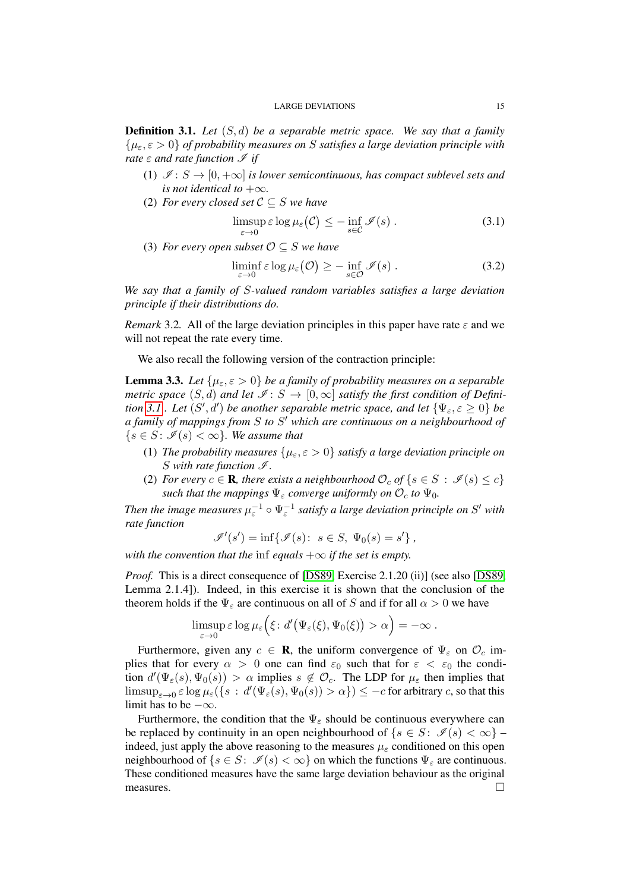**Definition 3.1.** *Let $(S, d)$ be a separable metric space. We say that a family $\{\mu_\varepsilon, \varepsilon > 0\}$ of probability measures on $S$ satisfies a large deviation principle with rate $\varepsilon$ and rate function $\mathscr{I}$ if*

1. *$\mathscr{I} : S \to [0, +\infty]$ is lower semicontinuous, has compact sublevel sets and is not identical to $+\infty$.*
2. *For every closed set $\mathcal{C} \subseteq S$ we have*
$$\limsup_{\varepsilon \to 0} \varepsilon \log \mu_\varepsilon\big(\mathcal{C}\big) \leq - \inf_{s \in \mathcal{C}} \mathscr{I}(s) \; . \tag{3.1}$$
3. *For every open subset $\mathcal{O} \subseteq S$ we have*
$$\liminf_{\varepsilon \to 0} \varepsilon \log \mu_\varepsilon\big(\mathcal{O}\big) \geq - \inf_{s \in \mathcal{O}} \mathscr{I}(s) \; . \tag{3.2}$$

*We say that a family of $S$-valued random variables satisfies a large deviation principle if their distributions do.*

*Remark* 3.2. All of the large deviation principles in this paper have rate $\varepsilon$ and we will not repeat the rate every time.

We also recall the following version of the contraction principle:

**Lemma 3.3.** *Let $\{\mu_\varepsilon, \varepsilon > 0\}$ be a family of probability measures on a separable metric space $(S, d)$ and let $\mathscr{I} : S \to [0, \infty]$ satisfy the first condition of Definition 3.1. Let $(S', d')$ be another separable metric space, and let $\{\Psi_\varepsilon, \varepsilon \geq 0\}$ be a family of mappings from $S$ to $S'$ which are continuous on a neighbourhood of $\{s \in S \colon \mathscr{I}(s) < \infty\}$. We assume that*

1. *The probability measures $\{\mu_\varepsilon, \varepsilon > 0\}$ satisfy a large deviation principle on $S$ with rate function $\mathscr{I}$.*
2. *For every $c \in \mathbf{R}$, there exists a neighbourhood $\mathcal{O}_c$ of $\{s \in S \, : \, \mathscr{I}(s) \leq c\}$ such that the mappings $\Psi_\varepsilon$ converge uniformly on $\mathcal{O}_c$ to $\Psi_0$.*

*Then the image measures $\mu_\varepsilon^{-1} \circ \Psi_\varepsilon^{-1}$ satisfy a large deviation principle on $S'$ with rate function*
$$\mathscr{I}'(s') = \inf\{\mathscr{I}(s) \colon \; s \in S, \; \Psi_0(s) = s'\} \, ,$$
*with the convention that the* inf *equals $+\infty$ if the set is empty.*

*Proof.* This is a direct consequence of [DS89, Exercise 2.1.20 (ii)] (see also [DS89, Lemma 2.1.4]). Indeed, in this exercise it is shown that the conclusion of the theorem holds if the $\Psi_\varepsilon$ are continuous on all of $S$ and if for all $\alpha > 0$ we have
$$\limsup_{\varepsilon \to 0} \varepsilon \log \mu_\varepsilon \Big( \xi \colon d'\big(\Psi_\varepsilon(\xi), \Psi_0(\xi)\big) > \alpha \Big) = -\infty \; .$$

Furthermore, given any $c \in \mathbf{R}$, the uniform convergence of $\Psi_\varepsilon$ on $\mathcal{O}_c$ implies that for every $\alpha > 0$ one can find $\varepsilon_0$ such that for $\varepsilon < \varepsilon_0$ the condition $d'(\Psi_\varepsilon(s), \Psi_0(s)) > \alpha$ implies $s \notin \mathcal{O}_c$. The LDP for $\mu_\varepsilon$ then implies that $\limsup_{\varepsilon \to 0} \varepsilon \log \mu_\varepsilon(\{s \, : \, d'(\Psi_\varepsilon(s), \Psi_0(s)) > \alpha\}) \leq -c$ for arbitrary $c$, so that this limit has to be $-\infty$.

Furthermore, the condition that the $\Psi_\varepsilon$ should be continuous everywhere can be replaced by continuity in an open neighbourhood of $\{s \in S \colon \mathscr{I}(s) < \infty\}$ – indeed, just apply the above reasoning to the measures $\mu_\varepsilon$ conditioned on this open neighbourhood of $\{s \in S \colon \mathscr{I}(s) < \infty\}$ on which the functions $\Psi_\varepsilon$ are continuous. These conditioned measures have the same large deviation behaviour as the original measures. □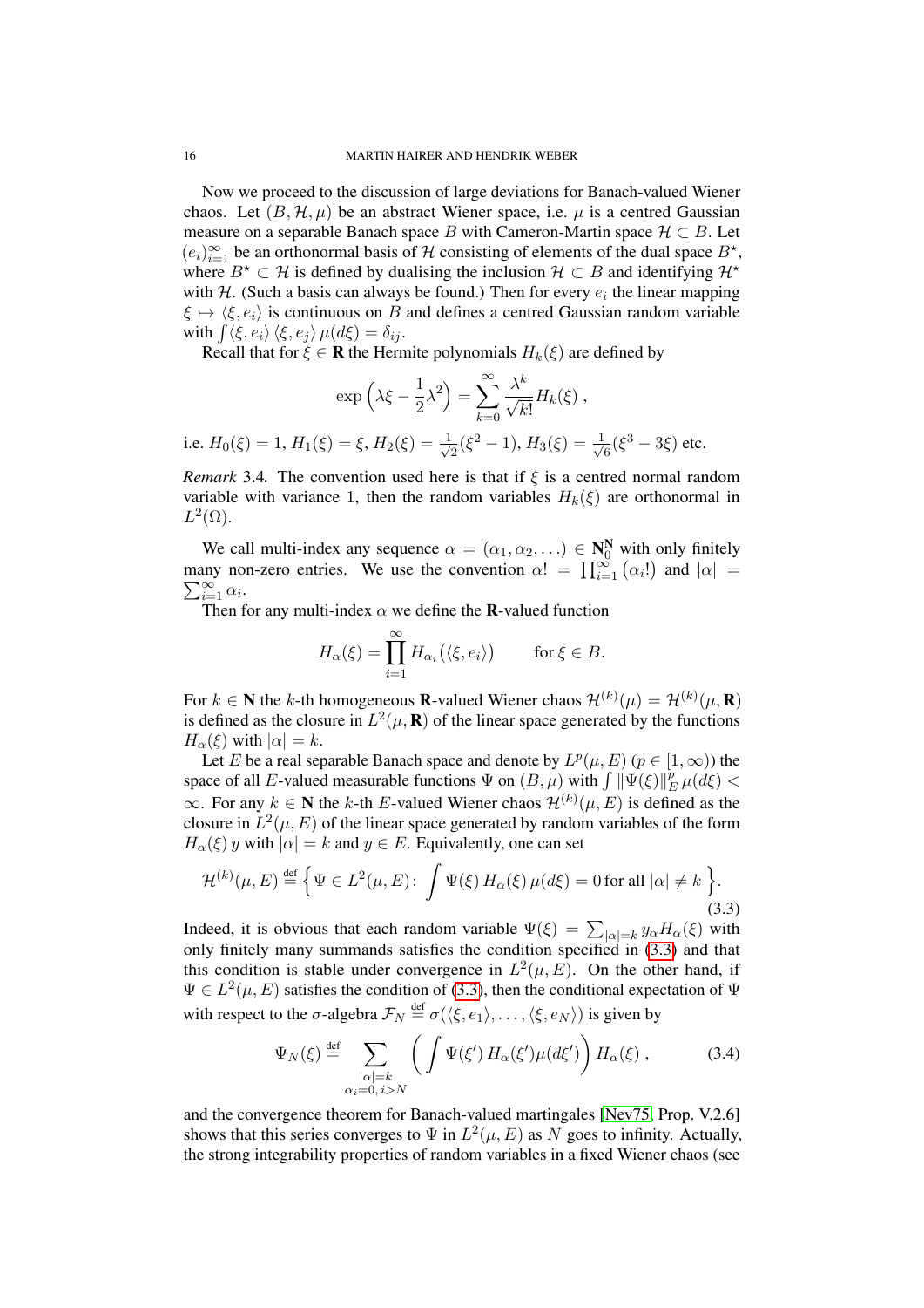Now we proceed to the discussion of large deviations for Banach-valued Wiener chaos. Let $(B, \mathcal{H}, \mu)$ be an abstract Wiener space, i.e. $\mu$ is a centred Gaussian measure on a separable Banach space $B$ with Cameron-Martin space $\mathcal{H} \subset B$. Let $(e_i)_{i=1}^\infty$ be an orthonormal basis of $\mathcal{H}$ consisting of elements of the dual space $B^\star$, where $B^\star \subset \mathcal{H}$ is defined by dualising the inclusion $\mathcal{H} \subset B$ and identifying $\mathcal{H}^\star$ with $\mathcal{H}$. (Such a basis can always be found.) Then for every $e_i$ the linear mapping $\xi \mapsto \langle \xi, e_i \rangle$ is continuous on $B$ and defines a centred Gaussian random variable with $\int \langle \xi, e_i \rangle \langle \xi, e_j \rangle \, \mu(d\xi) = \delta_{ij}$.

Recall that for $\xi \in \mathbf{R}$ the Hermite polynomials $H_k(\xi)$ are defined by

$$\exp\Big(\lambda \xi - \frac{1}{2}\lambda^2\Big) = \sum_{k=0}^\infty \frac{\lambda^k}{\sqrt{k!}} H_k(\xi)\;,$$

i.e. $H_0(\xi) = 1$, $H_1(\xi) = \xi$, $H_2(\xi) = \frac{1}{\sqrt{2}}(\xi^2 - 1)$, $H_3(\xi) = \frac{1}{\sqrt{6}}(\xi^3 - 3\xi)$ etc.

*Remark* 3.4. The convention used here is that if $\xi$ is a centred normal random variable with variance 1, then the random variables $H_k(\xi)$ are orthonormal in $L^2(\Omega)$.

We call multi-index any sequence $\alpha = (\alpha_1, \alpha_2, \ldots) \in \mathbf{N}_0^{\mathbf{N}}$ with only finitely many non-zero entries. We use the convention $\alpha! = \prod_{i=1}^\infty (\alpha_i!)$ and $|\alpha| = \sum_{i=1}^\infty \alpha_i$.

Then for any multi-index $\alpha$ we define the $\mathbf{R}$-valued function

$$H_\alpha(\xi) = \prod_{i=1}^\infty H_{\alpha_i}\big(\langle \xi, e_i \rangle\big) \qquad \text{for } \xi \in B.$$

For $k \in \mathbf{N}$ the $k$-th homogeneous $\mathbf{R}$-valued Wiener chaos $\mathcal{H}^{(k)}(\mu) = \mathcal{H}^{(k)}(\mu, \mathbf{R})$ is defined as the closure in $L^2(\mu, \mathbf{R})$ of the linear space generated by the functions $H_\alpha(\xi)$ with $|\alpha| = k$.

Let $E$ be a real separable Banach space and denote by $L^p(\mu, E)$ ($p \in [1, \infty)$) the space of all $E$-valued measurable functions $\Psi$ on $(B, \mu)$ with $\int \|\Psi(\xi)\|_E^p \, \mu(d\xi) < \infty$. For any $k \in \mathbf{N}$ the $k$-th $E$-valued Wiener chaos $\mathcal{H}^{(k)}(\mu, E)$ is defined as the closure in $L^2(\mu, E)$ of the linear space generated by random variables of the form $H_\alpha(\xi)\, y$ with $|\alpha| = k$ and $y \in E$. Equivalently, one can set

$$\mathcal{H}^{(k)}(\mu, E) \stackrel{\text{def}}{=} \Big\{ \Psi \in L^2(\mu, E) \colon \int \Psi(\xi)\, H_\alpha(\xi)\, \mu(d\xi) = 0 \, \text{for all } |\alpha| \neq k \Big\}. \tag{3.3}$$

Indeed, it is obvious that each random variable $\Psi(\xi) = \sum_{|\alpha|=k} y_\alpha H_\alpha(\xi)$ with only finitely many summands satisfies the condition specified in (3.3) and that this condition is stable under convergence in $L^2(\mu, E)$. On the other hand, if $\Psi \in L^2(\mu, E)$ satisfies the condition of (3.3), then the conditional expectation of $\Psi$ with respect to the $\sigma$-algebra $\mathcal{F}_N \stackrel{\text{def}}{=} \sigma(\langle \xi, e_1 \rangle, \ldots, \langle \xi, e_N \rangle)$ is given by

$$\Psi_N(\xi) \stackrel{\text{def}}{=} \sum_{\substack{|\alpha|=k \\ \alpha_i = 0,\, i > N}} \Big( \int \Psi(\xi')\, H_\alpha(\xi') \mu(d\xi') \Big) H_\alpha(\xi)\;, \tag{3.4}$$

and the convergence theorem for Banach-valued martingales [Nev75, Prop. V.2.6] shows that this series converges to $\Psi$ in $L^2(\mu, E)$ as $N$ goes to infinity. Actually, the strong integrability properties of random variables in a fixed Wiener chaos (see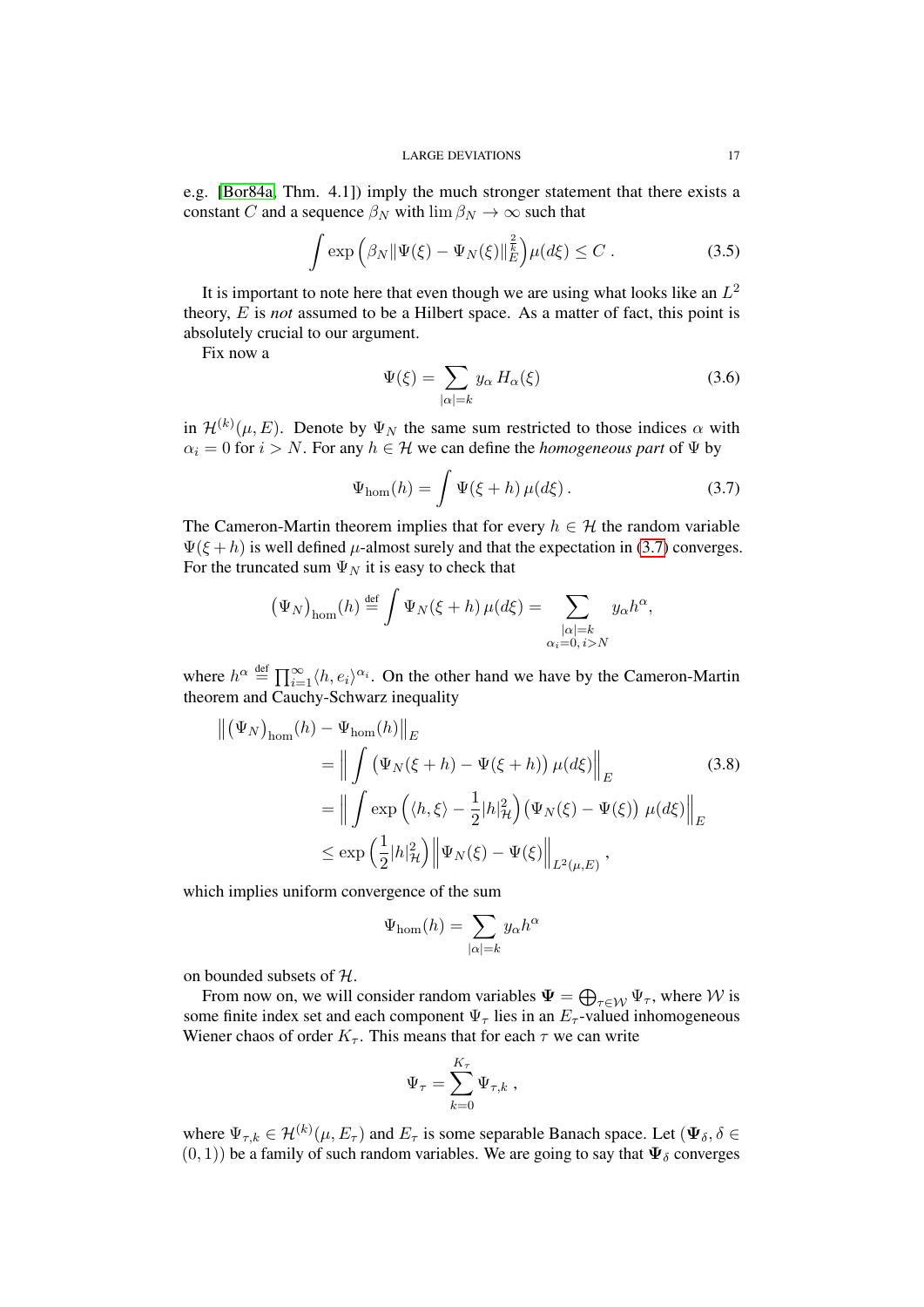e.g. [Bor84a, Thm. 4.1]) imply the much stronger statement that there exists a constant $C$ and a sequence $\beta_N$ with $\lim \beta_N \to \infty$ such that

$$\int \exp\Big(\beta_N \|\Psi(\xi) - \Psi_N(\xi)\|_E^{\frac{2}{k}}\Big)\mu(d\xi) \leq C\,. \tag{3.5}$$

It is important to note here that even though we are using what looks like an $L^2$ theory, $E$ is *not* assumed to be a Hilbert space. As a matter of fact, this point is absolutely crucial to our argument.

Fix now a

$$\Psi(\xi) = \sum_{|\alpha|=k} y_\alpha\, H_\alpha(\xi) \tag{3.6}$$

in $\mathcal{H}^{(k)}(\mu, E)$. Denote by $\Psi_N$ the same sum restricted to those indices $\alpha$ with $\alpha_i = 0$ for $i > N$. For any $h \in \mathcal{H}$ we can define the *homogeneous part* of $\Psi$ by

$$\Psi_{\mathrm{hom}}(h) = \int \Psi(\xi + h)\, \mu(d\xi)\,. \tag{3.7}$$

The Cameron-Martin theorem implies that for every $h \in \mathcal{H}$ the random variable $\Psi(\xi + h)$ is well defined $\mu$-almost surely and that the expectation in (3.7) converges. For the truncated sum $\Psi_N$ it is easy to check that

$$\big(\Psi_N\big)_{\mathrm{hom}}(h) \stackrel{\text{def}}{=} \int \Psi_N(\xi + h)\, \mu(d\xi) = \sum_{\substack{|\alpha|=k \\ \alpha_i=0,\, i>N}} y_\alpha h^\alpha,$$

where $h^\alpha \stackrel{\text{def}}{=} \prod_{i=1}^\infty \langle h, e_i\rangle^{\alpha_i}$. On the other hand we have by the Cameron-Martin theorem and Cauchy-Schwarz inequality

$$\begin{aligned}
\big\|\big(\Psi_N\big)_{\mathrm{hom}}(h) - \Psi_{\mathrm{hom}}(h)\big\|_E& \\
&= \Big\| \int \big(\Psi_N(\xi + h) - \Psi(\xi + h)\big)\, \mu(d\xi)\Big\|_E \\
&= \Big\| \int \exp\Big(\langle h, \xi\rangle - \frac{1}{2}|h|_{\mathcal{H}}^2\Big)\big(\Psi_N(\xi) - \Psi(\xi)\big)\; \mu(d\xi)\Big\|_E \\
&\leq \exp\Big(\frac{1}{2}|h|_{\mathcal{H}}^2\Big) \Big\|\Psi_N(\xi) - \Psi(\xi)\Big\|_{L^2(\mu,E)}\,,
\end{aligned} \tag{3.8}$$

which implies uniform convergence of the sum

$$\Psi_{\mathrm{hom}}(h) = \sum_{|\alpha|=k} y_\alpha h^\alpha$$

on bounded subsets of $\mathcal{H}$.

From now on, we will consider random variables $\mathbf{\Psi} = \bigoplus_{\tau\in\mathcal{W}} \Psi_\tau$, where $\mathcal{W}$ is some finite index set and each component $\Psi_\tau$ lies in an $E_\tau$-valued inhomogeneous Wiener chaos of order $K_\tau$. This means that for each $\tau$ we can write

$$\Psi_\tau = \sum_{k=0}^{K_\tau} \Psi_{\tau,k}\,,$$

where $\Psi_{\tau,k} \in \mathcal{H}^{(k)}(\mu, E_\tau)$ and $E_\tau$ is some separable Banach space. Let $(\mathbf{\Psi}_\delta, \delta \in (0,1))$ be a family of such random variables. We are going to say that $\mathbf{\Psi}_\delta$ converges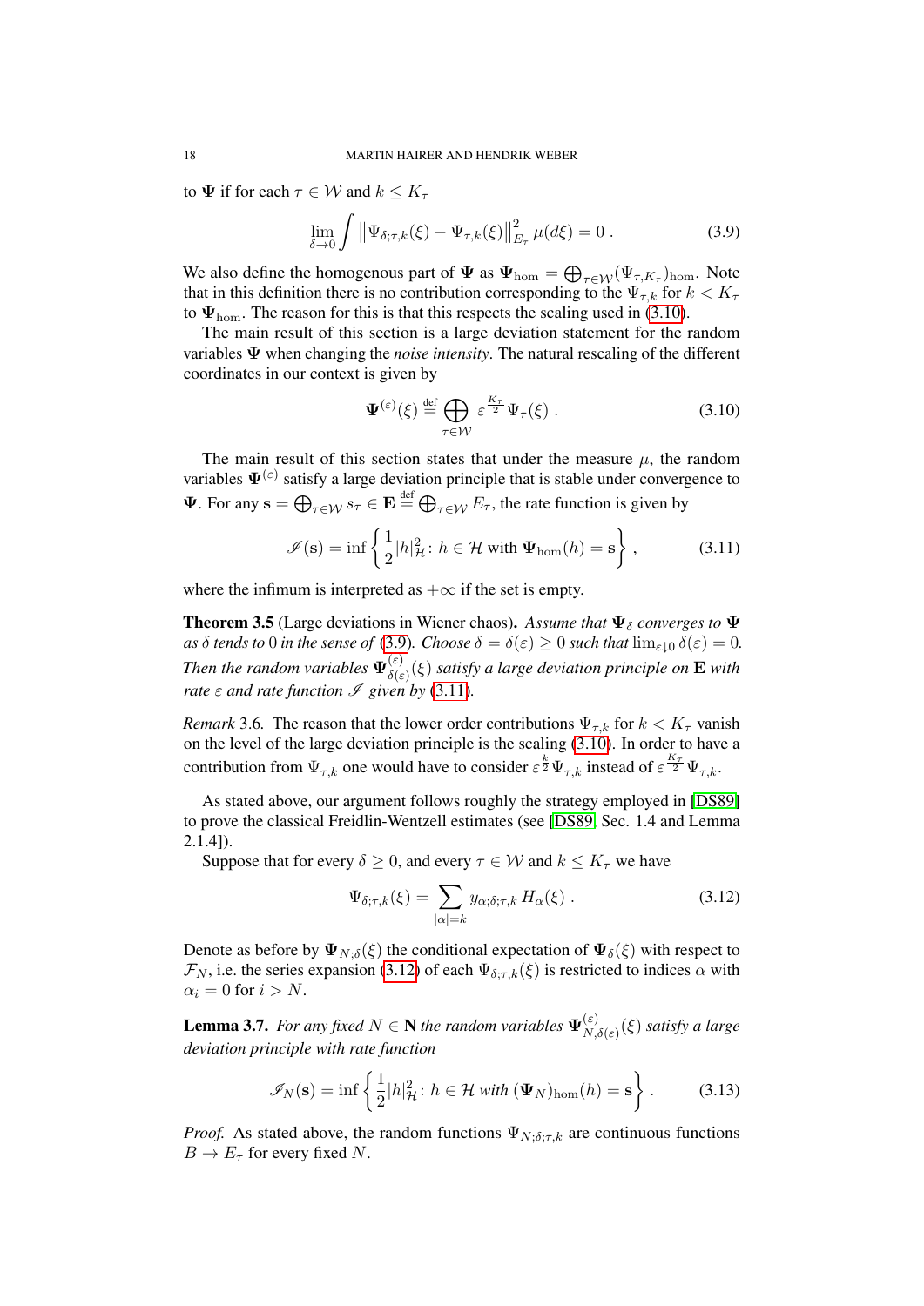to $\mathbf{\Psi}$ if for each $\tau \in \mathcal{W}$ and $k \le K_\tau$

$$\lim_{\delta\to 0} \int \big\| \Psi_{\delta;\tau,k}(\xi) - \Psi_{\tau,k}(\xi)\big\|^2_{E_\tau} \, \mu(d\xi) = 0 \; . \tag{3.9}$$

We also define the homogenous part of $\mathbf{\Psi}$ as $\mathbf{\Psi}_{\mathrm{hom}} = \bigoplus_{\tau\in\mathcal{W}} (\Psi_{\tau,K_\tau})_{\mathrm{hom}}$. Note that in this definition there is no contribution corresponding to the $\Psi_{\tau,k}$ for $k < K_\tau$ to $\mathbf{\Psi}_{\mathrm{hom}}$. The reason for this is that this respects the scaling used in (3.10).

The main result of this section is a large deviation statement for the random variables $\mathbf{\Psi}$ when changing the *noise intensity*. The natural rescaling of the different coordinates in our context is given by

$$\mathbf{\Psi}^{(\varepsilon)}(\xi) \stackrel{\mathrm{def}}{=} \bigoplus_{\tau\in\mathcal{W}} \varepsilon^{\frac{K_\tau}{2}} \Psi_\tau(\xi) \; . \tag{3.10}$$

The main result of this section states that under the measure $\mu$, the random variables $\mathbf{\Psi}^{(\varepsilon)}$ satisfy a large deviation principle that is stable under convergence to $\mathbf{\Psi}$. For any $\mathbf{s} = \bigoplus_{\tau\in\mathcal{W}} s_\tau \in \mathbf{E} \stackrel{\mathrm{def}}{=} \bigoplus_{\tau\in\mathcal{W}} E_\tau$, the rate function is given by

$$\mathscr{I}(\mathbf{s}) = \inf\left\{ \frac{1}{2} |h|^2_{\mathcal{H}} \colon \, h \in \mathcal{H} \text{ with } \mathbf{\Psi}_{\mathrm{hom}}(h) = \mathbf{s} \right\} , \tag{3.11}$$

where the infimum is interpreted as $+\infty$ if the set is empty.

**Theorem 3.5** (Large deviations in Wiener chaos)**.** *Assume that $\mathbf{\Psi}_\delta$ converges to $\mathbf{\Psi}$ as $\delta$ tends to 0 in the sense of (3.9). Choose $\delta = \delta(\varepsilon) \ge 0$ such that $\lim_{\varepsilon\downarrow 0} \delta(\varepsilon) = 0$. Then the random variables $\mathbf{\Psi}^{(\varepsilon)}_{\delta(\varepsilon)}(\xi)$ satisfy a large deviation principle on $\mathbf{E}$ with rate $\varepsilon$ and rate function $\mathscr{I}$ given by (3.11).*

*Remark* 3.6. The reason that the lower order contributions $\Psi_{\tau,k}$ for $k < K_\tau$ vanish on the level of the large deviation principle is the scaling (3.10). In order to have a contribution from $\Psi_{\tau,k}$ one would have to consider $\varepsilon^{\frac{k}{2}} \Psi_{\tau,k}$ instead of $\varepsilon^{\frac{K_\tau}{2}} \Psi_{\tau,k}$.

As stated above, our argument follows roughly the strategy employed in [DS89] to prove the classical Freidlin-Wentzell estimates (see [DS89, Sec. 1.4 and Lemma 2.1.4]).

Suppose that for every $\delta \ge 0$, and every $\tau \in \mathcal{W}$ and $k \le K_\tau$ we have

$$\Psi_{\delta;\tau,k}(\xi) = \sum_{|\alpha|=k} y_{\alpha;\delta;\tau,k} \, H_\alpha(\xi) \; . \tag{3.12}$$

Denote as before by $\mathbf{\Psi}_{N;\delta}(\xi)$ the conditional expectation of $\mathbf{\Psi}_\delta(\xi)$ with respect to $\mathcal{F}_N$, i.e. the series expansion (3.12) of each $\Psi_{\delta;\tau,k}(\xi)$ is restricted to indices $\alpha$ with $\alpha_i = 0$ for $i > N$.

**Lemma 3.7.** *For any fixed $N \in \mathbf{N}$ the random variables $\mathbf{\Psi}^{(\varepsilon)}_{N,\delta(\varepsilon)}(\xi)$ satisfy a large deviation principle with rate function*

$$\mathscr{I}_N(\mathbf{s}) = \inf\left\{ \frac{1}{2} |h|^2_{\mathcal{H}} \colon \, h \in \mathcal{H} \text{ with } (\mathbf{\Psi}_N)_{\mathrm{hom}}(h) = \mathbf{s} \right\} . \tag{3.13}$$

*Proof.* As stated above, the random functions $\Psi_{N;\delta;\tau,k}$ are continuous functions $B \to E_\tau$ for every fixed $N$.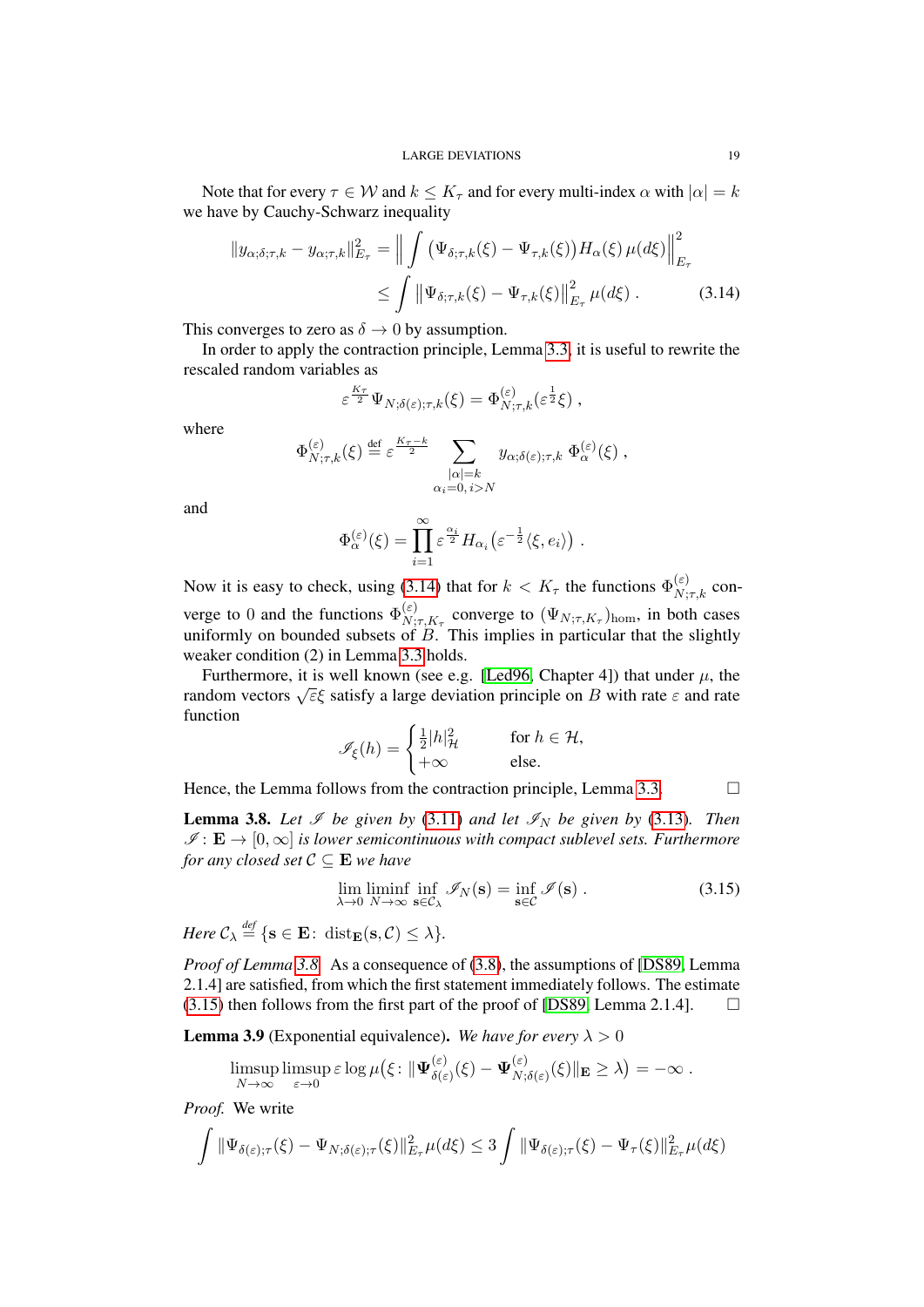Note that for every $\tau \in \mathcal{W}$ and $k \le K_\tau$ and for every multi-index $\alpha$ with $|\alpha| = k$ we have by Cauchy-Schwarz inequality

$$
\begin{aligned}
\|y_{\alpha;\delta;\tau,k} - y_{\alpha;\tau,k}\|_{E_\tau}^2 &= \Big\| \int \big(\Psi_{\delta;\tau,k}(\xi) - \Psi_{\tau,k}(\xi)\big) H_\alpha(\xi)\, \mu(d\xi) \Big\|_{E_\tau}^2 \\
&\le \int \big\| \Psi_{\delta;\tau,k}(\xi) - \Psi_{\tau,k}(\xi) \big\|_{E_\tau}^2\, \mu(d\xi) \,. \qquad (3.14)
\end{aligned}
$$

This converges to zero as $\delta \to 0$ by assumption.

In order to apply the contraction principle, Lemma 3.3, it is useful to rewrite the rescaled random variables as

$$
\varepsilon^{\frac{K_\tau}{2}} \Psi_{N;\delta(\varepsilon);\tau,k}(\xi) = \Phi^{(\varepsilon)}_{N;\tau,k}(\varepsilon^{\frac{1}{2}}\xi) \,,
$$

where

$$
\Phi^{(\varepsilon)}_{N;\tau,k}(\xi) \stackrel{\text{def}}{=} \varepsilon^{\frac{K_\tau - k}{2}} \sum_{\substack{|\alpha| = k \\ \alpha_i = 0,\, i > N}} y_{\alpha;\delta(\varepsilon);\tau,k}\, \Phi^{(\varepsilon)}_\alpha(\xi) \,,
$$

and

$$
\Phi^{(\varepsilon)}_\alpha(\xi) = \prod_{i=1}^\infty \varepsilon^{\frac{\alpha_i}{2}} H_{\alpha_i}\big(\varepsilon^{-\frac{1}{2}} \langle \xi, e_i\rangle\big) \,.
$$

Now it is easy to check, using (3.14) that for $k < K_\tau$ the functions $\Phi^{(\varepsilon)}_{N;\tau,k}$ converge to 0 and the functions $\Phi^{(\varepsilon)}_{N;\tau,K_\tau}$ converge to $(\Psi_{N;\tau,K_\tau})_{\text{hom}}$, in both cases uniformly on bounded subsets of $B$. This implies in particular that the slightly weaker condition (2) in Lemma 3.3 holds.

Furthermore, it is well known (see e.g. [Led96, Chapter 4]) that under $\mu$, the random vectors $\sqrt{\varepsilon}\xi$ satisfy a large deviation principle on $B$ with rate $\varepsilon$ and rate function

$$
\mathscr{I}_\xi(h) = \begin{cases} \frac{1}{2}|h|^2_{\mathcal{H}} & \text{for } h \in \mathcal{H}, \\ +\infty & \text{else.} \end{cases}
$$

Hence, the Lemma follows from the contraction principle, Lemma 3.3. $\square$

**Lemma 3.8.** *Let $\mathscr{I}$ be given by (3.11) and let $\mathscr{I}_N$ be given by (3.13). Then $\mathscr{I} \colon \mathbf{E} \to [0,\infty]$ is lower semicontinuous with compact sublevel sets. Furthermore for any closed set $\mathcal{C} \subseteq \mathbf{E}$ we have*

$$
\lim_{\lambda \to 0} \liminf_{N \to \infty} \inf_{\mathbf{s} \in \mathcal{C}_\lambda} \mathscr{I}_N(\mathbf{s}) = \inf_{\mathbf{s} \in \mathcal{C}} \mathscr{I}(\mathbf{s}) \,. \qquad (3.15)
$$

*Here $\mathcal{C}_\lambda \stackrel{\text{def}}{=} \{\mathbf{s} \in \mathbf{E} \colon \operatorname{dist}_{\mathbf{E}}(\mathbf{s}, \mathcal{C}) \le \lambda\}$.*

*Proof of Lemma 3.8.* As a consequence of (3.8), the assumptions of [DS89, Lemma 2.1.4] are satisfied, from which the first statement immediately follows. The estimate (3.15) then follows from the first part of the proof of [DS89, Lemma 2.1.4]. $\square$

**Lemma 3.9** (Exponential equivalence)**.** *We have for every $\lambda > 0$*

$$
\limsup_{N \to \infty} \limsup_{\varepsilon \to 0} \varepsilon \log \mu\big(\xi \colon \|\mathbf{\Psi}^{(\varepsilon)}_{\delta(\varepsilon)}(\xi) - \mathbf{\Psi}^{(\varepsilon)}_{N;\delta(\varepsilon)}(\xi)\|_{\mathbf{E}} \ge \lambda\big) = -\infty \,.
$$

*Proof.* We write

$$
\int \|\Psi_{\delta(\varepsilon);\tau}(\xi) - \Psi_{N;\delta(\varepsilon);\tau}(\xi)\|^2_{E_\tau} \mu(d\xi) \le 3 \int \|\Psi_{\delta(\varepsilon);\tau}(\xi) - \Psi_\tau(\xi)\|^2_{E_\tau} \mu(d\xi)
$$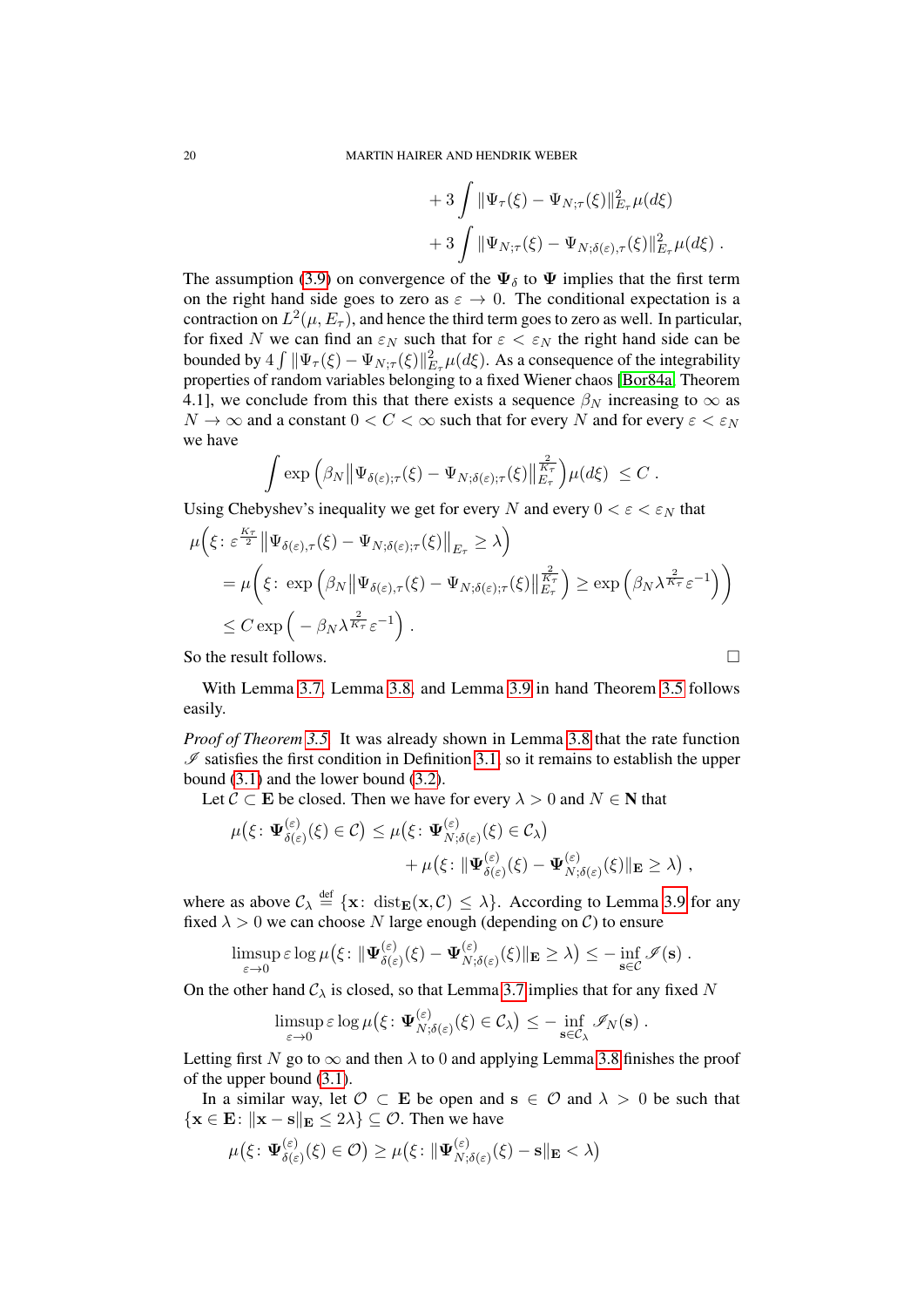$$
+ 3 \int \| \Psi_\tau(\xi) - \Psi_{N;\tau}(\xi) \|_{E_\tau}^2 \mu(d\xi)
$$
$$
+ 3 \int \| \Psi_{N;\tau}(\xi) - \Psi_{N;\delta(\varepsilon),\tau}(\xi) \|_{E_\tau}^2 \mu(d\xi) \;.
$$

The assumption (3.9) on convergence of the $\mathbf{\Psi}_\delta$ to $\mathbf{\Psi}$ implies that the first term on the right hand side goes to zero as $\varepsilon \to 0$. The conditional expectation is a contraction on $L^2(\mu, E_\tau)$, and hence the third term goes to zero as well. In particular, for fixed $N$ we can find an $\varepsilon_N$ such that for $\varepsilon < \varepsilon_N$ the right hand side can be bounded by $4 \int \| \Psi_\tau(\xi) - \Psi_{N;\tau}(\xi) \|_{E_\tau}^2 \mu(d\xi)$. As a consequence of the integrability properties of random variables belonging to a fixed Wiener chaos [Bor84a, Theorem 4.1], we conclude from this that there exists a sequence $\beta_N$ increasing to $\infty$ as $N \to \infty$ and a constant $0 < C < \infty$ such that for every $N$ and for every $\varepsilon < \varepsilon_N$ we have

$$
\int \exp \Big( \beta_N \big\| \Psi_{\delta(\varepsilon);\tau}(\xi) - \Psi_{N;\delta(\varepsilon);\tau}(\xi) \big\|_{E_\tau}^{\frac{2}{K_\tau}} \Big) \mu(d\xi) \;\leq C \;.
$$

Using Chebyshev's inequality we get for every $N$ and every $0 < \varepsilon < \varepsilon_N$ that

$$
\begin{aligned}
&\mu\Big( \xi \colon \varepsilon^{\frac{K_\tau}{2}} \big\| \Psi_{\delta(\varepsilon),\tau}(\xi) - \Psi_{N;\delta(\varepsilon);\tau}(\xi) \big\|_{E_\tau} \geq \lambda \Big) \\
&\quad = \mu\Big( \xi \colon \exp \Big( \beta_N \big\| \Psi_{\delta(\varepsilon),\tau}(\xi) - \Psi_{N;\delta(\varepsilon);\tau}(\xi) \big\|_{E_\tau}^{\frac{2}{K_\tau}} \Big) \geq \exp \Big( \beta_N \lambda^{\frac{2}{K_\tau}} \varepsilon^{-1} \Big) \Big) \\
&\quad \leq C \exp \Big( - \beta_N \lambda^{\frac{2}{K_\tau}} \varepsilon^{-1} \Big) \;.
\end{aligned}
$$

So the result follows. □

With Lemma 3.7, Lemma 3.8, and Lemma 3.9 in hand Theorem 3.5 follows easily.

*Proof of Theorem 3.5.* It was already shown in Lemma 3.8 that the rate function $\mathscr{I}$ satisfies the first condition in Definition 3.1, so it remains to establish the upper bound (3.1) and the lower bound (3.2).

Let $\mathcal{C} \subset \mathbf{E}$ be closed. Then we have for every $\lambda > 0$ and $N \in \mathbf{N}$ that

$$
\begin{aligned}
\mu\big( \xi \colon \mathbf{\Psi}^{(\varepsilon)}_{\delta(\varepsilon)}(\xi) \in \mathcal{C} \big) &\leq \mu\big( \xi \colon \mathbf{\Psi}^{(\varepsilon)}_{N;\delta(\varepsilon)}(\xi) \in \mathcal{C}_\lambda \big) \\
&\qquad + \mu\big( \xi \colon \| \mathbf{\Psi}^{(\varepsilon)}_{\delta(\varepsilon)}(\xi) - \mathbf{\Psi}^{(\varepsilon)}_{N;\delta(\varepsilon)}(\xi) \|_{\mathbf{E}} \geq \lambda \big) \;,
\end{aligned}
$$

where as above $\mathcal{C}_\lambda \stackrel{\text{def}}{=} \{ \mathbf{x} \colon \operatorname{dist}_{\mathbf{E}}(\mathbf{x}, \mathcal{C}) \leq \lambda \}$. According to Lemma 3.9 for any fixed $\lambda > 0$ we can choose $N$ large enough (depending on $\mathcal{C}$) to ensure

$$
\limsup_{\varepsilon \to 0} \varepsilon \log \mu\big( \xi \colon \| \mathbf{\Psi}^{(\varepsilon)}_{\delta(\varepsilon)}(\xi) - \mathbf{\Psi}^{(\varepsilon)}_{N;\delta(\varepsilon)}(\xi) \|_{\mathbf{E}} \geq \lambda \big) \leq - \inf_{\mathbf{s} \in \mathcal{C}} \mathscr{I}(\mathbf{s}) \;.
$$

On the other hand $\mathcal{C}_\lambda$ is closed, so that Lemma 3.7 implies that for any fixed $N$

$$
\limsup_{\varepsilon \to 0} \varepsilon \log \mu\big( \xi \colon \mathbf{\Psi}^{(\varepsilon)}_{N;\delta(\varepsilon)}(\xi) \in \mathcal{C}_\lambda \big) \leq - \inf_{\mathbf{s} \in \mathcal{C}_\lambda} \mathscr{I}_N(\mathbf{s}) \;.
$$

Letting first $N$ go to $\infty$ and then $\lambda$ to $0$ and applying Lemma 3.8 finishes the proof of the upper bound (3.1).

In a similar way, let $\mathcal{O} \subset \mathbf{E}$ be open and $\mathbf{s} \in \mathcal{O}$ and $\lambda > 0$ be such that $\{ \mathbf{x} \in \mathbf{E} \colon \| \mathbf{x} - \mathbf{s} \|_{\mathbf{E}} \leq 2\lambda \} \subseteq \mathcal{O}$. Then we have

$$
\mu\big( \xi \colon \mathbf{\Psi}^{(\varepsilon)}_{\delta(\varepsilon)}(\xi) \in \mathcal{O} \big) \geq \mu\big( \xi \colon \| \mathbf{\Psi}^{(\varepsilon)}_{N;\delta(\varepsilon)}(\xi) - \mathbf{s} \|_{\mathbf{E}} < \lambda \big)
$$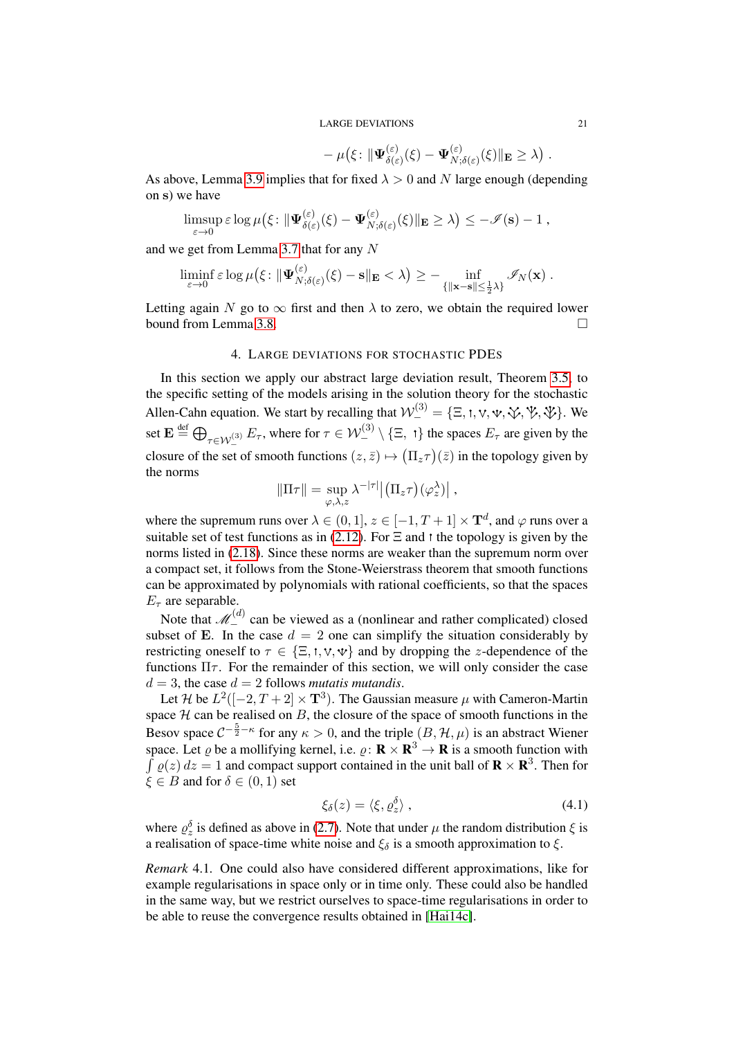$$- \mu\big(\xi\colon \|\mathbf{\Psi}^{(\varepsilon)}_{\delta(\varepsilon)}(\xi) - \mathbf{\Psi}^{(\varepsilon)}_{N;\delta(\varepsilon)}(\xi)\|_{\mathbf{E}} \geq \lambda\big) \;.$$

As above, Lemma 3.9 implies that for fixed $\lambda > 0$ and $N$ large enough (depending on $\mathbf{s}$) we have

$$\limsup_{\varepsilon\to 0} \varepsilon \log \mu\big(\xi\colon \|\mathbf{\Psi}^{(\varepsilon)}_{\delta(\varepsilon)}(\xi) - \mathbf{\Psi}^{(\varepsilon)}_{N;\delta(\varepsilon)}(\xi)\|_{\mathbf{E}} \geq \lambda\big) \leq -\mathscr{I}(\mathbf{s}) - 1 \;,$$

and we get from Lemma 3.7 that for any $N$

$$\liminf_{\varepsilon\to 0} \varepsilon \log \mu\big(\xi\colon \|\mathbf{\Psi}^{(\varepsilon)}_{N;\delta(\varepsilon)}(\xi) - \mathbf{s}\|_{\mathbf{E}} < \lambda\big) \geq -\inf_{\{\|\mathbf{x}-\mathbf{s}\|\leq \frac{1}{2}\lambda\}} \mathscr{I}_N(\mathbf{x}) \;.$$

Letting again $N$ go to $\infty$ first and then $\lambda$ to zero, we obtain the required lower bound from Lemma 3.8. □

## 4. Large deviations for stochastic PDEs

In this section we apply our abstract large deviation result, Theorem 3.5, to the specific setting of the models arising in the solution theory for the stochastic Allen-Cahn equation. We start by recalling that $\mathcal{W}_-^{(3)} = \{\Xi, ↿, \vee, \Psi, \ldots\}$. We set $\mathbf{E} \stackrel{\text{def}}{=} \bigoplus_{\tau\in\mathcal{W}_-^{(3)}} E_\tau$, where for $\tau \in \mathcal{W}_-^{(3)} \setminus \{\Xi, ↿\}$ the spaces $E_\tau$ are given by the closure of the set of smooth functions $(z,\bar z) \mapsto \big(\Pi_z\tau\big)(\bar z)$ in the topology given by the norms

$$\|\Pi\tau\| = \sup_{\varphi,\lambda,z} \lambda^{-|\tau|}\big|\big(\Pi_z\tau\big)(\varphi_z^\lambda)\big| \;,$$

where the supremum runs over $\lambda\in(0,1]$, $z\in[-1,T+1]\times\mathbf{T}^d$, and $\varphi$ runs over a suitable set of test functions as in (2.12). For $\Xi$ and $↿$ the topology is given by the norms listed in (2.18). Since these norms are weaker than the supremum norm over a compact set, it follows from the Stone-Weierstrass theorem that smooth functions can be approximated by polynomials with rational coefficients, so that the spaces $E_\tau$ are separable.

Note that $\mathscr{M}_-^{(d)}$ can be viewed as a (nonlinear and rather complicated) closed subset of $\mathbf{E}$. In the case $d=2$ one can simplify the situation considerably by restricting oneself to $\tau\in\{\Xi, ↿, \vee, \Psi\}$ and by dropping the $z$-dependence of the functions $\Pi\tau$. For the remainder of this section, we will only consider the case $d=3$, the case $d=2$ follows *mutatis mutandis*.

Let $\mathcal{H}$ be $L^2([-2,T+2]\times\mathbf{T}^3)$. The Gaussian measure $\mu$ with Cameron-Martin space $\mathcal{H}$ can be realised on $B$, the closure of the space of smooth functions in the Besov space $\mathcal{C}^{-\frac{5}{2}-\kappa}$ for any $\kappa>0$, and the triple $(B,\mathcal{H},\mu)$ is an abstract Wiener space. Let $\varrho$ be a mollifying kernel, i.e. $\varrho\colon \mathbf{R}\times\mathbf{R}^3\to\mathbf{R}$ is a smooth function with $\int\varrho(z)\,dz = 1$ and compact support contained in the unit ball of $\mathbf{R}\times\mathbf{R}^3$. Then for $\xi\in B$ and for $\delta\in(0,1)$ set

$$\xi_\delta(z) = \langle \xi, \varrho_z^\delta\rangle \;, \tag{4.1}$$

where $\varrho_z^\delta$ is defined as above in (2.7). Note that under $\mu$ the random distribution $\xi$ is a realisation of space-time white noise and $\xi_\delta$ is a smooth approximation to $\xi$.

*Remark* 4.1. One could also have considered different approximations, like for example regularisations in space only or in time only. These could also be handled in the same way, but we restrict ourselves to space-time regularisations in order to be able to reuse the convergence results obtained in [Hai14c].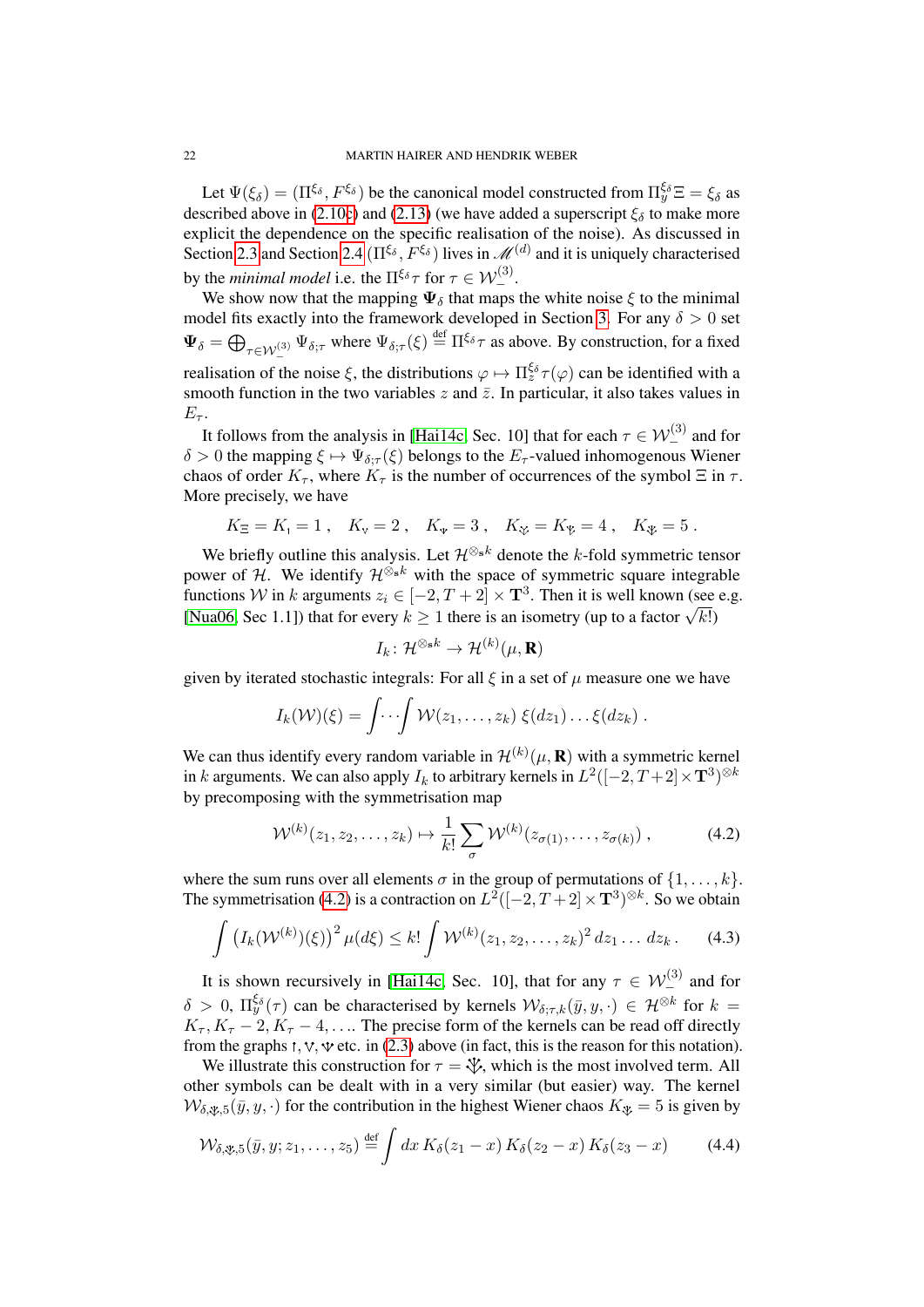Let $\Psi(\xi_\delta) = (\Pi^{\xi_\delta}, F^{\xi_\delta})$ be the canonical model constructed from $\Pi^{\xi_\delta}_y \Xi = \xi_\delta$ as described above in (2.10c) and (2.13) (we have added a superscript $\xi_\delta$ to make more explicit the dependence on the specific realisation of the noise). As discussed in Section 2.3 and Section 2.4 $(\Pi^{\xi_\delta}, F^{\xi_\delta})$ lives in $\mathscr{M}^{(d)}$ and it is uniquely characterised by the *minimal model* i.e. the $\Pi^{\xi_\delta}\tau$ for $\tau \in \mathcal{W}^{(3)}_-$.

We show now that the mapping $\mathbf{\Psi}_\delta$ that maps the white noise $\xi$ to the minimal model fits exactly into the framework developed in Section 3. For any $\delta > 0$ set $\mathbf{\Psi}_\delta = \bigoplus_{\tau \in \mathcal{W}^{(3)}_-} \Psi_{\delta;\tau}$ where $\Psi_{\delta;\tau}(\xi) \stackrel{\text{def}}{=} \Pi^{\xi_\delta}\tau$ as above. By construction, for a fixed realisation of the noise $\xi$, the distributions $\varphi \mapsto \Pi^{\xi_\delta}_z \tau(\varphi)$ can be identified with a smooth function in the two variables $z$ and $\bar z$. In particular, it also takes values in $E_\tau$.

It follows from the analysis in [Hai14c, Sec. 10] that for each $\tau \in \mathcal{W}^{(3)}_-$ and for $\delta > 0$ the mapping $\xi \mapsto \Psi_{\delta;\tau}(\xi)$ belongs to the $E_\tau$-valued inhomogenous Wiener chaos of order $K_\tau$, where $K_\tau$ is the number of occurrences of the symbol $\Xi$ in $\tau$. More precisely, we have

$$
K_{\Xi} = K_{\uparrow} = 1\,, \quad K_{\vee} = 2\,, \quad K_{\Psi} = 3\,, \quad K_{\Psi_\uparrow} = K_{\vee_\vee} = 4\,, \quad K_{\Psi_\vee} = 5\,.
$$

We briefly outline this analysis. Let $\mathcal{H}^{\otimes_s k}$ denote the $k$-fold symmetric tensor power of $\mathcal{H}$. We identify $\mathcal{H}^{\otimes_s k}$ with the space of symmetric square integrable functions $\mathcal{W}$ in $k$ arguments $z_i \in [-2, T+2] \times \mathbf{T}^3$. Then it is well known (see e.g. [Nua06, Sec 1.1]) that for every $k \geq 1$ there is an isometry (up to a factor $\sqrt{k!}$)

$$
I_k \colon \mathcal{H}^{\otimes_s k} \to \mathcal{H}^{(k)}(\mu, \mathbf{R})
$$

given by iterated stochastic integrals: For all $\xi$ in a set of $\mu$ measure one we have

$$
I_k(\mathcal{W})(\xi) = \int \cdots \int \mathcal{W}(z_1, \ldots, z_k)\, \xi(dz_1) \ldots \xi(dz_k)\,.
$$

We can thus identify every random variable in $\mathcal{H}^{(k)}(\mu, \mathbf{R})$ with a symmetric kernel in $k$ arguments. We can also apply $I_k$ to arbitrary kernels in $L^2([-2, T+2] \times \mathbf{T}^3)^{\otimes k}$ by precomposing with the symmetrisation map

$$
\mathcal{W}^{(k)}(z_1, z_2, \ldots, z_k) \mapsto \frac{1}{k!} \sum_\sigma \mathcal{W}^{(k)}(z_{\sigma(1)}, \ldots, z_{\sigma(k)})\,, \tag{4.2}
$$

where the sum runs over all elements $\sigma$ in the group of permutations of $\{1, \ldots, k\}$. The symmetrisation (4.2) is a contraction on $L^2([-2, T+2] \times \mathbf{T}^3)^{\otimes k}$. So we obtain

$$
\int \big(I_k(\mathcal{W}^{(k)})(\xi)\big)^2 \mu(d\xi) \leq k! \int \mathcal{W}^{(k)}(z_1, z_2, \ldots, z_k)^2\, dz_1 \ldots dz_k\,. \tag{4.3}
$$

It is shown recursively in [Hai14c, Sec. 10], that for any $\tau \in \mathcal{W}^{(3)}_-$ and for $\delta > 0$, $\Pi^{\xi_\delta}_y(\tau)$ can be characterised by kernels $\mathcal{W}_{\delta;\tau,k}(\bar y, y, \cdot) \in \mathcal{H}^{\otimes k}$ for $k = K_\tau, K_\tau - 2, K_\tau - 4, \ldots$. The precise form of the kernels can be read off directly from the graphs $\uparrow, \vee, \Psi$ etc. in (2.3) above (in fact, this is the reason for this notation).

We illustrate this construction for $\tau = \Psi_\vee$, which is the most involved term. All other symbols can be dealt with in a very similar (but easier) way. The kernel $\mathcal{W}_{\delta,\Psi_\vee,5}(\bar y, y, \cdot)$ for the contribution in the highest Wiener chaos $K_{\Psi_\vee} = 5$ is given by

$$
\mathcal{W}_{\delta,\Psi_\vee,5}(\bar y, y; z_1, \ldots, z_5) \stackrel{\text{def}}{=} \int dx\, K_\delta(z_1 - x)\, K_\delta(z_2 - x)\, K_\delta(z_3 - x) \tag{4.4}
$$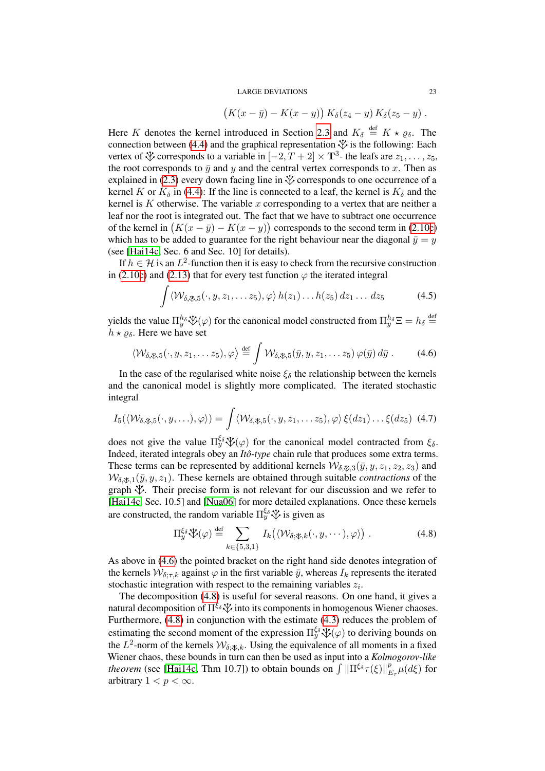$$\big(K(x-\bar{y}) - K(x-y)\big)\, K_\delta(z_4 - y)\, K_\delta(z_5 - y)\,.$$

Here $K$ denotes the kernel introduced in Section 2.3 and $K_\delta \stackrel{\text{def}}{=} K \star \varrho_\delta$. The connection between (4.4) and the graphical representation $\tau$ is the following: Each vertex of $\tau$ corresponds to a variable in $[-2, T+2] \times \mathbf{T}^3$- the leafs are $z_1, \ldots, z_5$, the root corresponds to $\bar{y}$ and $y$ and the central vertex corresponds to $x$. Then as explained in (2.3) every down facing line in $\tau$ corresponds to one occurrence of a kernel $K$ or $K_\delta$ in (4.4): If the line is connected to a leaf, the kernel is $K_\delta$ and the kernel is $K$ otherwise. The variable $x$ corresponding to a vertex that are neither a leaf nor the root is integrated out. The fact that we have to subtract one occurrence of the kernel in $\big(K(x-\bar{y}) - K(x-y)\big)$ corresponds to the second term in (2.10c) which has to be added to guarantee for the right behaviour near the diagonal $\bar{y} = y$ (see [Hai14c, Sec. 6 and Sec. 10] for details).

If $h \in \mathcal{H}$ is an $L^2$-function then it is easy to check from the recursive construction in (2.10c) and (2.13) that for every test function $\varphi$ the iterated integral

$$\int \langle \mathcal{W}_{\delta,\tau,5}(\cdot, y, z_1, \ldots z_5), \varphi\rangle\, h(z_1)\ldots h(z_5)\, dz_1 \ldots dz_5 \tag{4.5}$$

yields the value $\Pi^{h_\delta}_y \tau(\varphi)$ for the canonical model constructed from $\Pi^{h_\delta}_y \Xi = h_\delta \stackrel{\text{def}}{=} h \star \varrho_\delta$. Here we have set

$$\langle \mathcal{W}_{\delta,\tau,5}(\cdot, y, z_1, \ldots z_5), \varphi\rangle \stackrel{\text{def}}{=} \int \mathcal{W}_{\delta,\tau,5}(\bar{y}, y, z_1, \ldots z_5)\, \varphi(\bar{y})\, d\bar{y}\,. \tag{4.6}$$

In the case of the regularised white noise $\xi_\delta$ the relationship between the kernels and the canonical model is slightly more complicated. The iterated stochastic integral

$$I_5(\langle \mathcal{W}_{\delta,\tau,5}(\cdot, y, \ldots), \varphi\rangle) = \int \langle \mathcal{W}_{\delta,\tau,5}(\cdot, y, z_1, \ldots z_5), \varphi\rangle\, \xi(dz_1)\ldots \xi(dz_5) \tag{4.7}$$

does not give the value $\Pi^{\xi_\delta}_y \tau(\varphi)$ for the canonical model contracted from $\xi_\delta$. Indeed, iterated integrals obey an *Itô-type* chain rule that produces some extra terms. These terms can be represented by additional kernels $\mathcal{W}_{\delta,\tau,3}(\bar{y}, y, z_1, z_2, z_3)$ and $\mathcal{W}_{\delta,\tau,1}(\bar{y}, y, z_1)$. These kernels are obtained through suitable *contractions* of the graph $\tau$. Their precise form is not relevant for our discussion and we refer to [Hai14c, Sec. 10.5] and [Nua06] for more detailed explanations. Once these kernels are constructed, the random variable $\Pi^{\xi_\delta}_y \tau$ is given as

$$\Pi^{\xi_\delta}_y \tau(\varphi) \stackrel{\text{def}}{=} \sum_{k \in \{5,3,1\}} I_k\big(\langle \mathcal{W}_{\delta;\tau,k}(\cdot, y, \cdots), \varphi\rangle\big)\,. \tag{4.8}$$

As above in (4.6) the pointed bracket on the right hand side denotes integration of the kernels $\mathcal{W}_{\delta;\tau,k}$ against $\varphi$ in the first variable $\bar{y}$, whereas $I_k$ represents the iterated stochastic integration with respect to the remaining variables $z_i$.

The decomposition (4.8) is useful for several reasons. On one hand, it gives a natural decomposition of $\Pi^{\xi_\delta}\tau$ into its components in homogenous Wiener chaoses. Furthermore, (4.8) in conjunction with the estimate (4.3) reduces the problem of estimating the second moment of the expression $\Pi^{\xi_\delta}_y \tau(\varphi)$ to deriving bounds on the $L^2$-norm of the kernels $\mathcal{W}_{\delta;\tau,k}$. Using the equivalence of all moments in a fixed Wiener chaos, these bounds in turn can then be used as input into a *Kolmogorov-like theorem* (see [Hai14c, Thm 10.7]) to obtain bounds on $\int \|\Pi^{\xi_\delta}\tau(\xi)\|^p_{E_\tau} \mu(d\xi)$ for arbitrary $1 < p < \infty$.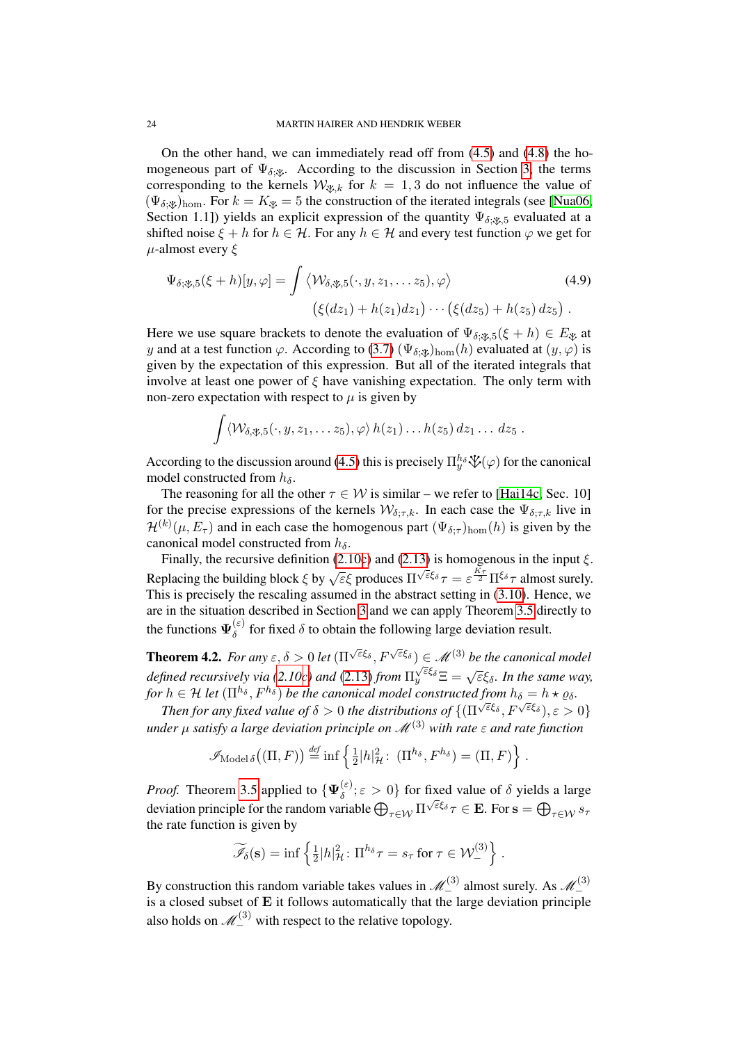On the other hand, we can immediately read off from (4.5) and (4.8) the homogeneous part of $\Psi_{\delta;\clubsuit}$. According to the discussion in Section 3, the terms corresponding to the kernels $\mathcal{W}_{\clubsuit,k}$ for $k = 1,3$ do not influence the value of $(\Psi_{\delta;\clubsuit})_{\mathrm{hom}}$. For $k = K_{\clubsuit} = 5$ the construction of the iterated integrals (see [Nua06, Section 1.1]) yields an explicit expression of the quantity $\Psi_{\delta;\clubsuit,5}$ evaluated at a shifted noise $\xi + h$ for $h \in \mathcal{H}$. For any $h \in \mathcal{H}$ and every test function $\varphi$ we get for $\mu$-almost every $\xi$

$$
\Psi_{\delta;\clubsuit,5}(\xi+h)[y,\varphi] = \int \langle \mathcal{W}_{\delta,\clubsuit,5}(\cdot,y,z_1,\dots z_5),\varphi\rangle \big(\xi(dz_1)+h(z_1)dz_1\big)\cdots\big(\xi(dz_5)+h(z_5)\,dz_5\big)\;. \tag{4.9}
$$

Here we use square brackets to denote the evaluation of $\Psi_{\delta;\clubsuit,5}(\xi+h) \in E_{\clubsuit}$ at $y$ and at a test function $\varphi$. According to (3.7) $(\Psi_{\delta;\clubsuit})_{\mathrm{hom}}(h)$ evaluated at $(y,\varphi)$ is given by the expectation of this expression. But all of the iterated integrals that involve at least one power of $\xi$ have vanishing expectation. The only term with non-zero expectation with respect to $\mu$ is given by

$$
\int \langle \mathcal{W}_{\delta,\clubsuit,5}(\cdot,y,z_1,\dots z_5),\varphi\rangle\, h(z_1)\dots h(z_5)\,dz_1\dots dz_5\;.
$$

According to the discussion around (4.5) this is precisely $\Pi^{h_\delta}_y \clubsuit(\varphi)$ for the canonical model constructed from $h_\delta$.

The reasoning for all the other $\tau \in \mathcal{W}$ is similar – we refer to [Hai14c, Sec. 10] for the precise expressions of the kernels $\mathcal{W}_{\delta;\tau,k}$. In each case the $\Psi_{\delta;\tau,k}$ live in $\mathcal{H}^{(k)}(\mu, E_\tau)$ and in each case the homogenous part $(\Psi_{\delta;\tau})_{\mathrm{hom}}(h)$ is given by the canonical model constructed from $h_\delta$.

Finally, the recursive definition (2.10c) and (2.13) is homogenous in the input $\xi$. Replacing the building block $\xi$ by $\sqrt{\varepsilon}\xi$ produces $\Pi^{\sqrt{\varepsilon}\xi_\delta}\tau = \varepsilon^{\frac{K_\tau}{2}}\Pi^{\xi_\delta}\tau$ almost surely. This is precisely the rescaling assumed in the abstract setting in (3.10). Hence, we are in the situation described in Section 3 and we can apply Theorem 3.5 directly to the functions $\mathbf{\Psi}^{(\varepsilon)}_\delta$ for fixed $\delta$ to obtain the following large deviation result.

**Theorem 4.2.** *For any $\varepsilon,\delta > 0$ let $(\Pi^{\sqrt{\varepsilon}\xi_\delta}, F^{\sqrt{\varepsilon}\xi_\delta}) \in \mathscr{M}^{(3)}$ be the canonical model defined recursively via (2.10c) and (2.13) from $\Pi^{\sqrt{\varepsilon}\xi_\delta}_y\Xi = \sqrt{\varepsilon}\xi_\delta$. In the same way, for $h \in \mathcal{H}$ let $(\Pi^{h_\delta}, F^{h_\delta})$ be the canonical model constructed from $h_\delta = h \star \varrho_\delta$.*

*Then for any fixed value of $\delta > 0$ the distributions of $\{(\Pi^{\sqrt{\varepsilon}\xi_\delta}, F^{\sqrt{\varepsilon}\xi_\delta}), \varepsilon > 0\}$ under $\mu$ satisfy a large deviation principle on $\mathscr{M}^{(3)}$ with rate $\varepsilon$ and rate function*

$$
\mathscr{I}_{\mathrm{Model}\,\delta}\big((\Pi,F)\big) \stackrel{def}{=} \inf\Big\{\tfrac{1}{2}|h|^2_{\mathcal{H}}\colon\ (\Pi^{h_\delta},F^{h_\delta}) = (\Pi,F)\Big\}\;.
$$

*Proof.* Theorem 3.5 applied to $\{\mathbf{\Psi}^{(\varepsilon)}_\delta; \varepsilon > 0\}$ for fixed value of $\delta$ yields a large deviation principle for the random variable $\bigoplus_{\tau\in\mathcal{W}} \Pi^{\sqrt{\varepsilon}\xi_\delta}\tau \in \mathbf{E}$. For $\mathbf{s} = \bigoplus_{\tau\in\mathcal{W}} s_\tau$ the rate function is given by

$$
\widetilde{\mathscr{I}}_\delta(\mathbf{s}) = \inf\Big\{\tfrac{1}{2}|h|^2_{\mathcal{H}}\colon \Pi^{h_\delta}\tau = s_\tau \text{ for } \tau \in \mathcal{W}^{(3)}_-\Big\}\;.
$$

By construction this random variable takes values in $\mathscr{M}^{(3)}_-$ almost surely. As $\mathscr{M}^{(3)}_-$ is a closed subset of $\mathbf{E}$ it follows automatically that the large deviation principle also holds on $\mathscr{M}^{(3)}_-$ with respect to the relative topology.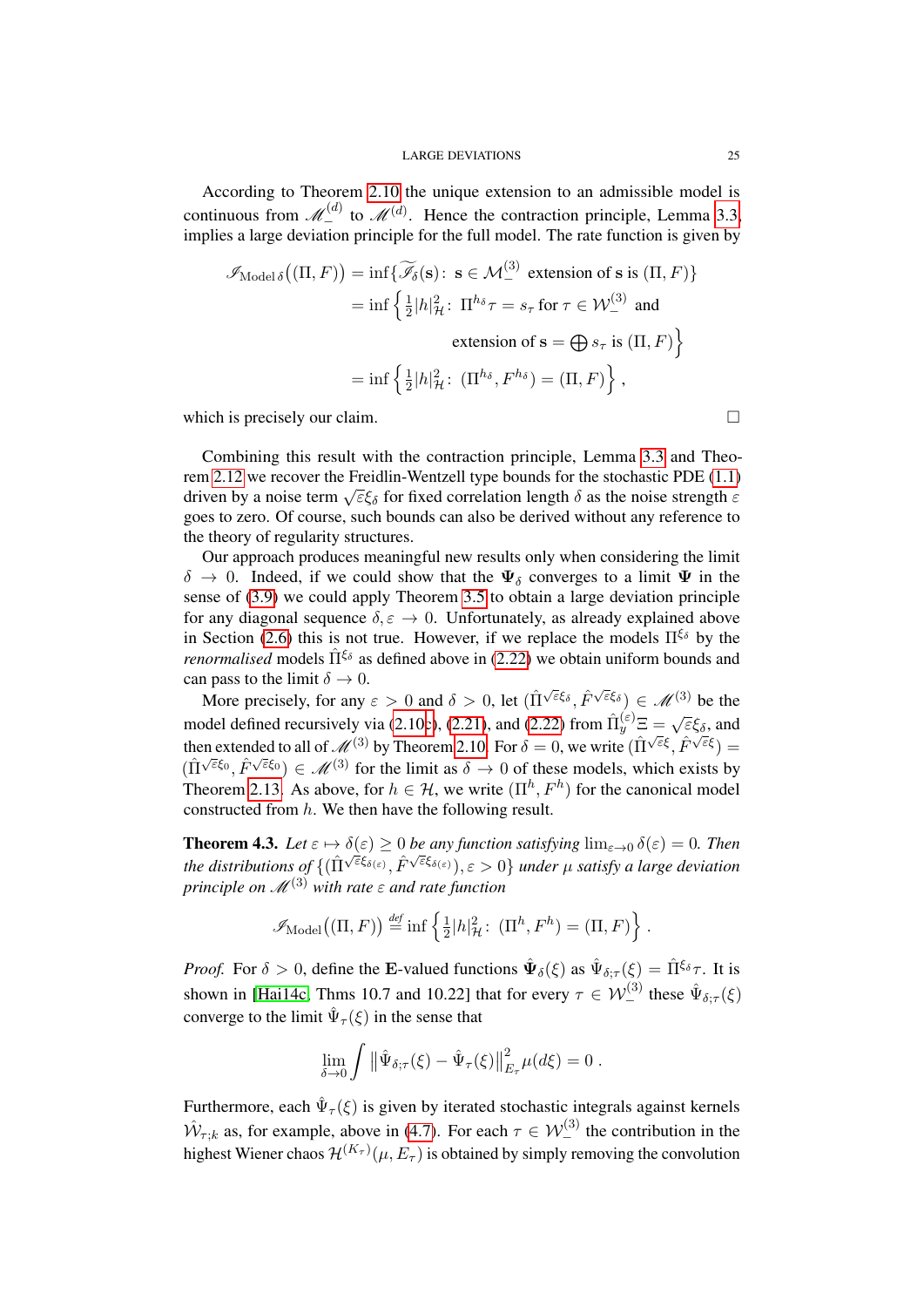According to Theorem 2.10 the unique extension to an admissible model is continuous from $\mathscr{M}_-^{(d)}$ to $\mathscr{M}^{(d)}$. Hence the contraction principle, Lemma 3.3, implies a large deviation principle for the full model. The rate function is given by

$$
\begin{aligned}
\mathscr{I}_{\mathrm{Model}\,\delta}\big((\Pi,F)\big) &= \inf\{\widetilde{\mathscr{I}_\delta}(\mathbf{s})\colon\ \mathbf{s}\in\mathcal{M}_-^{(3)}\ \text{ extension of } \mathbf{s} \text{ is } (\Pi,F)\} \\
&= \inf\Big\{\tfrac{1}{2}|h|_{\mathcal{H}}^2\colon\ \Pi^{h_\delta}\tau = s_\tau \text{ for } \tau\in\mathcal{W}_-^{(3)} \text{ and} \\
&\qquad\qquad \text{extension of } \mathbf{s} = \textstyle\bigoplus s_\tau \text{ is } (\Pi,F)\Big\} \\
&= \inf\Big\{\tfrac{1}{2}|h|_{\mathcal{H}}^2\colon\ (\Pi^{h_\delta},F^{h_\delta}) = (\Pi,F)\Big\}\,,
\end{aligned}
$$

which is precisely our claim. □

Combining this result with the contraction principle, Lemma 3.3 and Theorem 2.12 we recover the Freidlin-Wentzell type bounds for the stochastic PDE (1.1) driven by a noise term $\sqrt{\varepsilon}\xi_\delta$ for fixed correlation length $\delta$ as the noise strength $\varepsilon$ goes to zero. Of course, such bounds can also be derived without any reference to the theory of regularity structures.

Our approach produces meaningful new results only when considering the limit $\delta\to 0$. Indeed, if we could show that the $\mathbf{\Psi}_\delta$ converges to a limit $\mathbf{\Psi}$ in the sense of (3.9) we could apply Theorem 3.5 to obtain a large deviation principle for any diagonal sequence $\delta,\varepsilon\to 0$. Unfortunately, as already explained above in Section (2.6) this is not true. However, if we replace the models $\Pi^{\xi_\delta}$ by the *renormalised* models $\hat{\Pi}^{\xi_\delta}$ as defined above in (2.22) we obtain uniform bounds and can pass to the limit $\delta\to 0$.

More precisely, for any $\varepsilon>0$ and $\delta>0$, let $(\hat{\Pi}^{\sqrt{\varepsilon}\xi_\delta},\hat{F}^{\sqrt{\varepsilon}\xi_\delta})\in\mathscr{M}^{(3)}$ be the model defined recursively via (2.10c), (2.21), and (2.22) from $\hat{\Pi}_y^{(\varepsilon)}\Xi = \sqrt{\varepsilon}\xi_\delta$, and then extended to all of $\mathscr{M}^{(3)}$ by Theorem 2.10. For $\delta=0$, we write $(\hat{\Pi}^{\sqrt{\varepsilon}\xi},\hat{F}^{\sqrt{\varepsilon}\xi}) = (\hat{\Pi}^{\sqrt{\varepsilon}\xi_0},\hat{F}^{\sqrt{\varepsilon}\xi_0})\in\mathscr{M}^{(3)}$ for the limit as $\delta\to 0$ of these models, which exists by Theorem 2.13. As above, for $h\in\mathcal{H}$, we write $(\Pi^h,F^h)$ for the canonical model constructed from $h$. We then have the following result.

**Theorem 4.3.** *Let $\varepsilon\mapsto\delta(\varepsilon)\geq 0$ be any function satisfying $\lim_{\varepsilon\to 0}\delta(\varepsilon)=0$. Then the distributions of $\{(\hat{\Pi}^{\sqrt{\varepsilon}\xi_{\delta(\varepsilon)}},\hat{F}^{\sqrt{\varepsilon}\xi_{\delta(\varepsilon)}}),\varepsilon>0\}$ under $\mu$ satisfy a large deviation principle on $\mathscr{M}^{(3)}$ with rate $\varepsilon$ and rate function*

$$
\mathscr{I}_{\mathrm{Model}}\big((\Pi,F)\big) \stackrel{\text{def}}{=} \inf\Big\{\tfrac{1}{2}|h|_{\mathcal{H}}^2\colon\ (\Pi^h,F^h) = (\Pi,F)\Big\}\,.
$$

*Proof.* For $\delta>0$, define the $\mathbf{E}$-valued functions $\hat{\Psi}_\delta(\xi)$ as $\hat{\Psi}_{\delta;\tau}(\xi) = \hat{\Pi}^{\xi_\delta}\tau$. It is shown in [Hai14c, Thms 10.7 and 10.22] that for every $\tau\in\mathcal{W}_-^{(3)}$ these $\hat{\Psi}_{\delta;\tau}(\xi)$ converge to the limit $\hat{\Psi}_\tau(\xi)$ in the sense that

$$
\lim_{\delta\to 0}\int \big\|\hat{\Psi}_{\delta;\tau}(\xi)-\hat{\Psi}_\tau(\xi)\big\|_{E_\tau}^2\,\mu(d\xi) = 0\,.
$$

Furthermore, each $\hat{\Psi}_\tau(\xi)$ is given by iterated stochastic integrals against kernels $\hat{\mathcal{W}}_{\tau;k}$ as, for example, above in (4.7). For each $\tau\in\mathcal{W}_-^{(3)}$ the contribution in the highest Wiener chaos $\mathcal{H}^{(K_\tau)}(\mu,E_\tau)$ is obtained by simply removing the convolution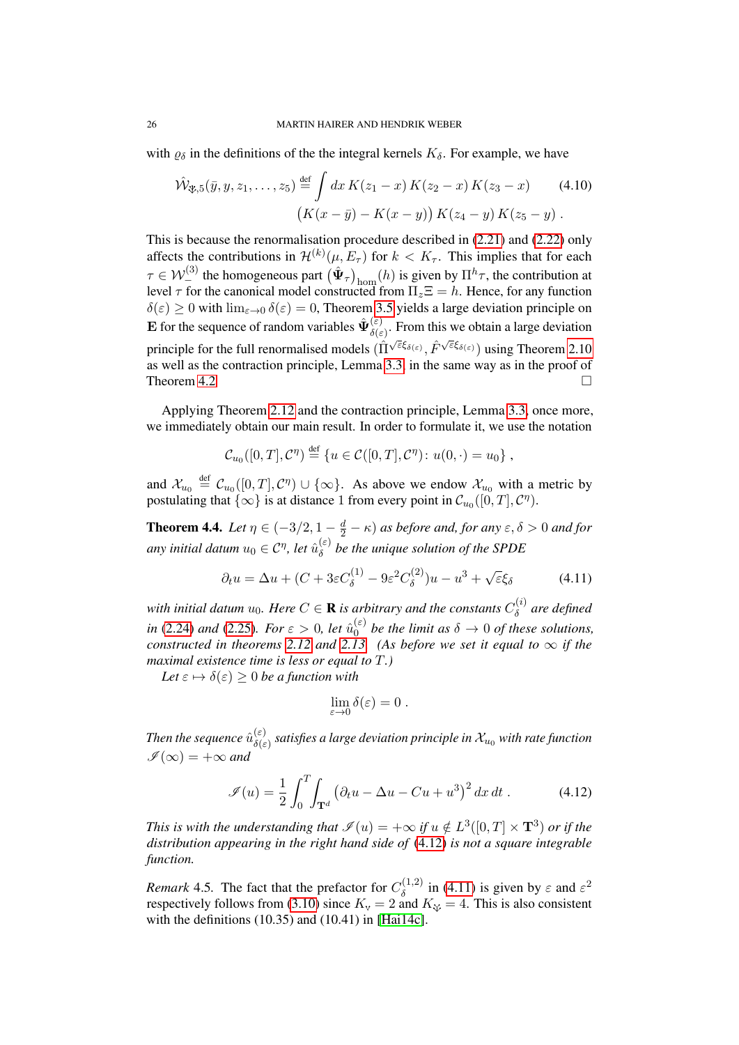with $\varrho_\delta$ in the definitions of the the integral kernels $K_\delta$. For example, we have

$$\hat{\mathcal{W}}_{\Psi,5}(\bar{y}, y, z_1, \ldots, z_5) \stackrel{\text{def}}{=} \int dx\, K(z_1 - x)\, K(z_2 - x)\, K(z_3 - x) \qquad (4.10)$$
$$\big(K(x - \bar{y}) - K(x - y)\big)\, K(z_4 - y)\, K(z_5 - y)\;.$$

This is because the renormalisation procedure described in (2.21) and (2.22) only affects the contributions in $\mathcal{H}^{(k)}(\mu, E_\tau)$ for $k < K_\tau$. This implies that for each $\tau \in \mathcal{W}_-^{(3)}$ the homogeneous part $\big(\hat{\mathbf{\Psi}}_\tau\big)_{\text{hom}}(h)$ is given by $\Pi^h \tau$, the contribution at level $\tau$ for the canonical model constructed from $\Pi_z \Xi = h$. Hence, for any function $\delta(\varepsilon) \geq 0$ with $\lim_{\varepsilon \to 0} \delta(\varepsilon) = 0$, Theorem 3.5 yields a large deviation principle on $\mathbf{E}$ for the sequence of random variables $\hat{\mathbf{\Psi}}^{(\varepsilon)}_{\delta(\varepsilon)}$. From this we obtain a large deviation principle for the full renormalised models $(\hat{\Pi}^{\sqrt{\varepsilon}\xi_{\delta(\varepsilon)}}, \hat{F}^{\sqrt{\varepsilon}\xi_{\delta(\varepsilon)}})$ using Theorem 2.10 as well as the contraction principle, Lemma 3.3, in the same way as in the proof of Theorem 4.2. □

Applying Theorem 2.12 and the contraction principle, Lemma 3.3, once more, we immediately obtain our main result. In order to formulate it, we use the notation

$$\mathcal{C}_{u_0}([0,T], \mathcal{C}^\eta) \stackrel{\text{def}}{=} \{u \in \mathcal{C}([0,T], \mathcal{C}^\eta) \colon u(0, \cdot) = u_0\}\;,$$

and $\mathcal{X}_{u_0} \stackrel{\text{def}}{=} \mathcal{C}_{u_0}([0,T], \mathcal{C}^\eta) \cup \{\infty\}$. As above we endow $\mathcal{X}_{u_0}$ with a metric by postulating that $\{\infty\}$ is at distance 1 from every point in $\mathcal{C}_{u_0}([0,T], \mathcal{C}^\eta)$.

**Theorem 4.4.** *Let $\eta \in (-3/2, 1 - \frac{d}{2} - \kappa)$ as before and, for any $\varepsilon, \delta > 0$ and for any initial datum $u_0 \in \mathcal{C}^\eta$, let $\hat{u}^{(\varepsilon)}_\delta$ be the unique solution of the SPDE*

$$\partial_t u = \Delta u + (C + 3\varepsilon C^{(1)}_\delta - 9\varepsilon^2 C^{(2)}_\delta) u - u^3 + \sqrt{\varepsilon}\xi_\delta \qquad (4.11)$$

*with initial datum $u_0$. Here $C \in \mathbf{R}$ is arbitrary and the constants $C^{(i)}_\delta$ are defined in (2.24) and (2.25). For $\varepsilon > 0$, let $\hat{u}^{(\varepsilon)}_0$ be the limit as $\delta \to 0$ of these solutions, constructed in theorems 2.12 and 2.13. (As before we set it equal to $\infty$ if the maximal existence time is less or equal to $T$.)*

*Let $\varepsilon \mapsto \delta(\varepsilon) \geq 0$ be a function with*

$$\lim_{\varepsilon \to 0} \delta(\varepsilon) = 0\;.$$

*Then the sequence $\hat{u}^{(\varepsilon)}_{\delta(\varepsilon)}$ satisfies a large deviation principle in $\mathcal{X}_{u_0}$ with rate function $\mathscr{I}(\infty) = +\infty$ and*

$$\mathscr{I}(u) = \frac{1}{2} \int_0^T \int_{\mathbf{T}^d} \big(\partial_t u - \Delta u - Cu + u^3\big)^2\, dx\, dt\;. \qquad (4.12)$$

*This is with the understanding that $\mathscr{I}(u) = +\infty$ if $u \notin L^3([0,T] \times \mathbf{T}^3)$ or if the distribution appearing in the right hand side of (4.12) is not a square integrable function.*

*Remark* 4.5. The fact that the prefactor for $C^{(1,2)}_\delta$ in (4.11) is given by $\varepsilon$ and $\varepsilon^2$ respectively follows from (3.10) since $K_{\vee} = 2$ and $K_{\Psi} = 4$. This is also consistent with the definitions (10.35) and (10.41) in [Hai14c].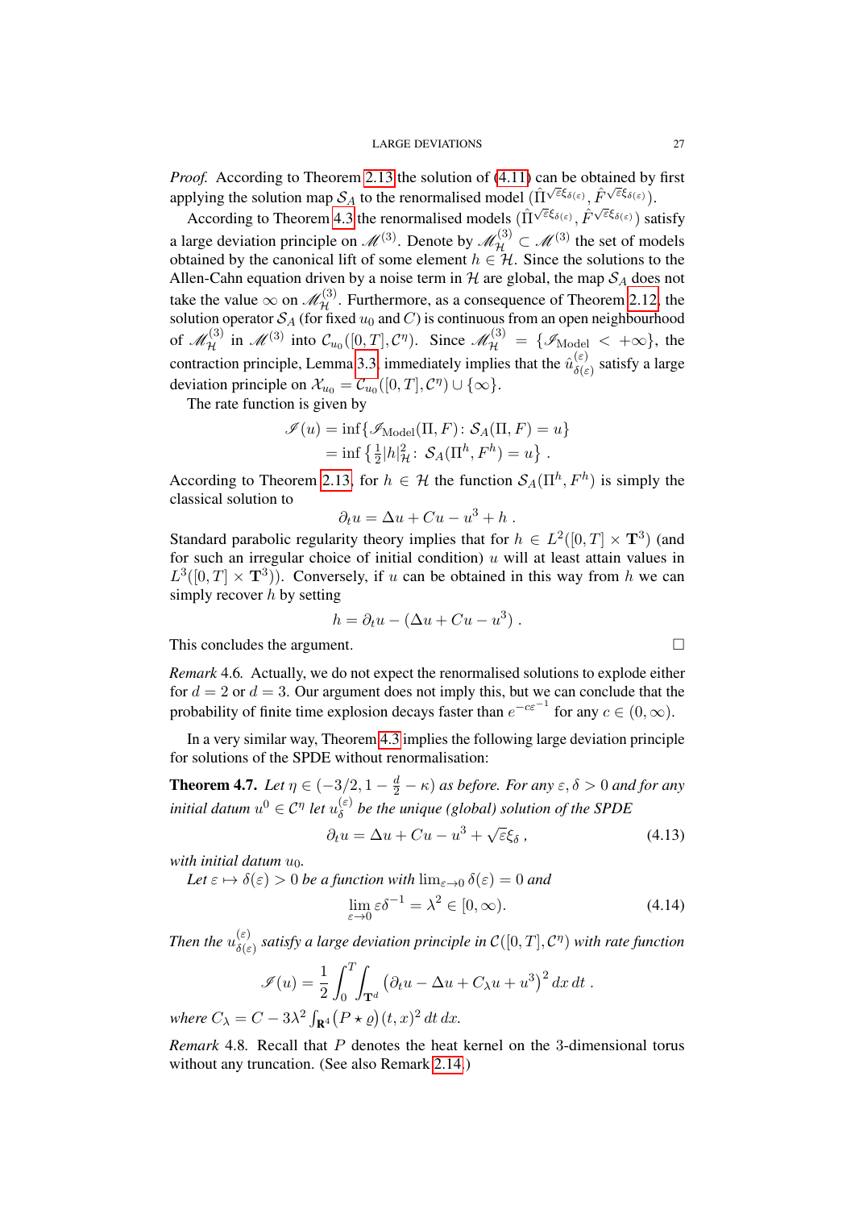*Proof.* According to Theorem 2.13 the solution of (4.11) can be obtained by first applying the solution map $\mathcal{S}_A$ to the renormalised model $(\hat{\Pi}^{\sqrt{\varepsilon}\xi_{\delta(\varepsilon)}}, \hat{F}^{\sqrt{\varepsilon}\xi_{\delta(\varepsilon)}})$.

According to Theorem 4.3 the renormalised models $(\hat{\Pi}^{\sqrt{\varepsilon}\xi_{\delta(\varepsilon)}}, \hat{F}^{\sqrt{\varepsilon}\xi_{\delta(\varepsilon)}})$ satisfy a large deviation principle on $\mathscr{M}^{(3)}$. Denote by $\mathscr{M}^{(3)}_{\mathcal{H}} \subset \mathscr{M}^{(3)}$ the set of models obtained by the canonical lift of some element $h \in \mathcal{H}$. Since the solutions to the Allen-Cahn equation driven by a noise term in $\mathcal{H}$ are global, the map $\mathcal{S}_A$ does not take the value $\infty$ on $\mathscr{M}^{(3)}_{\mathcal{H}}$. Furthermore, as a consequence of Theorem 2.12, the solution operator $\mathcal{S}_A$ (for fixed $u_0$ and $C$) is continuous from an open neighbourhood of $\mathscr{M}^{(3)}_{\mathcal{H}}$ in $\mathscr{M}^{(3)}$ into $\mathcal{C}_{u_0}([0,T],\mathcal{C}^\eta)$. Since $\mathscr{M}^{(3)}_{\mathcal{H}} = \{\mathscr{I}_{\text{Model}} < +\infty\}$, the contraction principle, Lemma 3.3, immediately implies that the $\hat{u}^{(\varepsilon)}_{\delta(\varepsilon)}$ satisfy a large deviation principle on $\mathcal{X}_{u_0} = \mathcal{C}_{u_0}([0,T],\mathcal{C}^\eta) \cup \{\infty\}$.

The rate function is given by

$$\begin{aligned}\mathscr{I}(u) &= \inf\{\mathscr{I}_{\text{Model}}(\Pi, F) \colon \mathcal{S}_A(\Pi, F) = u\}\\ &= \inf\left\{\tfrac{1}{2}|h|^2_{\mathcal{H}} \colon \mathcal{S}_A(\Pi^h, F^h) = u\right\}.\end{aligned}$$

According to Theorem 2.13, for $h \in \mathcal{H}$ the function $\mathcal{S}_A(\Pi^h, F^h)$ is simply the classical solution to

$$\partial_t u = \Delta u + Cu - u^3 + h\,.$$

Standard parabolic regularity theory implies that for $h \in L^2([0,T]\times\mathbf{T}^3)$ (and for such an irregular choice of initial condition) $u$ will at least attain values in $L^3([0,T]\times\mathbf{T}^3)$). Conversely, if $u$ can be obtained in this way from $h$ we can simply recover $h$ by setting

$$h = \partial_t u - (\Delta u + Cu - u^3)\,.$$

This concludes the argument. $\square$

*Remark* 4.6. Actually, we do not expect the renormalised solutions to explode either for $d = 2$ or $d = 3$. Our argument does not imply this, but we can conclude that the probability of finite time explosion decays faster than $e^{-c\varepsilon^{-1}}$ for any $c \in (0,\infty)$.

In a very similar way, Theorem 4.3 implies the following large deviation principle for solutions of the SPDE without renormalisation:

**Theorem 4.7.** *Let $\eta \in (-3/2, 1 - \frac{d}{2} - \kappa)$ as before. For any $\varepsilon, \delta > 0$ and for any initial datum $u^0 \in \mathcal{C}^\eta$ let $u^{(\varepsilon)}_\delta$ be the unique (global) solution of the SPDE*

$$\partial_t u = \Delta u + Cu - u^3 + \sqrt{\varepsilon}\xi_\delta\,, \tag{4.13}$$

*with initial datum $u_0$.*

*Let $\varepsilon \mapsto \delta(\varepsilon) > 0$ be a function with $\lim_{\varepsilon\to 0}\delta(\varepsilon) = 0$ and*

$$\lim_{\varepsilon\to 0} \varepsilon\delta^{-1} = \lambda^2 \in [0,\infty). \tag{4.14}$$

*Then the $u^{(\varepsilon)}_{\delta(\varepsilon)}$ satisfy a large deviation principle in $\mathcal{C}([0,T],\mathcal{C}^\eta)$ with rate function*

$$\mathscr{I}(u) = \frac{1}{2}\int_0^T\int_{\mathbf{T}^d} \left(\partial_t u - \Delta u + C_\lambda u + u^3\right)^2 dx\, dt\,.$$

*where $C_\lambda = C - 3\lambda^2 \int_{\mathbf{R}^4} \big(P \star \varrho\big)(t,x)^2\, dt\, dx$.*

*Remark* 4.8. Recall that $P$ denotes the heat kernel on the 3-dimensional torus without any truncation. (See also Remark 2.14.)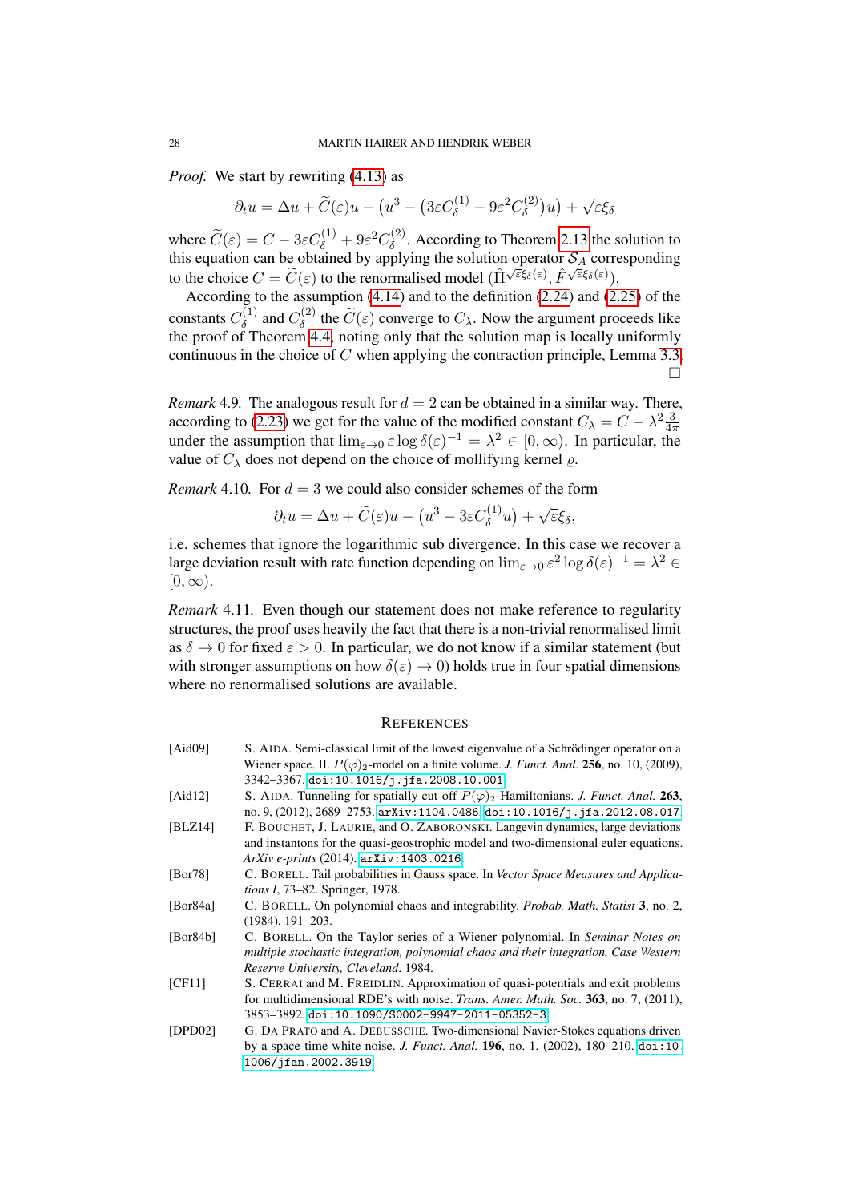*Proof.* We start by rewriting (4.13) as

$$\partial_t u = \Delta u + \widetilde{C}(\varepsilon)u - \left(u^3 - \left(3\varepsilon C_\delta^{(1)} - 9\varepsilon^2 C_\delta^{(2)}\right)u\right) + \sqrt{\varepsilon}\xi_\delta$$

where $\widetilde{C}(\varepsilon) = C - 3\varepsilon C_\delta^{(1)} + 9\varepsilon^2 C_\delta^{(2)}$. According to Theorem 2.13 the solution to this equation can be obtained by applying the solution operator $\mathcal{S}_A$ corresponding to the choice $C = \widetilde{C}(\varepsilon)$ to the renormalised model $(\hat{\Pi}^{\sqrt{\varepsilon}\xi_\delta(\varepsilon)}, \hat{F}^{\sqrt{\varepsilon}\xi_\delta(\varepsilon)})$.

According to the assumption (4.14) and to the definition (2.24) and (2.25) of the constants $C_\delta^{(1)}$ and $C_\delta^{(2)}$ the $\widetilde{C}(\varepsilon)$ converge to $C_\lambda$. Now the argument proceeds like the proof of Theorem 4.4, noting only that the solution map is locally uniformly continuous in the choice of $C$ when applying the contraction principle, Lemma 3.3. □

*Remark* 4.9. The analogous result for $d = 2$ can be obtained in a similar way. There, according to (2.23) we get for the value of the modified constant $C_\lambda = C - \lambda^2 \frac{3}{4\pi}$ under the assumption that $\lim_{\varepsilon \to 0} \varepsilon \log \delta(\varepsilon)^{-1} = \lambda^2 \in [0, \infty)$. In particular, the value of $C_\lambda$ does not depend on the choice of mollifying kernel $\varrho$.

*Remark* 4.10. For $d = 3$ we could also consider schemes of the form

$$\partial_t u = \Delta u + \widetilde{C}(\varepsilon)u - \left(u^3 - 3\varepsilon C_\delta^{(1)} u\right) + \sqrt{\varepsilon}\xi_\delta,$$

i.e. schemes that ignore the logarithmic sub divergence. In this case we recover a large deviation result with rate function depending on $\lim_{\varepsilon \to 0} \varepsilon^2 \log \delta(\varepsilon)^{-1} = \lambda^2 \in [0, \infty)$.

*Remark* 4.11. Even though our statement does not make reference to regularity structures, the proof uses heavily the fact that there is a non-trivial renormalised limit as $\delta \to 0$ for fixed $\varepsilon > 0$. In particular, we do not know if a similar statement (but with stronger assumptions on how $\delta(\varepsilon) \to 0$) holds true in four spatial dimensions where no renormalised solutions are available.

## References

[Aid09] S. Aida. Semi-classical limit of the lowest eigenvalue of a Schrödinger operator on a Wiener space. II. $P(\varphi)_2$-model on a finite volume. *J. Funct. Anal.* **256**, no. 10, (2009), 3342–3367. doi:10.1016/j.jfa.2008.10.001.

[Aid12] S. Aida. Tunneling for spatially cut-off $P(\varphi)_2$-Hamiltonians. *J. Funct. Anal.* **263**, no. 9, (2012), 2689–2753. arXiv:1104.0486. doi:10.1016/j.jfa.2012.08.017.

[BLZ14] F. Bouchet, J. Laurie, and O. Zaboronski. Langevin dynamics, large deviations and instantons for the quasi-geostrophic model and two-dimensional euler equations. *ArXiv e-prints* (2014). arXiv:1403.0216.

[Bor78] C. Borell. Tail probabilities in Gauss space. In *Vector Space Measures and Applications I*, 73–82. Springer, 1978.

[Bor84a] C. Borell. On polynomial chaos and integrability. *Probab. Math. Statist* **3**, no. 2, (1984), 191–203.

[Bor84b] C. Borell. On the Taylor series of a Wiener polynomial. In *Seminar Notes on multiple stochastic integration, polynomial chaos and their integration. Case Western Reserve University, Cleveland*. 1984.

[CF11] S. Cerrai and M. Freidlin. Approximation of quasi-potentials and exit problems for multidimensional RDE's with noise. *Trans. Amer. Math. Soc.* **363**, no. 7, (2011), 3853–3892. doi:10.1090/S0002-9947-2011-05352-3.

[DPD02] G. Da Prato and A. Debussche. Two-dimensional Navier-Stokes equations driven by a space-time white noise. *J. Funct. Anal.* **196**, no. 1, (2002), 180–210. doi:10.1006/jfan.2002.3919.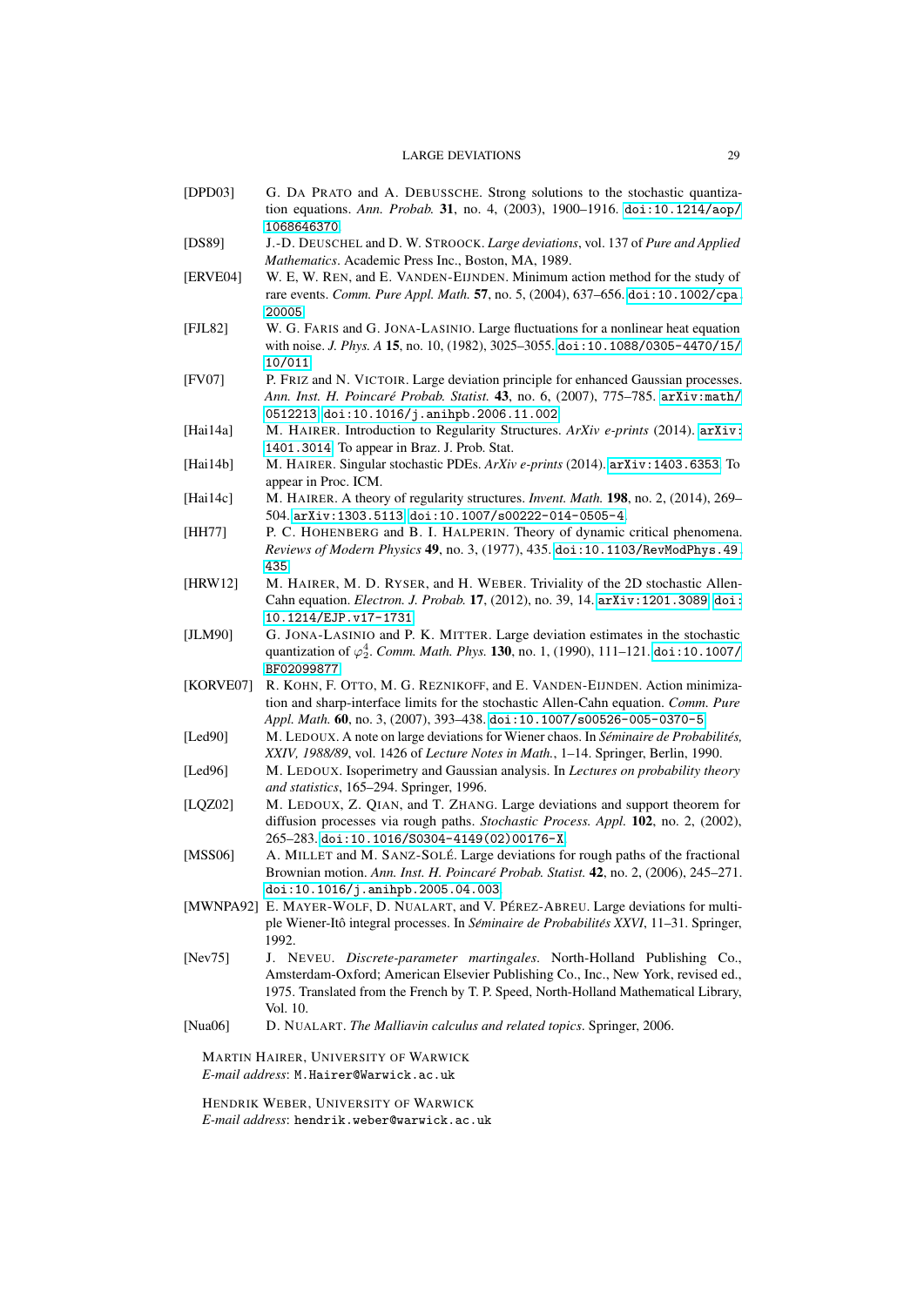[DPD03] G. Da Prato and A. Debussche. Strong solutions to the stochastic quantization equations. *Ann. Probab.* **31**, no. 4, (2003), 1900–1916. doi:10.1214/aop/1068646370.

[DS89] J.-D. Deuschel and D. W. Stroock. *Large deviations*, vol. 137 of *Pure and Applied Mathematics*. Academic Press Inc., Boston, MA, 1989.

[ERVE04] W. E, W. Ren, and E. Vanden-Eijnden. Minimum action method for the study of rare events. *Comm. Pure Appl. Math.* **57**, no. 5, (2004), 637–656. doi:10.1002/cpa.20005.

[FJL82] W. G. Faris and G. Jona-Lasinio. Large fluctuations for a nonlinear heat equation with noise. *J. Phys. A* **15**, no. 10, (1982), 3025–3055. doi:10.1088/0305-4470/15/10/011.

[FV07] P. Friz and N. Victoir. Large deviation principle for enhanced Gaussian processes. *Ann. Inst. H. Poincaré Probab. Statist.* **43**, no. 6, (2007), 775–785. arXiv:math/0512213. doi:10.1016/j.anihpb.2006.11.002.

[Hai14a] M. Hairer. Introduction to Regularity Structures. *ArXiv e-prints* (2014). arXiv:1401.3014. To appear in Braz. J. Prob. Stat.

[Hai14b] M. Hairer. Singular stochastic PDEs. *ArXiv e-prints* (2014). arXiv:1403.6353. To appear in Proc. ICM.

[Hai14c] M. Hairer. A theory of regularity structures. *Invent. Math.* **198**, no. 2, (2014), 269–504. arXiv:1303.5113. doi:10.1007/s00222-014-0505-4.

[HH77] P. C. Hohenberg and B. I. Halperin. Theory of dynamic critical phenomena. *Reviews of Modern Physics* **49**, no. 3, (1977), 435. doi:10.1103/RevModPhys.49.435.

[HRW12] M. Hairer, M. D. Ryser, and H. Weber. Triviality of the 2D stochastic Allen-Cahn equation. *Electron. J. Probab.* **17**, (2012), no. 39, 14. arXiv:1201.3089. doi:10.1214/EJP.v17-1731.

[JLM90] G. Jona-Lasinio and P. K. Mitter. Large deviation estimates in the stochastic quantization of $\varphi_2^4$. *Comm. Math. Phys.* **130**, no. 1, (1990), 111–121. doi:10.1007/BF02099877.

[KORVE07] R. Kohn, F. Otto, M. G. Reznikoff, and E. Vanden-Eijnden. Action minimization and sharp-interface limits for the stochastic Allen-Cahn equation. *Comm. Pure Appl. Math.* **60**, no. 3, (2007), 393–438. doi:10.1007/s00526-005-0370-5.

[Led90] M. Ledoux. A note on large deviations for Wiener chaos. In *Séminaire de Probabilités, XXIV, 1988/89*, vol. 1426 of *Lecture Notes in Math.*, 1–14. Springer, Berlin, 1990.

[Led96] M. Ledoux. Isoperimetry and Gaussian analysis. In *Lectures on probability theory and statistics*, 165–294. Springer, 1996.

[LQZ02] M. Ledoux, Z. Qian, and T. Zhang. Large deviations and support theorem for diffusion processes via rough paths. *Stochastic Process. Appl.* **102**, no. 2, (2002), 265–283. doi:10.1016/S0304-4149(02)00176-X.

[MSS06] A. Millet and M. Sanz-Solé. Large deviations for rough paths of the fractional Brownian motion. *Ann. Inst. H. Poincaré Probab. Statist.* **42**, no. 2, (2006), 245–271. doi:10.1016/j.anihpb.2005.04.003.

[MWNPA92] E. Mayer-Wolf, D. Nualart, and V. Pérez-Abreu. Large deviations for multiple Wiener-Itô integral processes. In *Séminaire de Probabilités XXVI*, 11–31. Springer, 1992.

[Nev75] J. Neveu. *Discrete-parameter martingales*. North-Holland Publishing Co., Amsterdam-Oxford; American Elsevier Publishing Co., Inc., New York, revised ed., 1975. Translated from the French by T. P. Speed, North-Holland Mathematical Library, Vol. 10.

[Nua06] D. Nualart. *The Malliavin calculus and related topics*. Springer, 2006.

Martin Hairer, University of Warwick
*E-mail address*: M.Hairer@Warwick.ac.uk

Hendrik Weber, University of Warwick
*E-mail address*: hendrik.weber@warwick.ac.uk